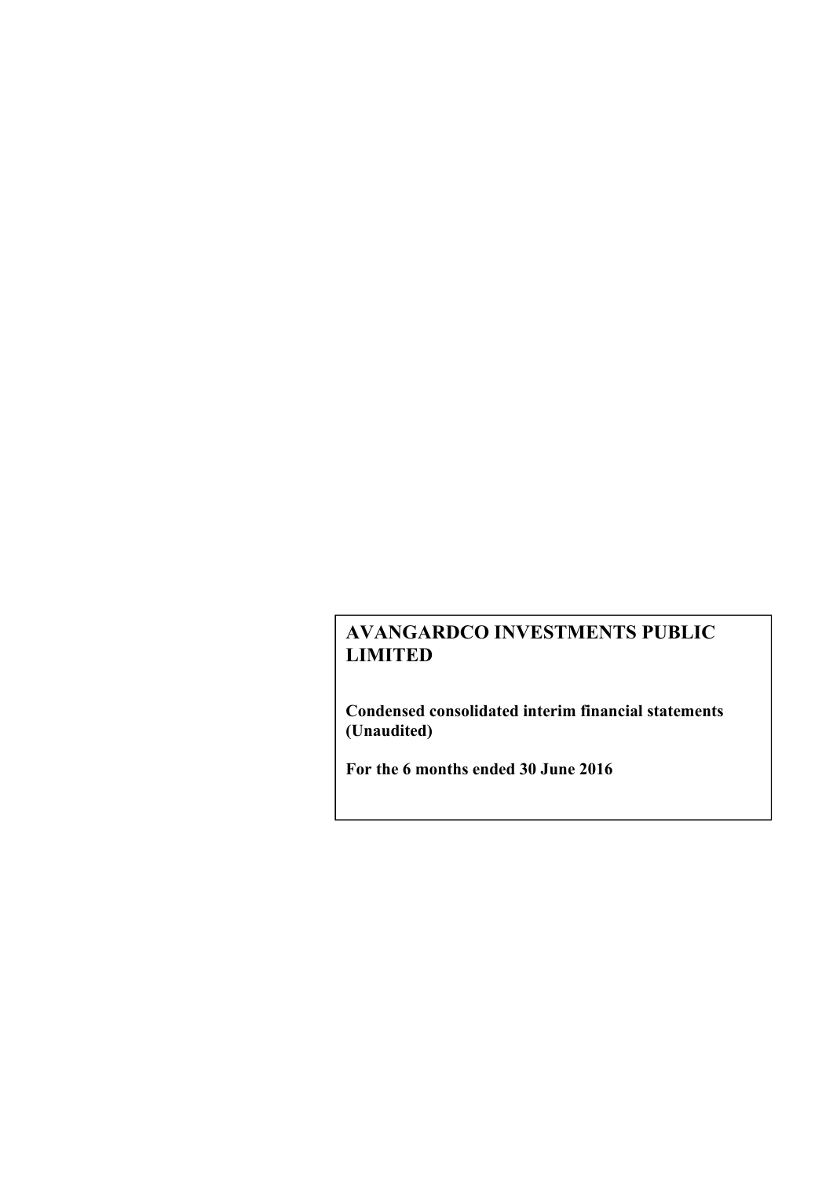# AVANGARDCO INVESTMENTS PUBLIC LIMITED

**Condensed consolidated interim financial statements (Unaudited)**

**For the 6 months ended 30 June 2016**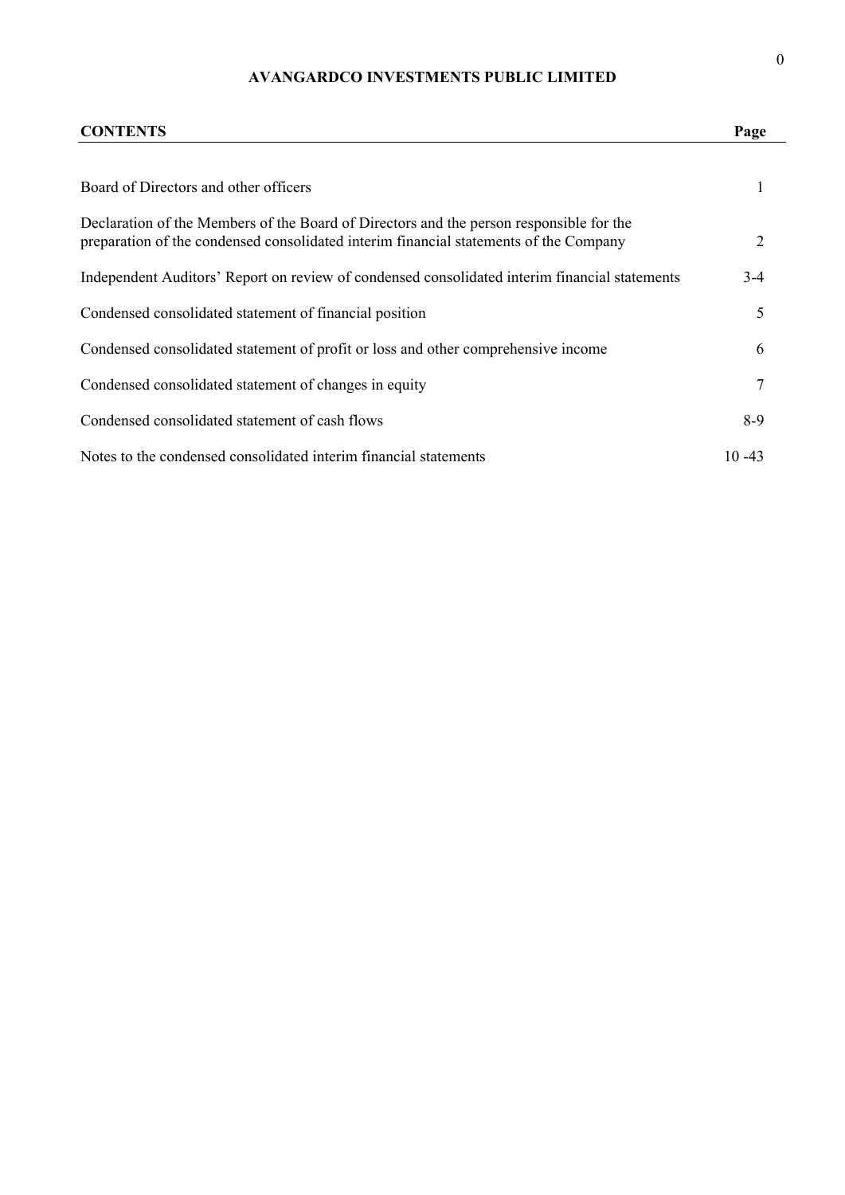**AVANGARDCO INVESTMENTS PUBLIC LIMITED**

| CONTENTS | Page |
| --- | --- |
| Board of Directors and other officers | 1 |
| Declaration of the Members of the Board of Directors and the person responsible for the preparation of the condensed consolidated interim financial statements of the Company | 2 |
| Independent Auditors' Report on review of condensed consolidated interim financial statements | 3-4 |
| Condensed consolidated statement of financial position | 5 |
| Condensed consolidated statement of profit or loss and other comprehensive income | 6 |
| Condensed consolidated statement of changes in equity | 7 |
| Condensed consolidated statement of cash flows | 8-9 |
| Notes to the condensed consolidated interim financial statements | 10 -43 |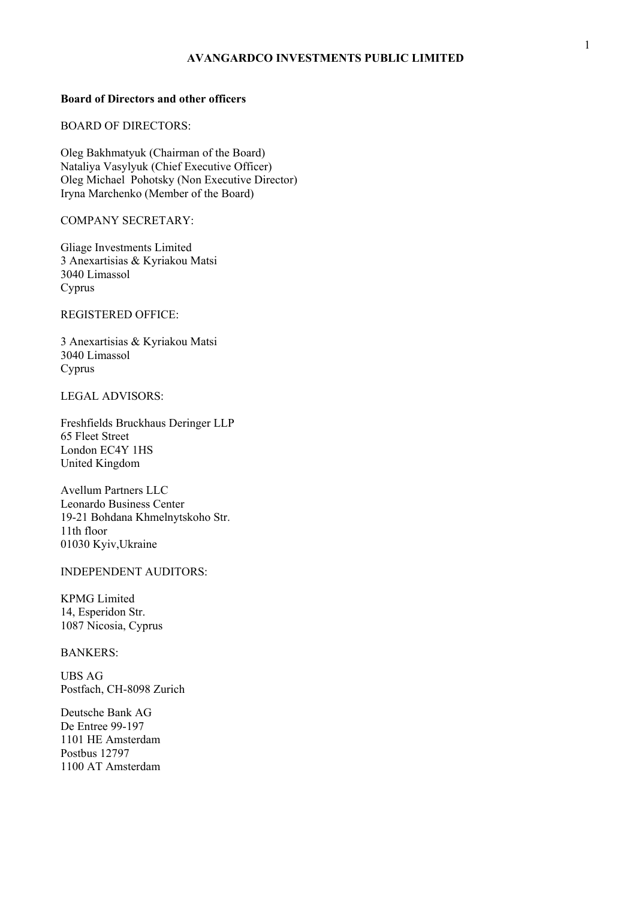# AVANGARDCO INVESTMENTS PUBLIC LIMITED

**Board of Directors and other officers**

BOARD OF DIRECTORS:

Oleg Bakhmatyuk (Chairman of the Board)
Nataliya Vasylyuk (Chief Executive Officer)
Oleg Michael Pohotsky (Non Executive Director)
Iryna Marchenko (Member of the Board)

COMPANY SECRETARY:

Gliage Investments Limited
3 Anexartisias & Kyriakou Matsi
3040 Limassol
Cyprus

REGISTERED OFFICE:

3 Anexartisias & Kyriakou Matsi
3040 Limassol
Cyprus

LEGAL ADVISORS:

Freshfields Bruckhaus Deringer LLP
65 Fleet Street
London EC4Y 1HS
United Kingdom

Avellum Partners LLC
Leonardo Business Center
19-21 Bohdana Khmelnytskoho Str.
11th floor
01030 Kyiv,Ukraine

INDEPENDENT AUDITORS:

KPMG Limited
14, Esperidon Str.
1087 Nicosia, Cyprus

BANKERS:

UBS AG
Postfach, CH-8098 Zurich

Deutsche Bank AG
De Entree 99-197
1101 HE Amsterdam
Postbus 12797
1100 AT Amsterdam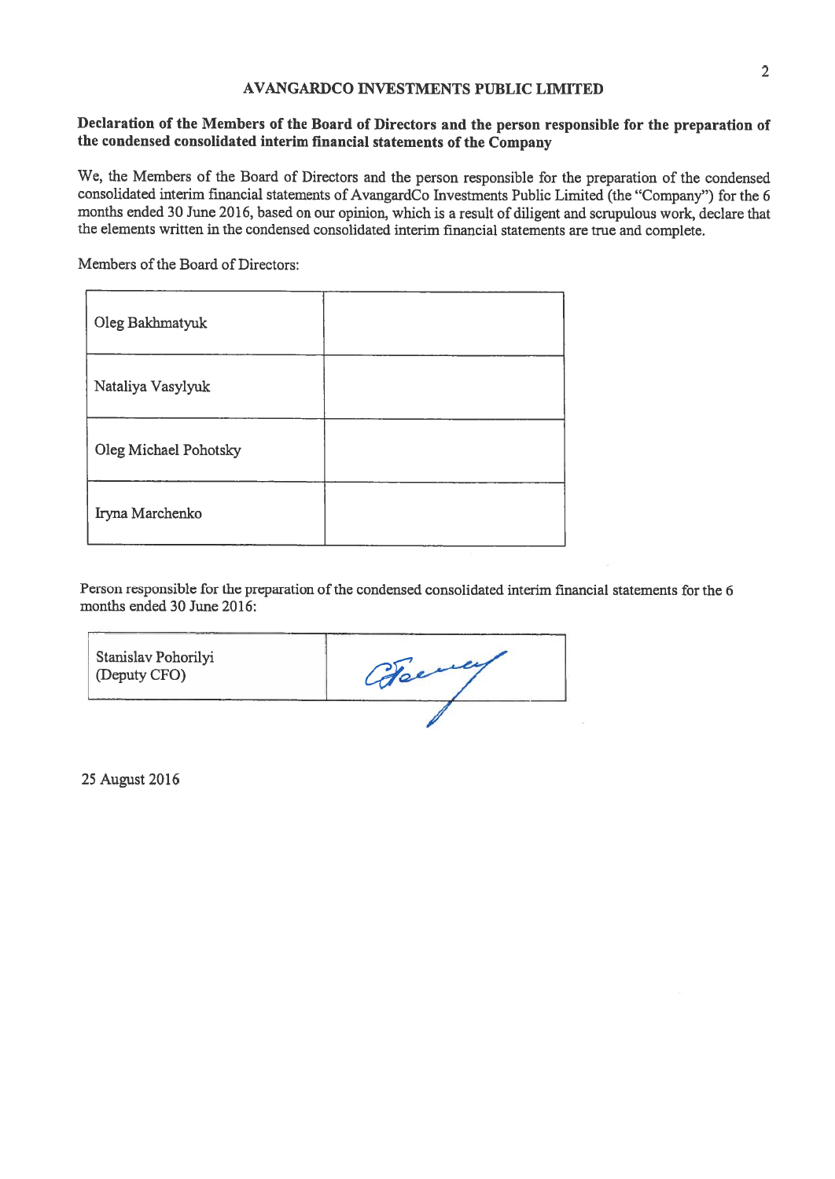## AVANGARDCO INVESTMENTS PUBLIC LIMITED

**Declaration of the Members of the Board of Directors and the person responsible for the preparation of the condensed consolidated interim financial statements of the Company**

We, the Members of the Board of Directors and the person responsible for the preparation of the condensed consolidated interim financial statements of AvangardCo Investments Public Limited (the "Company") for the 6 months ended 30 June 2016, based on our opinion, which is a result of diligent and scrupulous work, declare that the elements written in the condensed consolidated interim financial statements are true and complete.

Members of the Board of Directors:

| | |
|---|---|
| Oleg Bakhmatyuk | |
| Nataliya Vasylyuk | |
| Oleg Michael Pohotsky | |
| Iryna Marchenko | |

Person responsible for the preparation of the condensed consolidated interim financial statements for the 6 months ended 30 June 2016:

| | |
|---|---|
| Stanislav Pohorilyi (Deputy CFO) | |

25 August 2016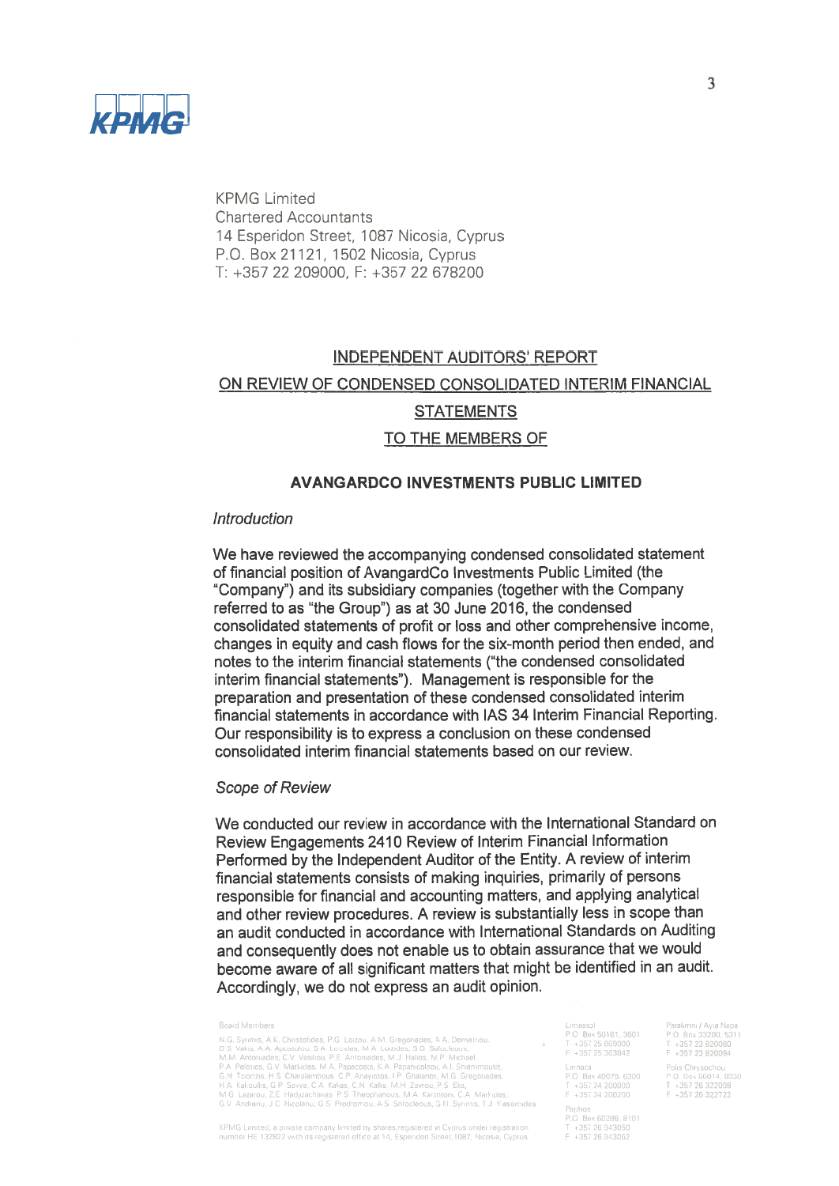KPMG

KPMG Limited
Chartered Accountants
14 Esperidon Street, 1087 Nicosia, Cyprus
P.O. Box 21121, 1502 Nicosia, Cyprus
T: +357 22 209000, F: +357 22 678200

# INDEPENDENT AUDITORS' REPORT ON REVIEW OF CONDENSED CONSOLIDATED INTERIM FINANCIAL STATEMENTS TO THE MEMBERS OF

## AVANGARDCO INVESTMENTS PUBLIC LIMITED

*Introduction*

We have reviewed the accompanying condensed consolidated statement of financial position of AvangardCo Investments Public Limited (the "Company") and its subsidiary companies (together with the Company referred to as "the Group") as at 30 June 2016, the condensed consolidated statements of profit or loss and other comprehensive income, changes in equity and cash flows for the six-month period then ended, and notes to the interim financial statements ("the condensed consolidated interim financial statements"). Management is responsible for the preparation and presentation of these condensed consolidated interim financial statements in accordance with IAS 34 Interim Financial Reporting. Our responsibility is to express a conclusion on these condensed consolidated interim financial statements based on our review.

*Scope of Review*

We conducted our review in accordance with the International Standard on Review Engagements 2410 Review of Interim Financial Information Performed by the Independent Auditor of the Entity. A review of interim financial statements consists of making inquiries, primarily of persons responsible for financial and accounting matters, and applying analytical and other review procedures. A review is substantially less in scope than an audit conducted in accordance with International Standards on Auditing and consequently does not enable us to obtain assurance that we would become aware of all significant matters that might be identified in an audit. Accordingly, we do not express an audit opinion.

Board Members

N.G. Syrimis, A.K. Christofides, P.G. Loizou, A.M. Gregoriades, A.A. Demetriou, D.S. Vakis, A.A. Apostolou, S.A. Loizides, M.A. Loizides, S.G. Sofocleous, M.M. Antoniades, C.V. Vasiliou, P.E. Antoniades, M.J. Halios, M.P. Michael, P.A. Peleties, G.V. Markides, M.A. Papacosta, K.A. Papanicolaou, A.I. Shiammoutis, G.N. Tziortzis, H.S. Charalambous, C.P. Anayiotos, I.P. Ghalanos, M.G. Gregoriades, H.A. Kakoullis, G.P. Savva, C.A. Kalias, C.N. Kallis, M.H. Zavrou, P.S. Elia, M.G. Lazarou, Z.E. Hadjizacharias, P.S. Theophanous, M.A. Karantoni, C.A. Markides, G.V. Andreou, J.C. Nicolaou, G.S. Prodromou, A.S. Sofocleous, G.N. Syrimis, T.J. Yiasemides

KPMG Limited, a private company limited by shares, registered in Cyprus under registration number HE 132822 with its registered office at 14, Esperidon Street, 1087, Nicosia, Cyprus

Limassol
P.O. Box 50161, 3601
T: +357 25 869000
F: +357 25 363842

Larnaca
P.O. Box 40075, 6300
T: +357 24 200000
F: +357 24 200200

Paphos
P.O. Box 60288, 8101
T: +357 26 943050
F: +357 26 943062

Paralimni / Ayia Napa
P.O. Box 33200, 5311
T: +357 23 820080
F: +357 23 820084

Polis Chrysochou
P.O. Box 66014, 8330
T: +357 26 322098
F: +357 26 322722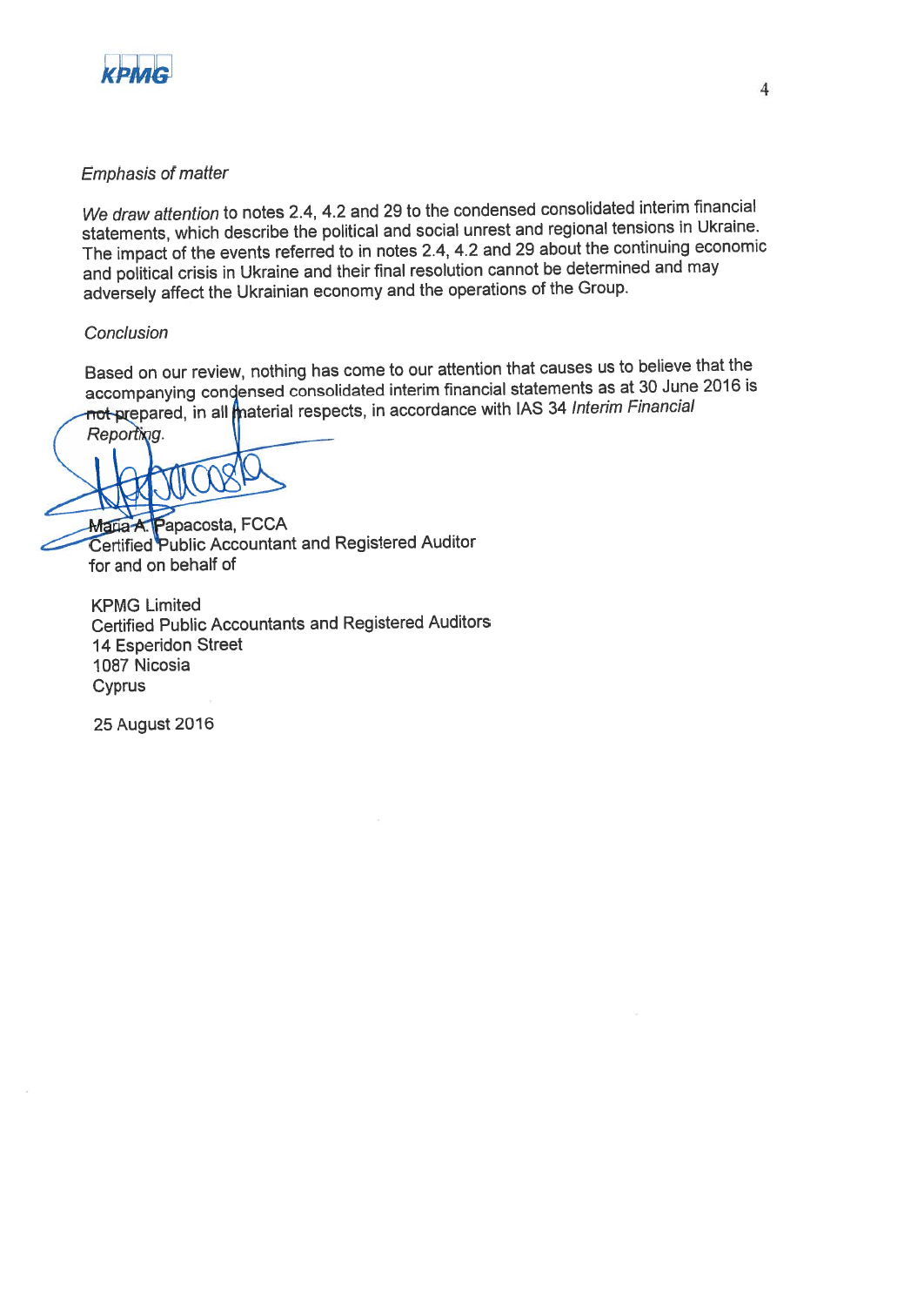*Emphasis of matter*

*We draw attention* to notes 2.4, 4.2 and 29 to the condensed consolidated interim financial statements, which describe the political and social unrest and regional tensions in Ukraine. The impact of the events referred to in notes 2.4, 4.2 and 29 about the continuing economic and political crisis in Ukraine and their final resolution cannot be determined and may adversely affect the Ukrainian economy and the operations of the Group.

*Conclusion*

Based on our review, nothing has come to our attention that causes us to believe that the accompanying condensed consolidated interim financial statements as at 30 June 2016 is not prepared, in all material respects, in accordance with IAS 34 *Interim Financial Reporting*.

Maria A. Papacosta, FCCA
Certified Public Accountant and Registered Auditor
for and on behalf of

KPMG Limited
Certified Public Accountants and Registered Auditors
14 Esperidon Street
1087 Nicosia
Cyprus

25 August 2016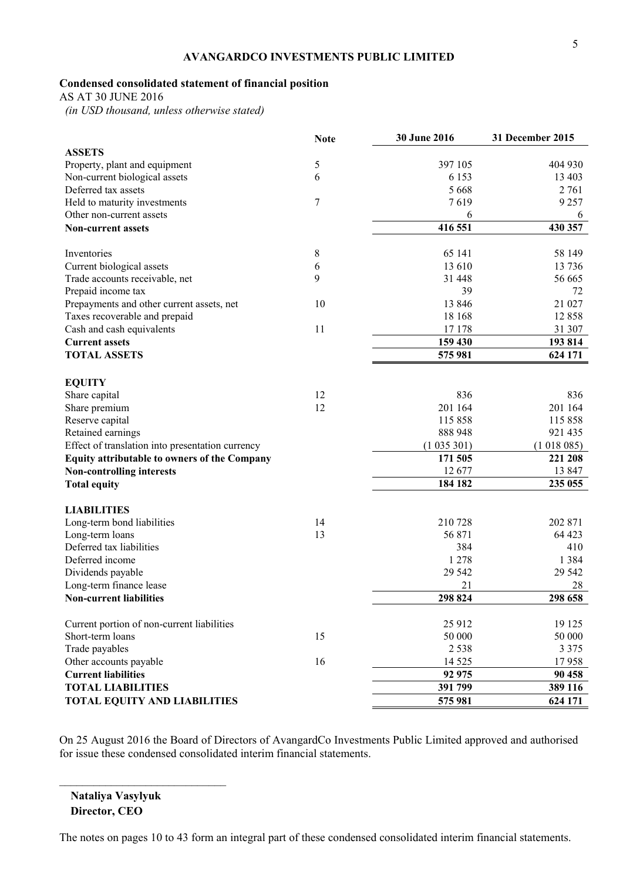**AVANGARDCO INVESTMENTS PUBLIC LIMITED**

**Condensed consolidated statement of financial position**

AS AT 30 JUNE 2016

*(in USD thousand, unless otherwise stated)*

| | Note | 30 June 2016 | 31 December 2015 |
|---|---|---|---|
| **ASSETS** | | | |
| Property, plant and equipment | 5 | 397 105 | 404 930 |
| Non-current biological assets | 6 | 6 153 | 13 403 |
| Deferred tax assets | | 5 668 | 2 761 |
| Held to maturity investments | 7 | 7 619 | 9 257 |
| Other non-current assets | | 6 | 6 |
| **Non-current assets** | | **416 551** | **430 357** |
| | | | |
| Inventories | 8 | 65 141 | 58 149 |
| Current biological assets | 6 | 13 610 | 13 736 |
| Trade accounts receivable, net | 9 | 31 448 | 56 665 |
| Prepaid income tax | | 39 | 72 |
| Prepayments and other current assets, net | 10 | 13 846 | 21 027 |
| Taxes recoverable and prepaid | | 18 168 | 12 858 |
| Cash and cash equivalents | 11 | 17 178 | 31 307 |
| **Current assets** | | **159 430** | **193 814** |
| **TOTAL ASSETS** | | **575 981** | **624 171** |
| | | | |
| **EQUITY** | | | |
| Share capital | 12 | 836 | 836 |
| Share premium | 12 | 201 164 | 201 164 |
| Reserve capital | | 115 858 | 115 858 |
| Retained earnings | | 888 948 | 921 435 |
| Effect of translation into presentation currency | | (1 035 301) | (1 018 085) |
| **Equity attributable to owners of the Company** | | **171 505** | **221 208** |
| **Non-controlling interests** | | **12 677** | **13 847** |
| **Total equity** | | **184 182** | **235 055** |
| | | | |
| **LIABILITIES** | | | |
| Long-term bond liabilities | 14 | 210 728 | 202 871 |
| Long-term loans | 13 | 56 871 | 64 423 |
| Deferred tax liabilities | | 384 | 410 |
| Deferred income | | 1 278 | 1 384 |
| Dividends payable | | 29 542 | 29 542 |
| Long-term finance lease | | 21 | 28 |
| **Non-current liabilities** | | **298 824** | **298 658** |
| | | | |
| Current portion of non-current liabilities | | 25 912 | 19 125 |
| Short-term loans | 15 | 50 000 | 50 000 |
| Trade payables | | 2 538 | 3 375 |
| Other accounts payable | 16 | 14 525 | 17 958 |
| **Current liabilities** | | **92 975** | **90 458** |
| **TOTAL LIABILITIES** | | **391 799** | **389 116** |
| **TOTAL EQUITY AND LIABILITIES** | | **575 981** | **624 171** |

On 25 August 2016 the Board of Directors of AvangardCo Investments Public Limited approved and authorised for issue these condensed consolidated interim financial statements.

______________________________

**Nataliya Vasylyuk**
**Director, CEO**

The notes on pages 10 to 43 form an integral part of these condensed consolidated interim financial statements.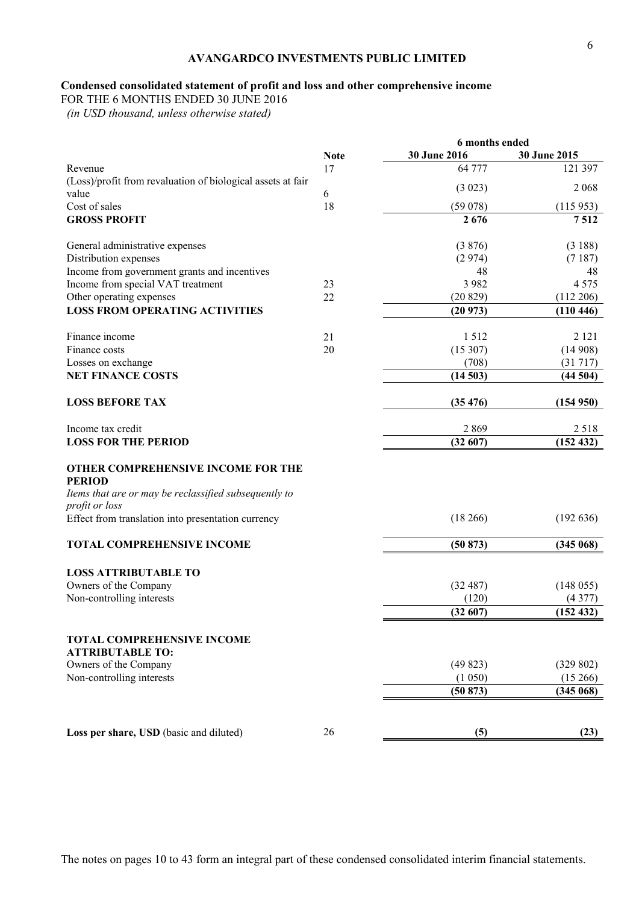# AVANGARDCO INVESTMENTS PUBLIC LIMITED

## Condensed consolidated statement of profit and loss and other comprehensive income

FOR THE 6 MONTHS ENDED 30 JUNE 2016

*(in USD thousand, unless otherwise stated)*

| | Note | 6 months ended | |
|---|---|---|---|
| | | **30 June 2016** | **30 June 2015** |
| Revenue | 17 | 64 777 | 121 397 |
| (Loss)/profit from revaluation of biological assets at fair value | 6 | (3 023) | 2 068 |
| Cost of sales | 18 | (59 078) | (115 953) |
| **GROSS PROFIT** | | **2 676** | **7 512** |
| | | | |
| General administrative expenses | | (3 876) | (3 188) |
| Distribution expenses | | (2 974) | (7 187) |
| Income from government grants and incentives | | 48 | 48 |
| Income from special VAT treatment | 23 | 3 982 | 4 575 |
| Other operating expenses | 22 | (20 829) | (112 206) |
| **LOSS FROM OPERATING ACTIVITIES** | | **(20 973)** | **(110 446)** |
| | | | |
| Finance income | 21 | 1 512 | 2 121 |
| Finance costs | 20 | (15 307) | (14 908) |
| Losses on exchange | | (708) | (31 717) |
| **NET FINANCE COSTS** | | **(14 503)** | **(44 504)** |
| | | | |
| **LOSS BEFORE TAX** | | **(35 476)** | **(154 950)** |
| | | | |
| Income tax credit | | 2 869 | 2 518 |
| **LOSS FOR THE PERIOD** | | **(32 607)** | **(152 432)** |
| | | | |
| **OTHER COMPREHENSIVE INCOME FOR THE PERIOD** | | | |
| *Items that are or may be reclassified subsequently to profit or loss* | | | |
| Effect from translation into presentation currency | | (18 266) | (192 636) |
| | | | |
| **TOTAL COMPREHENSIVE INCOME** | | **(50 873)** | **(345 068)** |
| | | | |
| **LOSS ATTRIBUTABLE TO** | | | |
| Owners of the Company | | (32 487) | (148 055) |
| Non-controlling interests | | (120) | (4 377) |
| | | **(32 607)** | **(152 432)** |
| | | | |
| **TOTAL COMPREHENSIVE INCOME ATTRIBUTABLE TO:** | | | |
| Owners of the Company | | (49 823) | (329 802) |
| Non-controlling interests | | (1 050) | (15 266) |
| | | **(50 873)** | **(345 068)** |
| | | | |
| **Loss per share, USD** (basic and diluted) | 26 | **(5)** | **(23)** |

The notes on pages 10 to 43 form an integral part of these condensed consolidated interim financial statements.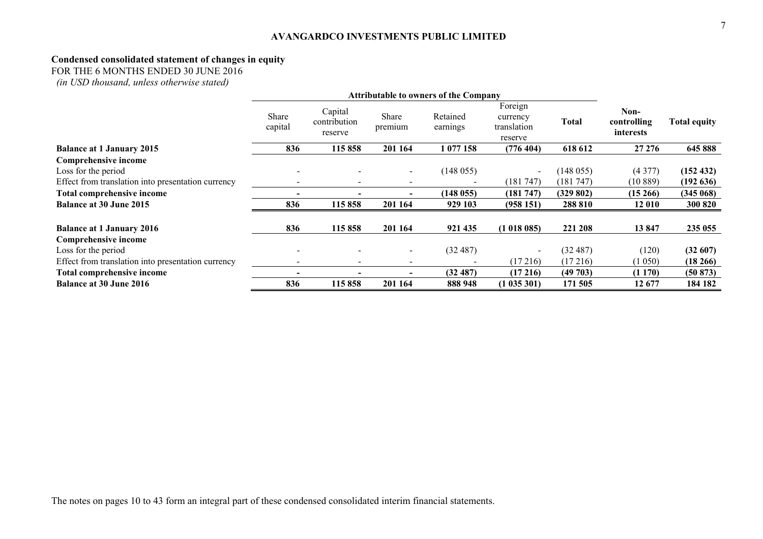**AVANGARDCO INVESTMENTS PUBLIC LIMITED**

## Condensed consolidated statement of changes in equity

FOR THE 6 MONTHS ENDED 30 JUNE 2016

*(in USD thousand, unless otherwise stated)*

| | Attributable to owners of the Company | | | | | | | |
|---|---|---|---|---|---|---|---|---|
| | Share capital | Capital contribution reserve | Share premium | Retained earnings | Foreign currency translation reserve | **Total** | **Non-controlling interests** | **Total equity** |
| **Balance at 1 January 2015** | **836** | **115 858** | **201 164** | **1 077 158** | **(776 404)** | **618 612** | **27 276** | **645 888** |
| **Comprehensive income** | | | | | | | | |
| Loss for the period | - | - | - | (148 055) | - | (148 055) | (4 377) | **(152 432)** |
| Effect from translation into presentation currency | - | - | - | - | (181 747) | (181 747) | (10 889) | **(192 636)** |
| **Total comprehensive income** | **-** | **-** | **-** | **(148 055)** | **(181 747)** | **(329 802)** | **(15 266)** | **(345 068)** |
| **Balance at 30 June 2015** | **836** | **115 858** | **201 164** | **929 103** | **(958 151)** | **288 810** | **12 010** | **300 820** |
| | | | | | | | | |
| **Balance at 1 January 2016** | **836** | **115 858** | **201 164** | **921 435** | **(1 018 085)** | **221 208** | **13 847** | **235 055** |
| **Comprehensive income** | | | | | | | | |
| Loss for the period | - | - | - | (32 487) | - | (32 487) | (120) | **(32 607)** |
| Effect from translation into presentation currency | - | - | - | - | (17 216) | (17 216) | (1 050) | **(18 266)** |
| **Total comprehensive income** | **-** | **-** | **-** | **(32 487)** | **(17 216)** | **(49 703)** | **(1 170)** | **(50 873)** |
| **Balance at 30 June 2016** | **836** | **115 858** | **201 164** | **888 948** | **(1 035 301)** | **171 505** | **12 677** | **184 182** |

The notes on pages 10 to 43 form an integral part of these condensed consolidated interim financial statements.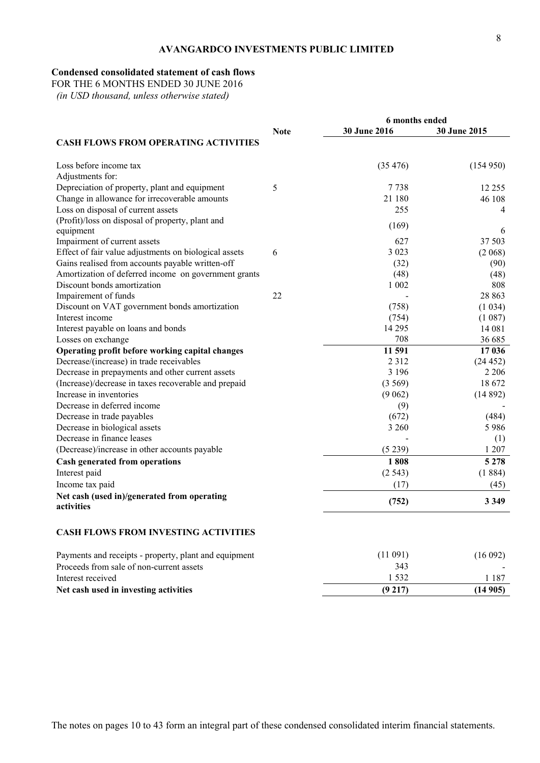**AVANGARDCO INVESTMENTS PUBLIC LIMITED**

**Condensed consolidated statement of cash flows**

FOR THE 6 MONTHS ENDED 30 JUNE 2016

*(in USD thousand, unless otherwise stated)*

| | Note | 6 months ended 30 June 2016 | 6 months ended 30 June 2015 |
|---|---|---|---|
| **CASH FLOWS FROM OPERATING ACTIVITIES** | | | |
| Loss before income tax | | (35 476) | (154 950) |
| Adjustments for: | | | |
| Depreciation of property, plant and equipment | 5 | 7 738 | 12 255 |
| Change in allowance for irrecoverable amounts | | 21 180 | 46 108 |
| Loss on disposal of current assets | | 255 | 4 |
| (Profit)/loss on disposal of property, plant and equipment | | (169) | 6 |
| Impairment of current assets | | 627 | 37 503 |
| Effect of fair value adjustments on biological assets | 6 | 3 023 | (2 068) |
| Gains realised from accounts payable written-off | | (32) | (90) |
| Amortization of deferred income on government grants | | (48) | (48) |
| Discount bonds amortization | | 1 002 | 808 |
| Impairement of funds | 22 | - | 28 863 |
| Discount on VAT government bonds amortization | | (758) | (1 034) |
| Interest income | | (754) | (1 087) |
| Interest payable on loans and bonds | | 14 295 | 14 081 |
| Losses on exchange | | 708 | 36 685 |
| **Operating profit before working capital changes** | | **11 591** | **17 036** |
| Decrease/(increase) in trade receivables | | 2 312 | (24 452) |
| Decrease in prepayments and other current assets | | 3 196 | 2 206 |
| (Increase)/decrease in taxes recoverable and prepaid | | (3 569) | 18 672 |
| Increase in inventories | | (9 062) | (14 892) |
| Decrease in deferred income | | (9) | - |
| Decrease in trade payables | | (672) | (484) |
| Decrease in biological assets | | 3 260 | 5 986 |
| Decrease in finance leases | | - | (1) |
| (Decrease)/increase in other accounts payable | | (5 239) | 1 207 |
| **Cash generated from operations** | | **1 808** | **5 278** |
| Interest paid | | (2 543) | (1 884) |
| Income tax paid | | (17) | (45) |
| **Net cash (used in)/generated from operating activities** | | **(752)** | **3 349** |
| **CASH FLOWS FROM INVESTING ACTIVITIES** | | | |
| Payments and receipts - property, plant and equipment | | (11 091) | (16 092) |
| Proceeds from sale of non-current assets | | 343 | - |
| Interest received | | 1 532 | 1 187 |
| **Net cash used in investing activities** | | **(9 217)** | **(14 905)** |

The notes on pages 10 to 43 form an integral part of these condensed consolidated interim financial statements.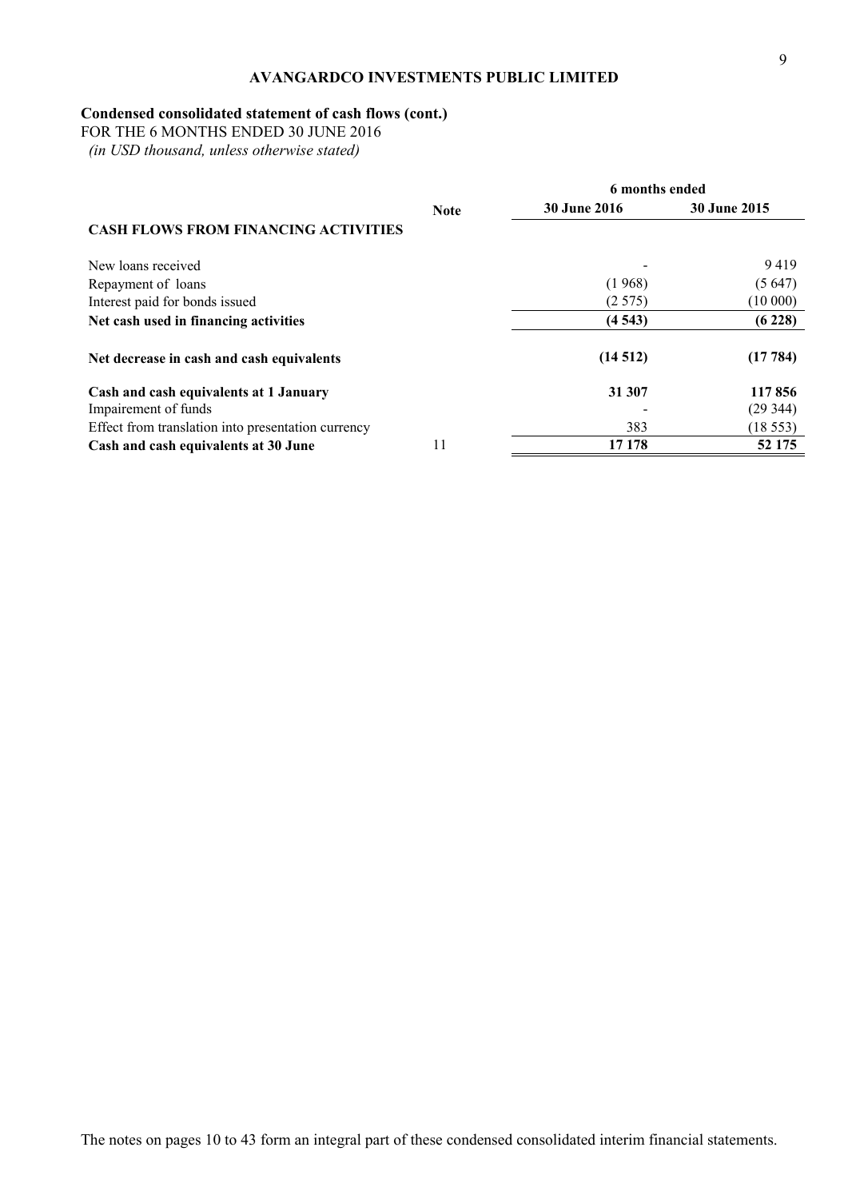**AVANGARDCO INVESTMENTS PUBLIC LIMITED**

**Condensed consolidated statement of cash flows (cont.)**

FOR THE 6 MONTHS ENDED 30 JUNE 2016

*(in USD thousand, unless otherwise stated)*

| | Note | 6 months ended | |
|---|---|---|---|
| | | **30 June 2016** | **30 June 2015** |
| **CASH FLOWS FROM FINANCING ACTIVITIES** | | | |
| New loans received | | - | 9 419 |
| Repayment of loans | | (1 968) | (5 647) |
| Interest paid for bonds issued | | (2 575) | (10 000) |
| **Net cash used in financing activities** | | **(4 543)** | **(6 228)** |
| **Net decrease in cash and cash equivalents** | | **(14 512)** | **(17 784)** |
| **Cash and cash equivalents at 1 January** | | **31 307** | **117 856** |
| Impairement of funds | | - | (29 344) |
| Effect from translation into presentation currency | | 383 | (18 553) |
| **Cash and cash equivalents at 30 June** | 11 | **17 178** | **52 175** |

The notes on pages 10 to 43 form an integral part of these condensed consolidated interim financial statements.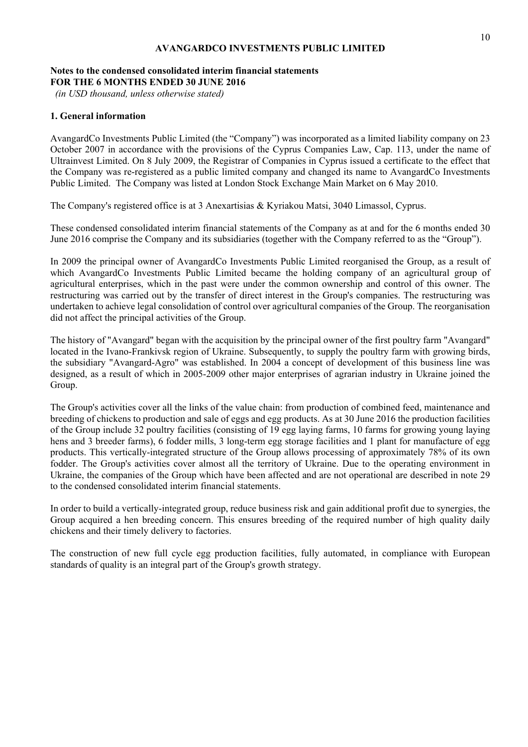**AVANGARDCO INVESTMENTS PUBLIC LIMITED**

**Notes to the condensed consolidated interim financial statements**
**FOR THE 6 MONTHS ENDED 30 JUNE 2016**
*(in USD thousand, unless otherwise stated)*

## 1. General information

AvangardCo Investments Public Limited (the "Company") was incorporated as a limited liability company on 23 October 2007 in accordance with the provisions of the Cyprus Companies Law, Cap. 113, under the name of Ultrainvest Limited. On 8 July 2009, the Registrar of Companies in Cyprus issued a certificate to the effect that the Company was re-registered as a public limited company and changed its name to AvangardCo Investments Public Limited. The Company was listed at London Stock Exchange Main Market on 6 May 2010.

The Company's registered office is at 3 Anexartisias & Kyriakou Matsi, 3040 Limassol, Cyprus.

These condensed consolidated interim financial statements of the Company as at and for the 6 months ended 30 June 2016 comprise the Company and its subsidiaries (together with the Company referred to as the "Group").

In 2009 the principal owner of AvangardCo Investments Public Limited reorganised the Group, as a result of which AvangardCo Investments Public Limited became the holding company of an agricultural group of agricultural enterprises, which in the past were under the common ownership and control of this owner. The restructuring was carried out by the transfer of direct interest in the Group's companies. The restructuring was undertaken to achieve legal consolidation of control over agricultural companies of the Group. The reorganisation did not affect the principal activities of the Group.

The history of "Avangard" began with the acquisition by the principal owner of the first poultry farm "Avangard" located in the Ivano-Frankivsk region of Ukraine. Subsequently, to supply the poultry farm with growing birds, the subsidiary "Avangard-Agro" was established. In 2004 a concept of development of this business line was designed, as a result of which in 2005-2009 other major enterprises of agrarian industry in Ukraine joined the Group.

The Group's activities cover all the links of the value chain: from production of combined feed, maintenance and breeding of chickens to production and sale of eggs and egg products. As at 30 June 2016 the production facilities of the Group include 32 poultry facilities (consisting of 19 egg laying farms, 10 farms for growing young laying hens and 3 breeder farms), 6 fodder mills, 3 long-term egg storage facilities and 1 plant for manufacture of egg products. This vertically-integrated structure of the Group allows processing of approximately 78% of its own fodder. The Group's activities cover almost all the territory of Ukraine. Due to the operating environment in Ukraine, the companies of the Group which have been affected and are not operational are described in note 29 to the condensed consolidated interim financial statements.

In order to build a vertically-integrated group, reduce business risk and gain additional profit due to synergies, the Group acquired a hen breeding concern. This ensures breeding of the required number of high quality daily chickens and their timely delivery to factories.

The construction of new full cycle egg production facilities, fully automated, in compliance with European standards of quality is an integral part of the Group's growth strategy.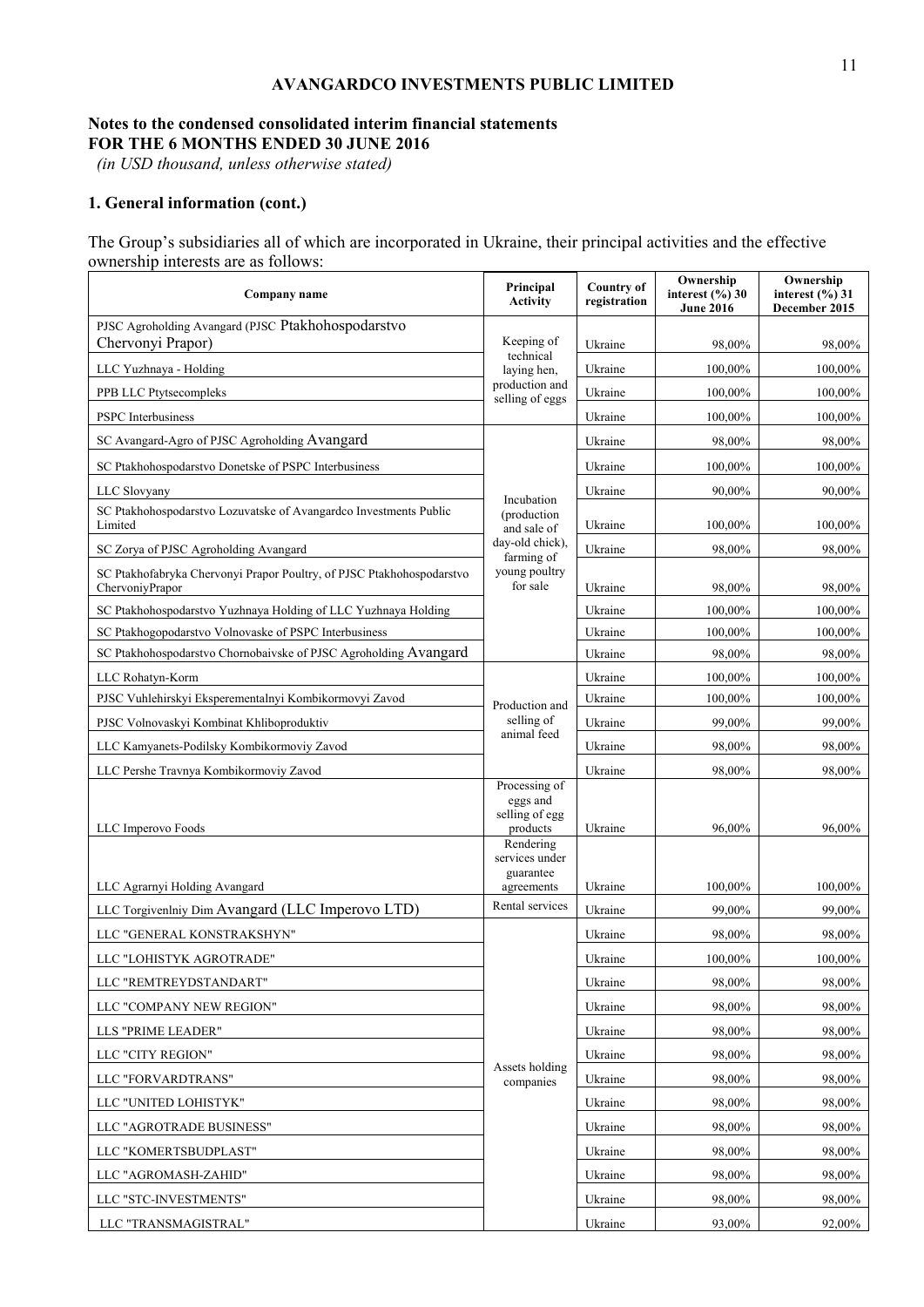# AVANGARDCO INVESTMENTS PUBLIC LIMITED

**Notes to the condensed consolidated interim financial statements**
**FOR THE 6 MONTHS ENDED 30 JUNE 2016**
*(in USD thousand, unless otherwise stated)*

## 1. General information (cont.)

The Group's subsidiaries all of which are incorporated in Ukraine, their principal activities and the effective ownership interests are as follows:

| Company name | Principal Activity | Country of registration | Ownership interest (%) 30 June 2016 | Ownership interest (%) 31 December 2015 |
|---|---|---|---|---|
| PJSC Agroholding Avangard (PJSC Ptakhohospodarstvo Chervonyi Prapor) | Keeping of technical laying hen, production and selling of eggs | Ukraine | 98,00% | 98,00% |
| LLC Yuzhnaya - Holding | | Ukraine | 100,00% | 100,00% |
| PPB LLC Ptytsecompleks | | Ukraine | 100,00% | 100,00% |
| PSPC Interbusiness | | Ukraine | 100,00% | 100,00% |
| SC Avangard-Agro of PJSC Agroholding Avangard | Incubation (production and sale of day-old chick), farming of young poultry for sale | Ukraine | 98,00% | 98,00% |
| SC Ptakhohospodarstvo Donetske of PSPC Interbusiness | | Ukraine | 100,00% | 100,00% |
| LLC Slovyany | | Ukraine | 90,00% | 90,00% |
| SC Ptakhohospodarstvo Lozuvatske of Avangardco Investments Public Limited | | Ukraine | 100,00% | 100,00% |
| SC Zorya of PJSC Agroholding Avangard | | Ukraine | 98,00% | 98,00% |
| SC Ptakhofabryka Chervonyi Prapor Poultry, of PJSC Ptakhohospodarstvo ChervoniyPrapor | | Ukraine | 98,00% | 98,00% |
| SC Ptakhohospodarstvo Yuzhnaya Holding of LLC Yuzhnaya Holding | | Ukraine | 100,00% | 100,00% |
| SC Ptakhogopodarstvo Volnovaske of PSPC Interbusiness | | Ukraine | 100,00% | 100,00% |
| SC Ptakhohospodarstvo Chornobaivske of PJSC Agroholding Avangard | | Ukraine | 98,00% | 98,00% |
| LLC Rohatyn-Korm | Production and selling of animal feed | Ukraine | 100,00% | 100,00% |
| PJSC Vuhlehirskyi Eksperementalnyi Kombikormovyi Zavod | | Ukraine | 100,00% | 100,00% |
| PJSC Volnovaskyi Kombinat Khliboproduktiv | | Ukraine | 99,00% | 99,00% |
| LLC Kamyanets-Podilsky Kombikormoviy Zavod | | Ukraine | 98,00% | 98,00% |
| LLC Pershe Travnya Kombikormoviy Zavod | | Ukraine | 98,00% | 98,00% |
| LLC Imperovo Foods | Processing of eggs and selling of egg products | Ukraine | 96,00% | 96,00% |
| LLC Agrarnyi Holding Avangard | Rendering services under guarantee agreements | Ukraine | 100,00% | 100,00% |
| LLC Torgivenlniy Dim Avangard (LLC Imperovo LTD) | Rental services | Ukraine | 99,00% | 99,00% |
| LLC "GENERAL KONSTRAKSHYN" | Assets holding companies | Ukraine | 98,00% | 98,00% |
| LLC "LOHISTYK AGROTRADE" | | Ukraine | 100,00% | 100,00% |
| LLC "REMTREYDSTANDART" | | Ukraine | 98,00% | 98,00% |
| LLC "COMPANY NEW REGION" | | Ukraine | 98,00% | 98,00% |
| LLS "PRIME LEADER" | | Ukraine | 98,00% | 98,00% |
| LLC "CITY REGION" | | Ukraine | 98,00% | 98,00% |
| LLC "FORVARDTRANS" | | Ukraine | 98,00% | 98,00% |
| LLC "UNITED LOHISTYK" | | Ukraine | 98,00% | 98,00% |
| LLC "AGROTRADE BUSINESS" | | Ukraine | 98,00% | 98,00% |
| LLC "KOMERTSBUDPLAST" | | Ukraine | 98,00% | 98,00% |
| LLC "AGROMASH-ZAHID" | | Ukraine | 98,00% | 98,00% |
| LLC "STC-INVESTMENTS" | | Ukraine | 98,00% | 98,00% |
| LLC "TRANSMAGISTRAL" | | Ukraine | 93,00% | 92,00% |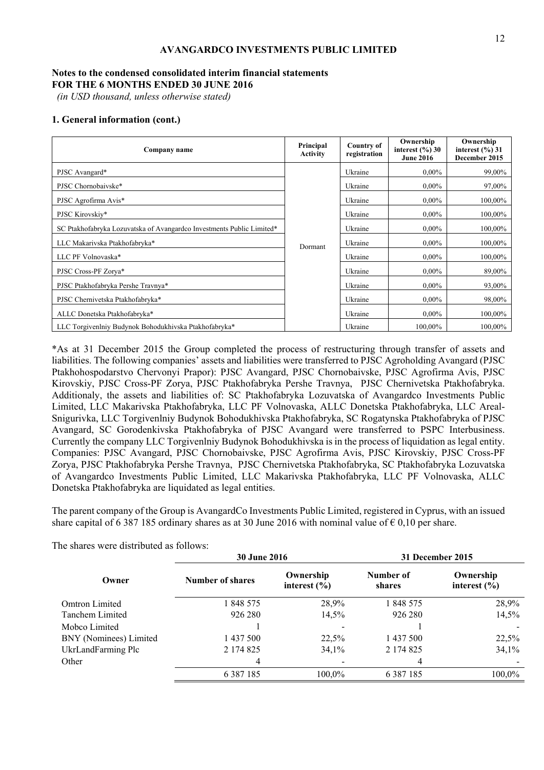**AVANGARDCO INVESTMENTS PUBLIC LIMITED**

**Notes to the condensed consolidated interim financial statements**
**FOR THE 6 MONTHS ENDED 30 JUNE 2016**
*(in USD thousand, unless otherwise stated)*

## 1. General information (cont.)

| Company name | Principal Activity | Country of registration | Ownership interest (%) 30 June 2016 | Ownership interest (%) 31 December 2015 |
|---|---|---|---|---|
| PJSC Avangard* | Dormant | Ukraine | 0,00% | 99,00% |
| PJSC Chornobaivske* | | Ukraine | 0,00% | 97,00% |
| PJSC Agrofirma Avis* | | Ukraine | 0,00% | 100,00% |
| PJSC Kirovskiy* | | Ukraine | 0,00% | 100,00% |
| SC Ptakhofabryka Lozuvatska of Avangardco Investments Public Limited* | | Ukraine | 0,00% | 100,00% |
| LLC Makarivska Ptakhofabryka* | | Ukraine | 0,00% | 100,00% |
| LLC PF Volnovaska* | | Ukraine | 0,00% | 100,00% |
| PJSC Cross-PF Zorya* | | Ukraine | 0,00% | 89,00% |
| PJSC Ptakhofabryka Pershe Travnya* | | Ukraine | 0,00% | 93,00% |
| PJSC Chernivetska Ptakhofabryka* | | Ukraine | 0,00% | 98,00% |
| ALLC Donetska Ptakhofabryka* | | Ukraine | 0,00% | 100,00% |
| LLC Torgivenlniy Budynok Bohodukhivska Ptakhofabryka* | | Ukraine | 100,00% | 100,00% |

*As at 31 December 2015 the Group completed the process of restructuring through transfer of assets and liabilities. The following companies' assets and liabilities were transferred to PJSC Agroholding Avangard (PJSC Ptakhohospodarstvo Chervonyi Prapor): PJSC Avangard, PJSC Chornobaivske, PJSC Agrofirma Avis, PJSC Kirovskiy, PJSC Cross-PF Zorya, PJSC Ptakhofabryka Pershe Travnya, PJSC Chernivetska Ptakhofabryka. Additionaly, the assets and liabilities of: SC Ptakhofabryka Lozuvatska of Avangardco Investments Public Limited, LLC Makarivska Ptakhofabryka, LLC PF Volnovaska, ALLC Donetska Ptakhofabryka, LLC Areal-Snigurivka, LLC Torgivenlniy Budynok Bohodukhivska Ptakhofabryka, SC Rogatynska Ptakhofabryka of PJSC Avangard, SC Gorodenkivska Ptakhofabryka of PJSC Avangard were transferred to PSPC Interbusiness. Currently the company LLC Torgivenlniy Budynok Bohodukhivska is in the process of liquidation as legal entity. Companies: PJSC Avangard, PJSC Chornobaivske, PJSC Agrofirma Avis, PJSC Kirovskiy, PJSC Cross-PF Zorya, PJSC Ptakhofabryka Pershe Travnya, PJSC Chernivetska Ptakhofabryka, SC Ptakhofabryka Lozuvatska of Avangardco Investments Public Limited, LLC Makarivska Ptakhofabryka, LLC PF Volnovaska, ALLC Donetska Ptakhofabryka are liquidated as legal entities.

The parent company of the Group is AvangardCo Investments Public Limited, registered in Cyprus, with an issued share capital of 6 387 185 ordinary shares as at 30 June 2016 with nominal value of € 0,10 per share.

The shares were distributed as follows:

| Owner | 30 June 2016 | | 31 December 2015 | |
|---|---|---|---|---|
| | Number of shares | Ownership interest (%) | Number of shares | Ownership interest (%) |
| Omtron Limited | 1 848 575 | 28,9% | 1 848 575 | 28,9% |
| Tanchem Limited | 926 280 | 14,5% | 926 280 | 14,5% |
| Mobco Limited | 1 | - | 1 | - |
| BNY (Nominees) Limited | 1 437 500 | 22,5% | 1 437 500 | 22,5% |
| UkrLandFarming Plc | 2 174 825 | 34,1% | 2 174 825 | 34,1% |
| Other | 4 | - | 4 | - |
| | 6 387 185 | 100,0% | 6 387 185 | 100,0% |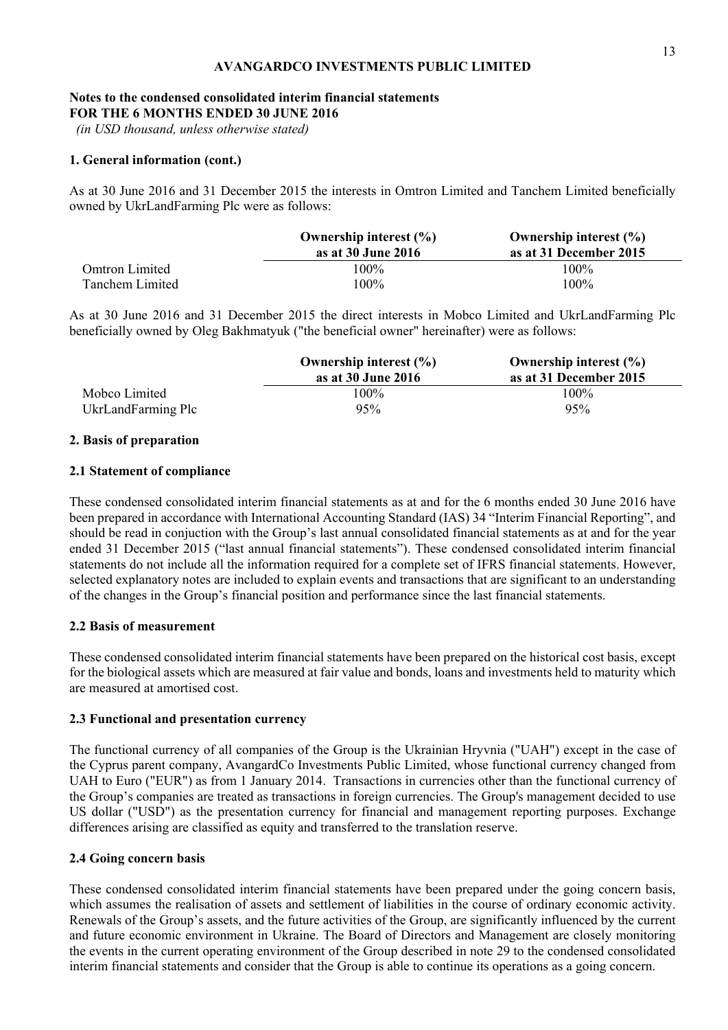**Notes to the condensed consolidated interim financial statements**
**FOR THE 6 MONTHS ENDED 30 JUNE 2016**
*(in USD thousand, unless otherwise stated)*

### 1. General information (cont.)

As at 30 June 2016 and 31 December 2015 the interests in Omtron Limited and Tanchem Limited beneficially owned by UkrLandFarming Plc were as follows:

| | Ownership interest (%) as at 30 June 2016 | Ownership interest (%) as at 31 December 2015 |
|---|---|---|
| Omtron Limited | 100% | 100% |
| Tanchem Limited | 100% | 100% |

As at 30 June 2016 and 31 December 2015 the direct interests in Mobco Limited and UkrLandFarming Plc beneficially owned by Oleg Bakhmatyuk ("the beneficial owner" hereinafter) were as follows:

| | Ownership interest (%) as at 30 June 2016 | Ownership interest (%) as at 31 December 2015 |
|---|---|---|
| Mobco Limited | 100% | 100% |
| UkrLandFarming Plc | 95% | 95% |

### 2. Basis of preparation

#### 2.1 Statement of compliance

These condensed consolidated interim financial statements as at and for the 6 months ended 30 June 2016 have been prepared in accordance with International Accounting Standard (IAS) 34 "Interim Financial Reporting", and should be read in conjuction with the Group's last annual consolidated financial statements as at and for the year ended 31 December 2015 ("last annual financial statements"). These condensed consolidated interim financial statements do not include all the information required for a complete set of IFRS financial statements. However, selected explanatory notes are included to explain events and transactions that are significant to an understanding of the changes in the Group's financial position and performance since the last financial statements.

#### 2.2 Basis of measurement

These condensed consolidated interim financial statements have been prepared on the historical cost basis, except for the biological assets which are measured at fair value and bonds, loans and investments held to maturity which are measured at amortised cost.

#### 2.3 Functional and presentation currency

The functional currency of all companies of the Group is the Ukrainian Hryvnia ("UAH") except in the case of the Cyprus parent company, AvangardCo Investments Public Limited, whose functional currency changed from UAH to Euro ("EUR") as from 1 January 2014. Transactions in currencies other than the functional currency of the Group's companies are treated as transactions in foreign currencies. The Group's management decided to use US dollar ("USD") as the presentation currency for financial and management reporting purposes. Exchange differences arising are classified as equity and transferred to the translation reserve.

#### 2.4 Going concern basis

These condensed consolidated interim financial statements have been prepared under the going concern basis, which assumes the realisation of assets and settlement of liabilities in the course of ordinary economic activity. Renewals of the Group's assets, and the future activities of the Group, are significantly influenced by the current and future economic environment in Ukraine. The Board of Directors and Management are closely monitoring the events in the current operating environment of the Group described in note 29 to the condensed consolidated interim financial statements and consider that the Group is able to continue its operations as a going concern.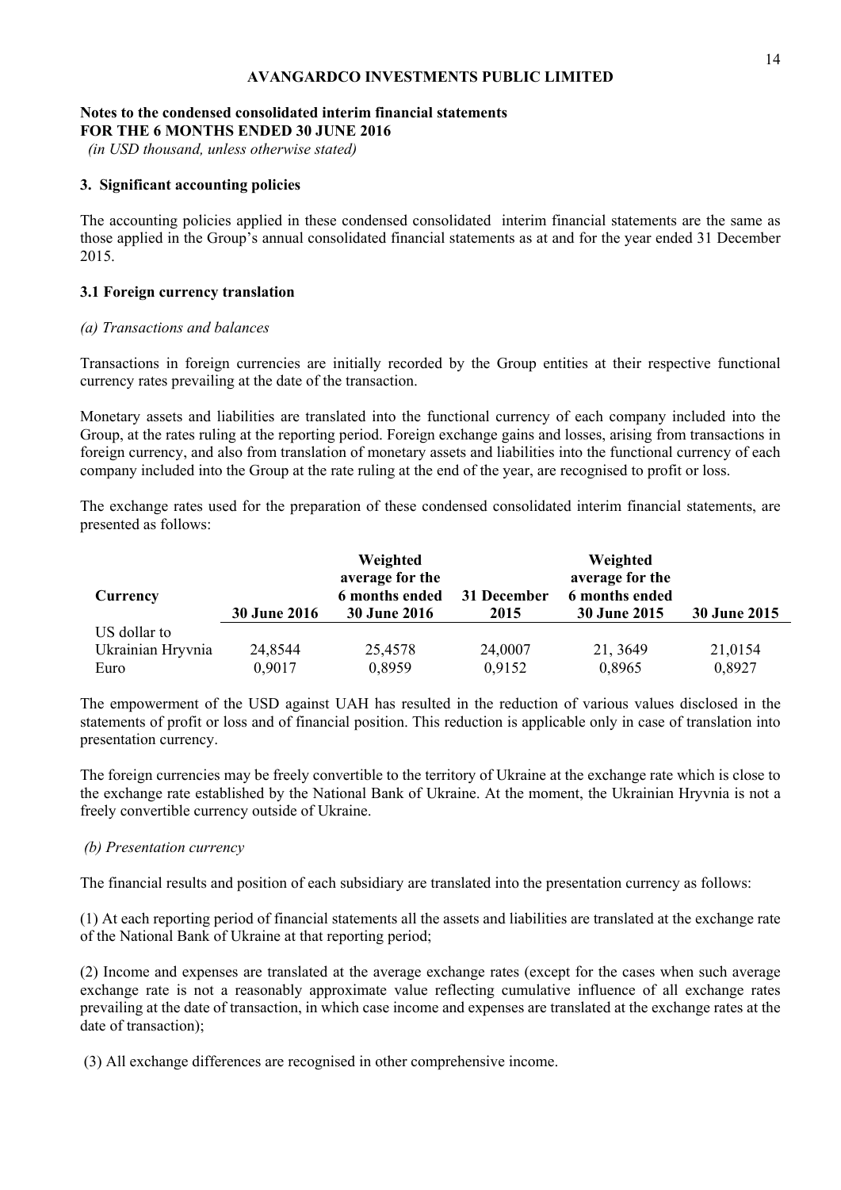**AVANGARDCO INVESTMENTS PUBLIC LIMITED**

**Notes to the condensed consolidated interim financial statements**
**FOR THE 6 MONTHS ENDED 30 JUNE 2016**
*(in USD thousand, unless otherwise stated)*

### 3. Significant accounting policies

The accounting policies applied in these condensed consolidated interim financial statements are the same as those applied in the Group's annual consolidated financial statements as at and for the year ended 31 December 2015.

### 3.1 Foreign currency translation

*(a) Transactions and balances*

Transactions in foreign currencies are initially recorded by the Group entities at their respective functional currency rates prevailing at the date of the transaction.

Monetary assets and liabilities are translated into the functional currency of each company included into the Group, at the rates ruling at the reporting period. Foreign exchange gains and losses, arising from transactions in foreign currency, and also from translation of monetary assets and liabilities into the functional currency of each company included into the Group at the rate ruling at the end of the year, are recognised to profit or loss.

The exchange rates used for the preparation of these condensed consolidated interim financial statements, are presented as follows:

| Currency | 30 June 2016 | Weighted average for the 6 months ended 30 June 2016 | 31 December 2015 | Weighted average for the 6 months ended 30 June 2015 | 30 June 2015 |
|---|---|---|---|---|---|
| US dollar to Ukrainian Hryvnia | 24,8544 | 25,4578 | 24,0007 | 21, 3649 | 21,0154 |
| Euro | 0,9017 | 0,8959 | 0,9152 | 0,8965 | 0,8927 |

The empowerment of the USD against UAH has resulted in the reduction of various values disclosed in the statements of profit or loss and of financial position. This reduction is applicable only in case of translation into presentation currency.

The foreign currencies may be freely convertible to the territory of Ukraine at the exchange rate which is close to the exchange rate established by the National Bank of Ukraine. At the moment, the Ukrainian Hryvnia is not a freely convertible currency outside of Ukraine.

*(b) Presentation currency*

The financial results and position of each subsidiary are translated into the presentation currency as follows:

(1) At each reporting period of financial statements all the assets and liabilities are translated at the exchange rate of the National Bank of Ukraine at that reporting period;

(2) Income and expenses are translated at the average exchange rates (except for the cases when such average exchange rate is not a reasonably approximate value reflecting cumulative influence of all exchange rates prevailing at the date of transaction, in which case income and expenses are translated at the exchange rates at the date of transaction);

(3) All exchange differences are recognised in other comprehensive income.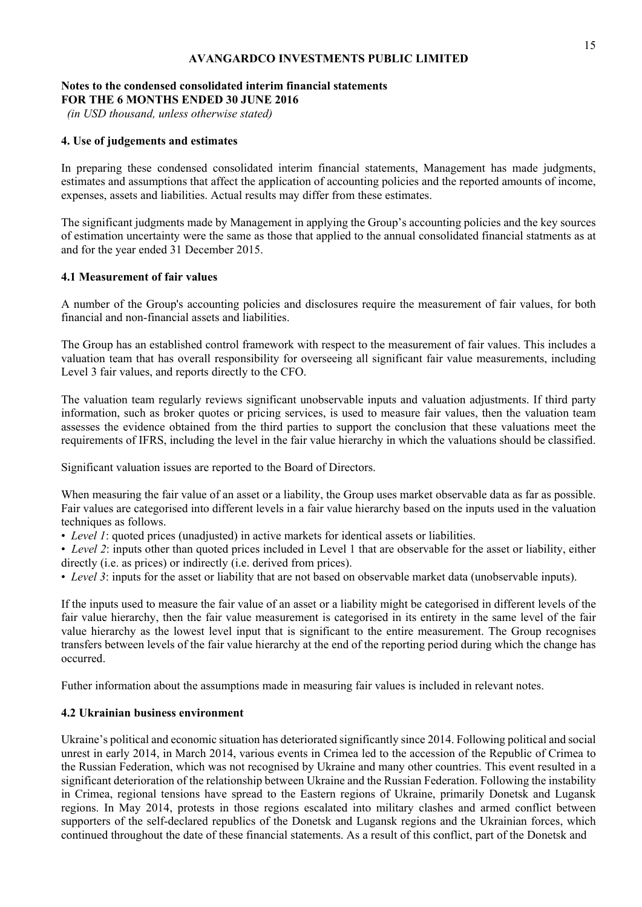**Notes to the condensed consolidated interim financial statements**
**FOR THE 6 MONTHS ENDED 30 JUNE 2016**
*(in USD thousand, unless otherwise stated)*

### 4. Use of judgements and estimates

In preparing these condensed consolidated interim financial statements, Management has made judgments, estimates and assumptions that affect the application of accounting policies and the reported amounts of income, expenses, assets and liabilities. Actual results may differ from these estimates.

The significant judgments made by Management in applying the Group's accounting policies and the key sources of estimation uncertainty were the same as those that applied to the annual consolidated financial statments as at and for the year ended 31 December 2015.

### 4.1 Measurement of fair values

A number of the Group's accounting policies and disclosures require the measurement of fair values, for both financial and non-financial assets and liabilities.

The Group has an established control framework with respect to the measurement of fair values. This includes a valuation team that has overall responsibility for overseeing all significant fair value measurements, including Level 3 fair values, and reports directly to the CFO.

The valuation team regularly reviews significant unobservable inputs and valuation adjustments. If third party information, such as broker quotes or pricing services, is used to measure fair values, then the valuation team assesses the evidence obtained from the third parties to support the conclusion that these valuations meet the requirements of IFRS, including the level in the fair value hierarchy in which the valuations should be classified.

Significant valuation issues are reported to the Board of Directors.

When measuring the fair value of an asset or a liability, the Group uses market observable data as far as possible. Fair values are categorised into different levels in a fair value hierarchy based on the inputs used in the valuation techniques as follows.

- *Level 1*: quoted prices (unadjusted) in active markets for identical assets or liabilities.
- *Level 2*: inputs other than quoted prices included in Level 1 that are observable for the asset or liability, either directly (i.e. as prices) or indirectly (i.e. derived from prices).
- *Level 3*: inputs for the asset or liability that are not based on observable market data (unobservable inputs).

If the inputs used to measure the fair value of an asset or a liability might be categorised in different levels of the fair value hierarchy, then the fair value measurement is categorised in its entirety in the same level of the fair value hierarchy as the lowest level input that is significant to the entire measurement. The Group recognises transfers between levels of the fair value hierarchy at the end of the reporting period during which the change has occurred.

Futher information about the assumptions made in measuring fair values is included in relevant notes.

### 4.2 Ukrainian business environment

Ukraine's political and economic situation has deteriorated significantly since 2014. Following political and social unrest in early 2014, in March 2014, various events in Crimea led to the accession of the Republic of Crimea to the Russian Federation, which was not recognised by Ukraine and many other countries. This event resulted in a significant deterioration of the relationship between Ukraine and the Russian Federation. Following the instability in Crimea, regional tensions have spread to the Eastern regions of Ukraine, primarily Donetsk and Lugansk regions. In May 2014, protests in those regions escalated into military clashes and armed conflict between supporters of the self-declared republics of the Donetsk and Lugansk regions and the Ukrainian forces, which continued throughout the date of these financial statements. As a result of this conflict, part of the Donetsk and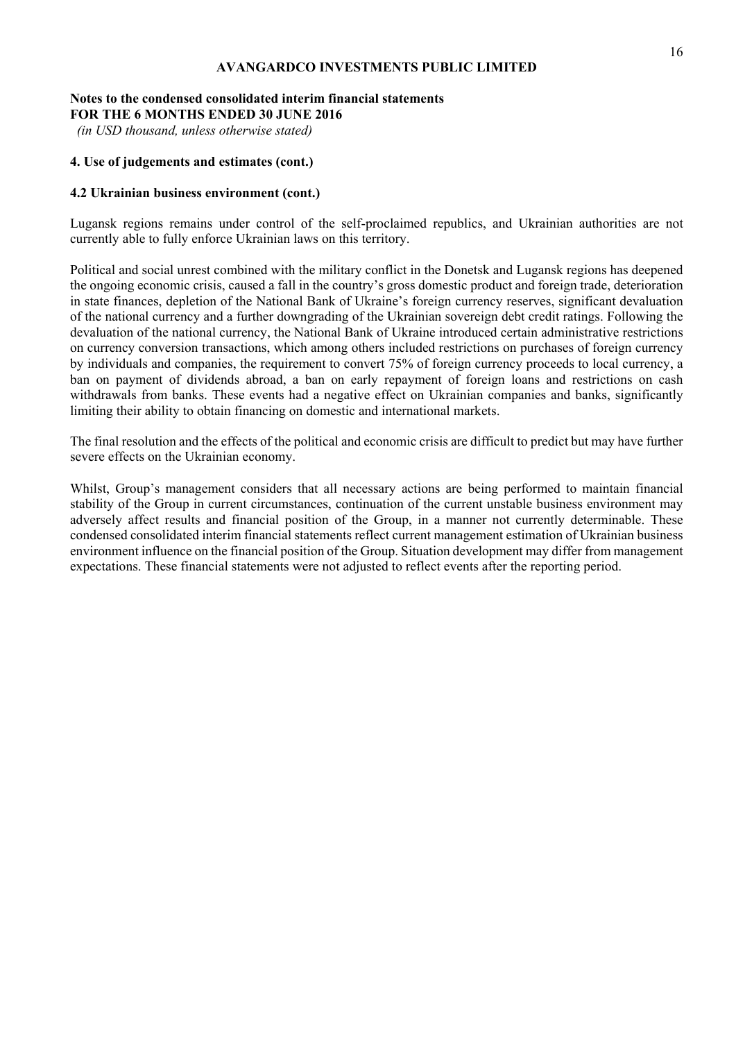### 4. Use of judgements and estimates (cont.)

#### 4.2 Ukrainian business environment (cont.)

Lugansk regions remains under control of the self-proclaimed republics, and Ukrainian authorities are not currently able to fully enforce Ukrainian laws on this territory.

Political and social unrest combined with the military conflict in the Donetsk and Lugansk regions has deepened the ongoing economic crisis, caused a fall in the country's gross domestic product and foreign trade, deterioration in state finances, depletion of the National Bank of Ukraine's foreign currency reserves, significant devaluation of the national currency and a further downgrading of the Ukrainian sovereign debt credit ratings. Following the devaluation of the national currency, the National Bank of Ukraine introduced certain administrative restrictions on currency conversion transactions, which among others included restrictions on purchases of foreign currency by individuals and companies, the requirement to convert 75% of foreign currency proceeds to local currency, a ban on payment of dividends abroad, a ban on early repayment of foreign loans and restrictions on cash withdrawals from banks. These events had a negative effect on Ukrainian companies and banks, significantly limiting their ability to obtain financing on domestic and international markets.

The final resolution and the effects of the political and economic crisis are difficult to predict but may have further severe effects on the Ukrainian economy.

Whilst, Group's management considers that all necessary actions are being performed to maintain financial stability of the Group in current circumstances, continuation of the current unstable business environment may adversely affect results and financial position of the Group, in a manner not currently determinable. These condensed consolidated interim financial statements reflect current management estimation of Ukrainian business environment influence on the financial position of the Group. Situation development may differ from management expectations. These financial statements were not adjusted to reflect events after the reporting period.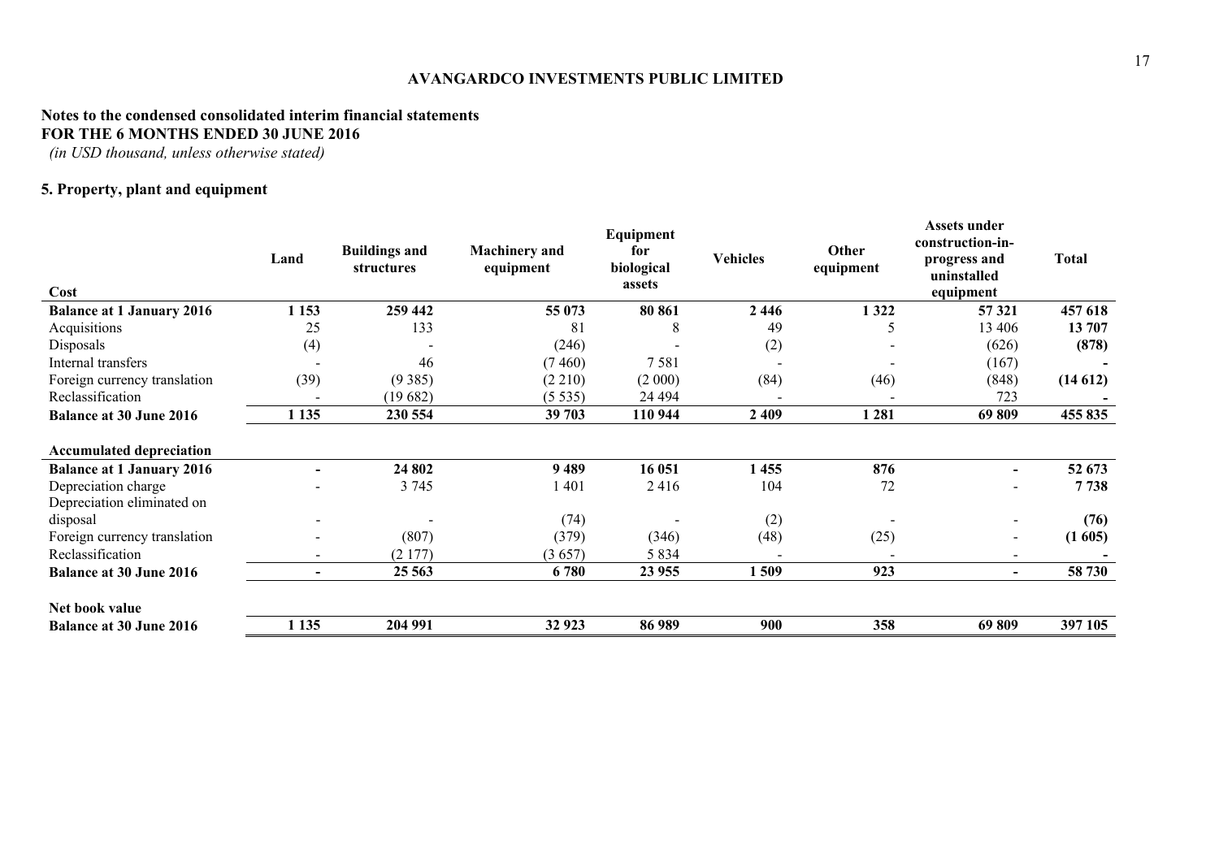**AVANGARDCO INVESTMENTS PUBLIC LIMITED**

**Notes to the condensed consolidated interim financial statements**
**FOR THE 6 MONTHS ENDED 30 JUNE 2016**
*(in USD thousand, unless otherwise stated)*

### 5. Property, plant and equipment

| Cost | Land | Buildings and structures | Machinery and equipment | Equipment for biological assets | Vehicles | Other equipment | Assets under construction-in-progress and uninstalled equipment | Total |
|---|---|---|---|---|---|---|---|---|
| **Balance at 1 January 2016** | **1 153** | **259 442** | **55 073** | **80 861** | **2 446** | **1 322** | **57 321** | **457 618** |
| Acquisitions | 25 | 133 | 81 | 8 | 49 | 5 | 13 406 | **13 707** |
| Disposals | (4) | - | (246) | - | (2) | - | (626) | **(878)** |
| Internal transfers | - | 46 | (7 460) | 7 581 | - | - | (167) | **-** |
| Foreign currency translation | (39) | (9 385) | (2 210) | (2 000) | (84) | (46) | (848) | **(14 612)** |
| Reclassification | - | (19 682) | (5 535) | 24 494 | - | - | 723 | **-** |
| **Balance at 30 June 2016** | **1 135** | **230 554** | **39 703** | **110 944** | **2 409** | **1 281** | **69 809** | **455 835** |
| | | | | | | | | |
| **Accumulated depreciation** | | | | | | | | |
| **Balance at 1 January 2016** | **-** | **24 802** | **9 489** | **16 051** | **1 455** | **876** | **-** | **52 673** |
| Depreciation charge | - | 3 745 | 1 401 | 2 416 | 104 | 72 | - | **7 738** |
| Depreciation eliminated on disposal | - | - | (74) | - | (2) | - | - | **(76)** |
| Foreign currency translation | - | (807) | (379) | (346) | (48) | (25) | - | **(1 605)** |
| Reclassification | - | (2 177) | (3 657) | 5 834 | - | - | - | **-** |
| **Balance at 30 June 2016** | **-** | **25 563** | **6 780** | **23 955** | **1 509** | **923** | **-** | **58 730** |
| | | | | | | | | |
| **Net book value** | | | | | | | | |
| **Balance at 30 June 2016** | **1 135** | **204 991** | **32 923** | **86 989** | **900** | **358** | **69 809** | **397 105** |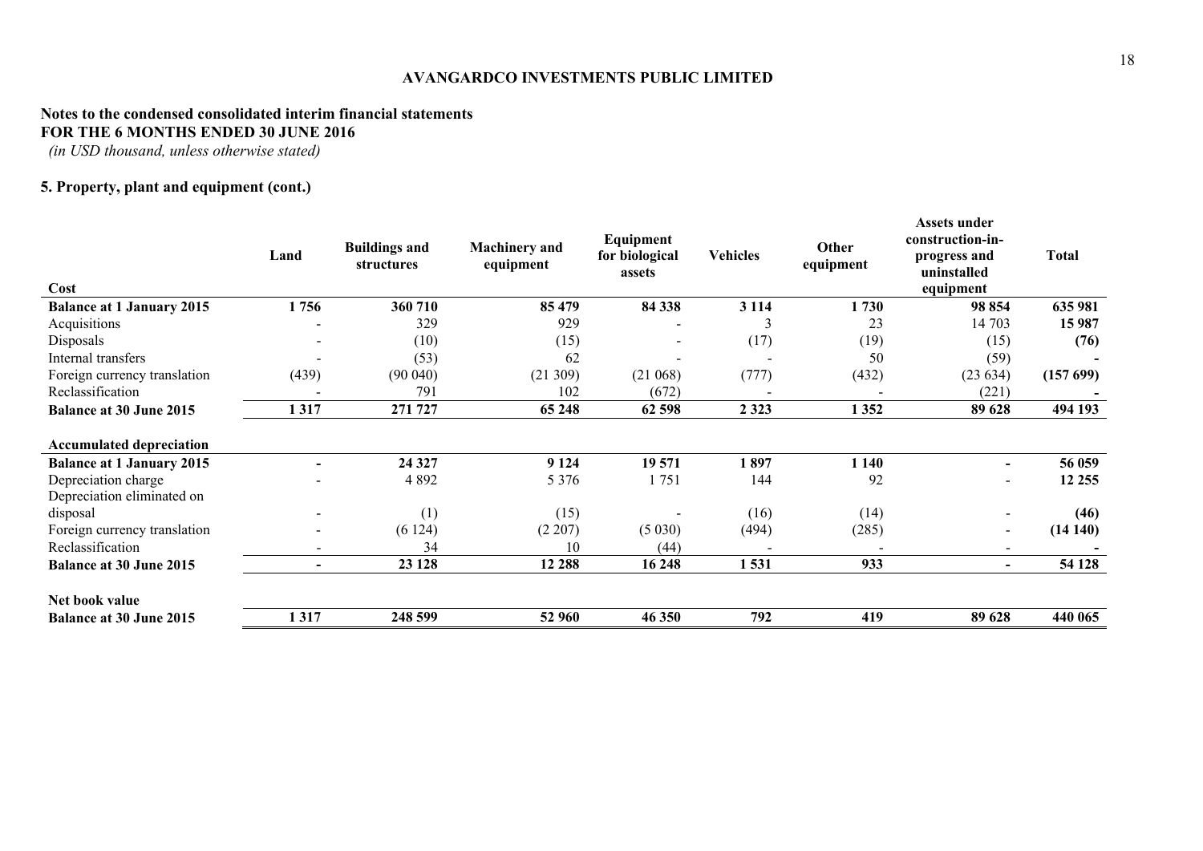**AVANGARDCO INVESTMENTS PUBLIC LIMITED**

**Notes to the condensed consolidated interim financial statements**
**FOR THE 6 MONTHS ENDED 30 JUNE 2016**
*(in USD thousand, unless otherwise stated)*

**5. Property, plant and equipment (cont.)**

| Cost | Land | Buildings and structures | Machinery and equipment | Equipment for biological assets | Vehicles | Other equipment | Assets under construction-in-progress and uninstalled equipment | Total |
|---|---|---|---|---|---|---|---|---|
| **Balance at 1 January 2015** | **1 756** | **360 710** | **85 479** | **84 338** | **3 114** | **1 730** | **98 854** | **635 981** |
| Acquisitions | - | 329 | 929 | - | 3 | 23 | 14 703 | **15 987** |
| Disposals | - | (10) | (15) | - | (17) | (19) | (15) | **(76)** |
| Internal transfers | - | (53) | 62 | - | - | 50 | (59) | **-** |
| Foreign currency translation | (439) | (90 040) | (21 309) | (21 068) | (777) | (432) | (23 634) | **(157 699)** |
| Reclassification | - | 791 | 102 | (672) | - | - | (221) | **-** |
| **Balance at 30 June 2015** | **1 317** | **271 727** | **65 248** | **62 598** | **2 323** | **1 352** | **89 628** | **494 193** |
| | | | | | | | | |
| **Accumulated depreciation** | | | | | | | | |
| **Balance at 1 January 2015** | **-** | **24 327** | **9 124** | **19 571** | **1 897** | **1 140** | **-** | **56 059** |
| Depreciation charge | - | 4 892 | 5 376 | 1 751 | 144 | 92 | - | **12 255** |
| Depreciation eliminated on disposal | - | (1) | (15) | - | (16) | (14) | - | **(46)** |
| Foreign currency translation | - | (6 124) | (2 207) | (5 030) | (494) | (285) | - | **(14 140)** |
| Reclassification | - | 34 | 10 | (44) | - | - | - | **-** |
| **Balance at 30 June 2015** | **-** | **23 128** | **12 288** | **16 248** | **1 531** | **933** | **-** | **54 128** |
| | | | | | | | | |
| **Net book value** | | | | | | | | |
| **Balance at 30 June 2015** | **1 317** | **248 599** | **52 960** | **46 350** | **792** | **419** | **89 628** | **440 065** |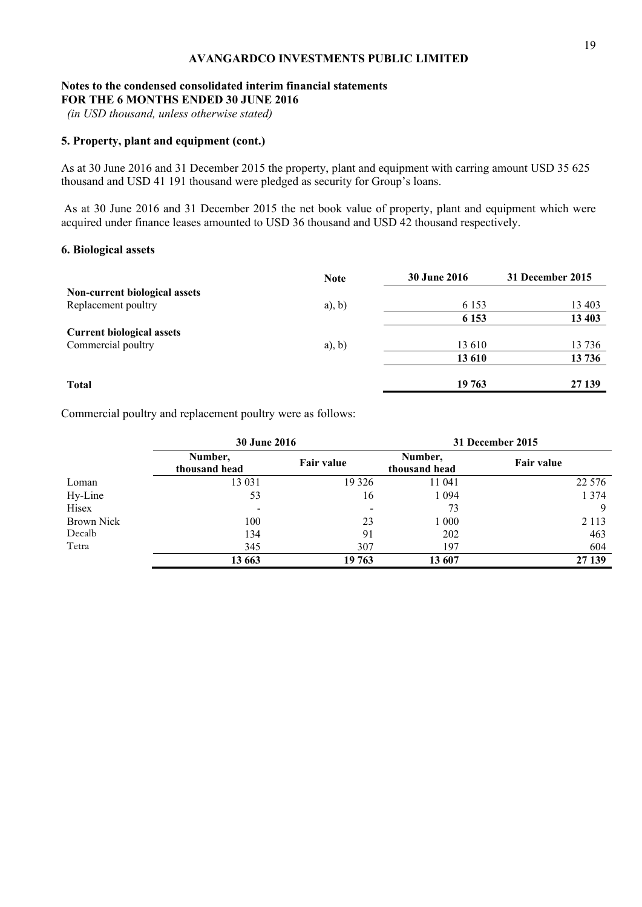**AVANGARDCO INVESTMENTS PUBLIC LIMITED**

**Notes to the condensed consolidated interim financial statements**
**FOR THE 6 MONTHS ENDED 30 JUNE 2016**
*(in USD thousand, unless otherwise stated)*

### 5. Property, plant and equipment (cont.)

As at 30 June 2016 and 31 December 2015 the property, plant and equipment with carring amount USD 35 625 thousand and USD 41 191 thousand were pledged as security for Group's loans.

As at 30 June 2016 and 31 December 2015 the net book value of property, plant and equipment which were acquired under finance leases amounted to USD 36 thousand and USD 42 thousand respectively.

### 6. Biological assets

| | Note | 30 June 2016 | 31 December 2015 |
|---|---|---|---|
| **Non-current biological assets** | | | |
| Replacement poultry | a), b) | 6 153 | 13 403 |
| | | **6 153** | **13 403** |
| **Current biological assets** | | | |
| Commercial poultry | a), b) | 13 610 | 13 736 |
| | | **13 610** | **13 736** |
| **Total** | | **19 763** | **27 139** |

Commercial poultry and replacement poultry were as follows:

| | 30 June 2016 | | 31 December 2015 | |
|---|---|---|---|---|
| | Number, thousand head | Fair value | Number, thousand head | Fair value |
| Loman | 13 031 | 19 326 | 11 041 | 22 576 |
| Hy-Line | 53 | 16 | 1 094 | 1 374 |
| Hisex | - | - | 73 | 9 |
| Brown Nick | 100 | 23 | 1 000 | 2 113 |
| Decalb | 134 | 91 | 202 | 463 |
| Tetra | 345 | 307 | 197 | 604 |
| | **13 663** | **19 763** | **13 607** | **27 139** |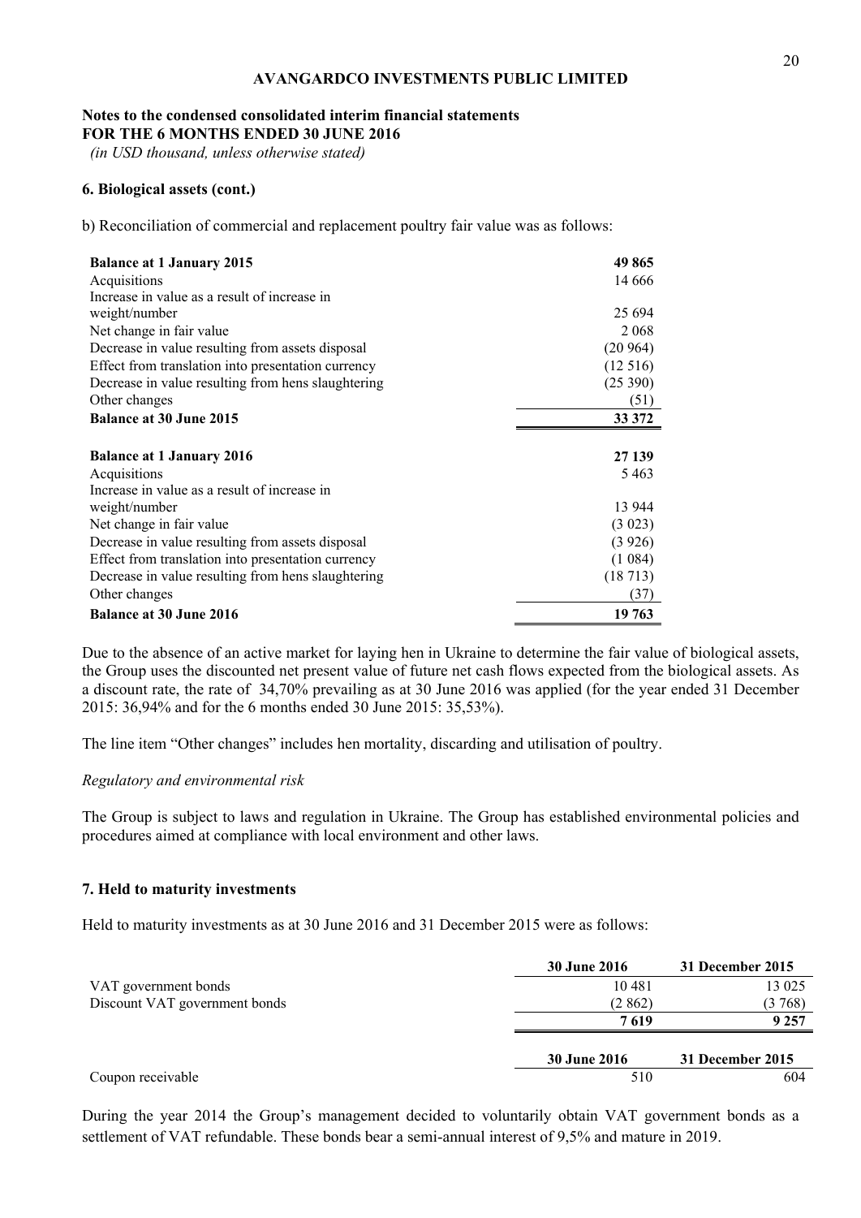**AVANGARDCO INVESTMENTS PUBLIC LIMITED**

**Notes to the condensed consolidated interim financial statements**
**FOR THE 6 MONTHS ENDED 30 JUNE 2016**
*(in USD thousand, unless otherwise stated)*

**6. Biological assets (cont.)**

b) Reconciliation of commercial and replacement poultry fair value was as follows:

| | |
|---|---|
| **Balance at 1 January 2015** | **49 865** |
| Acquisitions | 14 666 |
| Increase in value as a result of increase in weight/number | 25 694 |
| Net change in fair value | 2 068 |
| Decrease in value resulting from assets disposal | (20 964) |
| Effect from translation into presentation currency | (12 516) |
| Decrease in value resulting from hens slaughtering | (25 390) |
| Other changes | (51) |
| **Balance at 30 June 2015** | **33 372** |
| | |
| **Balance at 1 January 2016** | **27 139** |
| Acquisitions | 5 463 |
| Increase in value as a result of increase in weight/number | 13 944 |
| Net change in fair value | (3 023) |
| Decrease in value resulting from assets disposal | (3 926) |
| Effect from translation into presentation currency | (1 084) |
| Decrease in value resulting from hens slaughtering | (18 713) |
| Other changes | (37) |
| **Balance at 30 June 2016** | **19 763** |

Due to the absence of an active market for laying hen in Ukraine to determine the fair value of biological assets, the Group uses the discounted net present value of future net cash flows expected from the biological assets. As a discount rate, the rate of 34,70% prevailing as at 30 June 2016 was applied (for the year ended 31 December 2015: 36,94% and for the 6 months ended 30 June 2015: 35,53%).

The line item "Other changes" includes hen mortality, discarding and utilisation of poultry.

*Regulatory and environmental risk*

The Group is subject to laws and regulation in Ukraine. The Group has established environmental policies and procedures aimed at compliance with local environment and other laws.

**7. Held to maturity investments**

Held to maturity investments as at 30 June 2016 and 31 December 2015 were as follows:

| | 30 June 2016 | 31 December 2015 |
|---|---|---|
| VAT government bonds | 10 481 | 13 025 |
| Discount VAT government bonds | (2 862) | (3 768) |
| | **7 619** | **9 257** |

| | 30 June 2016 | 31 December 2015 |
|---|---|---|
| Coupon receivable | 510 | 604 |

During the year 2014 the Group's management decided to voluntarily obtain VAT government bonds as a settlement of VAT refundable. These bonds bear a semi-annual interest of 9,5% and mature in 2019.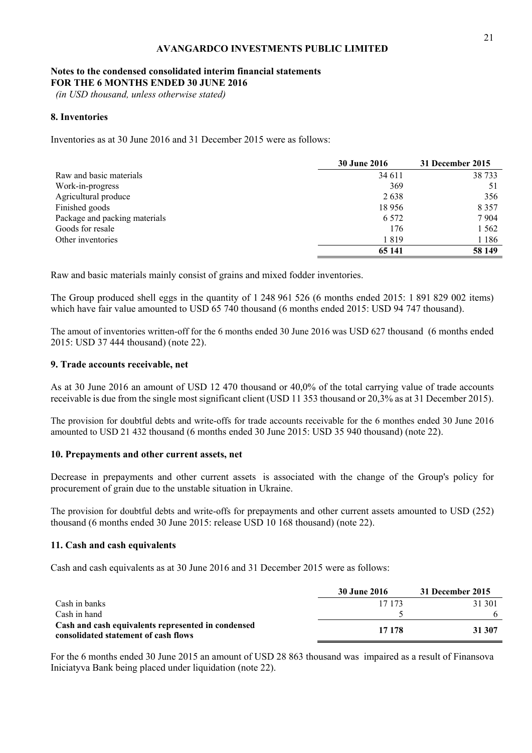**AVANGARDCO INVESTMENTS PUBLIC LIMITED**

**Notes to the condensed consolidated interim financial statements**
**FOR THE 6 MONTHS ENDED 30 JUNE 2016**
*(in USD thousand, unless otherwise stated)*

## 8. Inventories

Inventories as at 30 June 2016 and 31 December 2015 were as follows:

| | 30 June 2016 | 31 December 2015 |
|---|---|---|
| Raw and basic materials | 34 611 | 38 733 |
| Work-in-progress | 369 | 51 |
| Agricultural produce | 2 638 | 356 |
| Finished goods | 18 956 | 8 357 |
| Package and packing materials | 6 572 | 7 904 |
| Goods for resale | 176 | 1 562 |
| Other inventories | 1 819 | 1 186 |
| | **65 141** | **58 149** |

Raw and basic materials mainly consist of grains and mixed fodder inventories.

The Group produced shell eggs in the quantity of 1 248 961 526 (6 months ended 2015: 1 891 829 002 items) which have fair value amounted to USD 65 740 thousand (6 months ended 2015: USD 94 747 thousand).

The amout of inventories written-off for the 6 months ended 30 June 2016 was USD 627 thousand (6 months ended 2015: USD 37 444 thousand) (note 22).

## 9. Trade accounts receivable, net

As at 30 June 2016 an amount of USD 12 470 thousand or 40,0% of the total carrying value of trade accounts receivable is due from the single most significant client (USD 11 353 thousand or 20,3% as at 31 December 2015).

The provision for doubtful debts and write-offs for trade accounts receivable for the 6 monthes ended 30 June 2016 amounted to USD 21 432 thousand (6 months ended 30 June 2015: USD 35 940 thousand) (note 22).

## 10. Prepayments and other current assets, net

Decrease in prepayments and other current assets is associated with the change of the Group's policy for procurement of grain due to the unstable situation in Ukraine.

The provision for doubtful debts and write-offs for prepayments and other current assets amounted to USD (252) thousand (6 months ended 30 June 2015: release USD 10 168 thousand) (note 22).

## 11. Cash and cash equivalents

Cash and cash equivalents as at 30 June 2016 and 31 December 2015 were as follows:

| | 30 June 2016 | 31 December 2015 |
|---|---|---|
| Cash in banks | 17 173 | 31 301 |
| Cash in hand | 5 | 6 |
| **Cash and cash equivalents represented in condensed consolidated statement of cash flows** | **17 178** | **31 307** |

For the 6 months ended 30 June 2015 an amount of USD 28 863 thousand was impaired as a result of Finansova Iniciatyva Bank being placed under liquidation (note 22).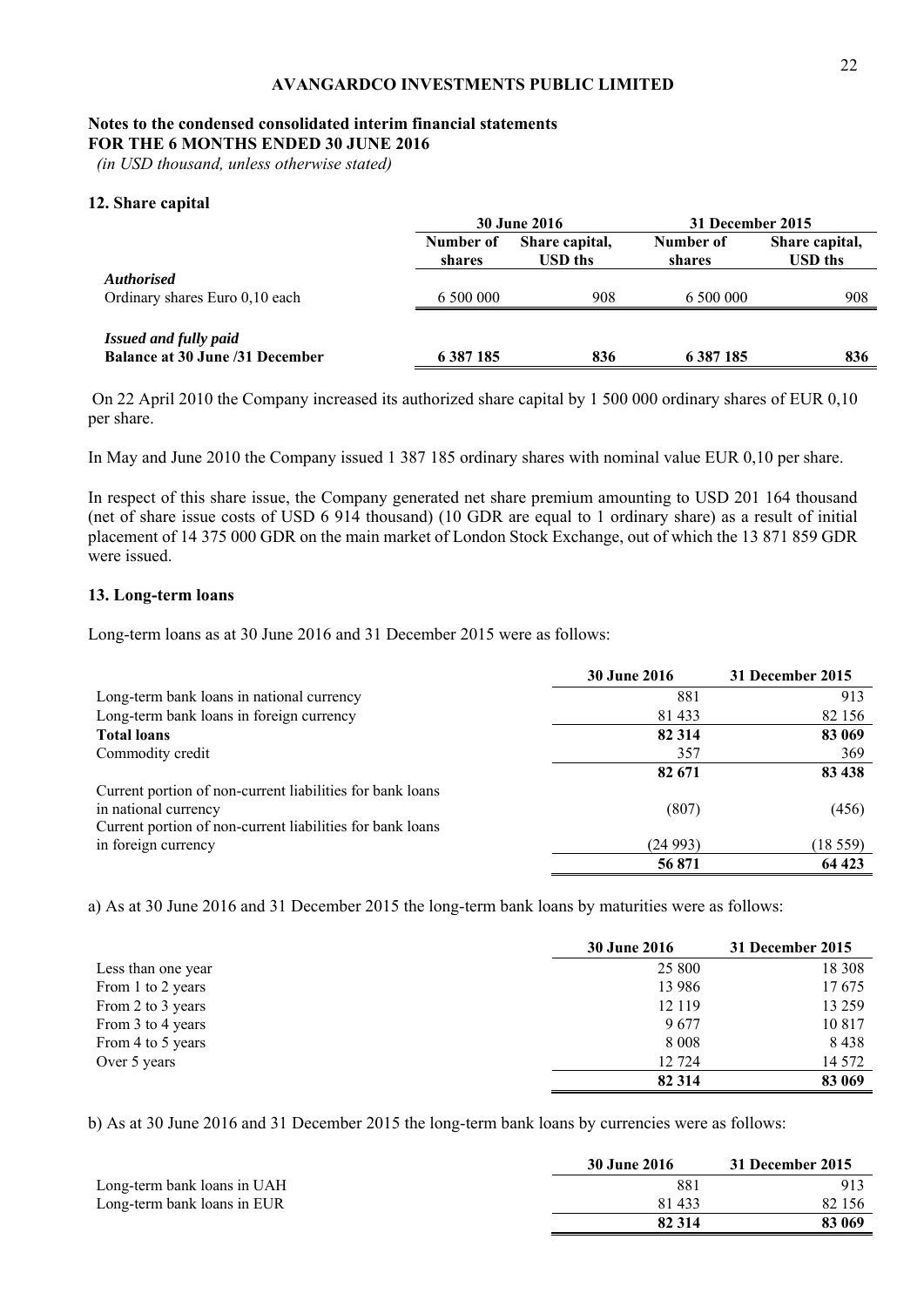**AVANGARDCO INVESTMENTS PUBLIC LIMITED**

**Notes to the condensed consolidated interim financial statements**
**FOR THE 6 MONTHS ENDED 30 JUNE 2016**
*(in USD thousand, unless otherwise stated)*

## 12. Share capital

| | 30 June 2016 | | 31 December 2015 | |
|---|---|---|---|---|
| | Number of shares | Share capital, USD ths | Number of shares | Share capital, USD ths |
| ***Authorised*** | | | | |
| Ordinary shares Euro 0,10 each | 6 500 000 | 908 | 6 500 000 | 908 |
| ***Issued and fully paid*** | | | | |
| **Balance at 30 June /31 December** | **6 387 185** | **836** | **6 387 185** | **836** |

On 22 April 2010 the Company increased its authorized share capital by 1 500 000 ordinary shares of EUR 0,10 per share.

In May and June 2010 the Company issued 1 387 185 ordinary shares with nominal value EUR 0,10 per share.

In respect of this share issue, the Company generated net share premium amounting to USD 201 164 thousand (net of share issue costs of USD 6 914 thousand) (10 GDR are equal to 1 ordinary share) as a result of initial placement of 14 375 000 GDR on the main market of London Stock Exchange, out of which the 13 871 859 GDR were issued.

## 13. Long-term loans

Long-term loans as at 30 June 2016 and 31 December 2015 were as follows:

| | 30 June 2016 | 31 December 2015 |
|---|---|---|
| Long-term bank loans in national currency | 881 | 913 |
| Long-term bank loans in foreign currency | 81 433 | 82 156 |
| **Total loans** | **82 314** | **83 069** |
| Commodity credit | 357 | 369 |
| | **82 671** | **83 438** |
| Current portion of non-current liabilities for bank loans in national currency | (807) | (456) |
| Current portion of non-current liabilities for bank loans in foreign currency | (24 993) | (18 559) |
| | **56 871** | **64 423** |

a) As at 30 June 2016 and 31 December 2015 the long-term bank loans by maturities were as follows:

| | 30 June 2016 | 31 December 2015 |
|---|---|---|
| Less than one year | 25 800 | 18 308 |
| From 1 to 2 years | 13 986 | 17 675 |
| From 2 to 3 years | 12 119 | 13 259 |
| From 3 to 4 years | 9 677 | 10 817 |
| From 4 to 5 years | 8 008 | 8 438 |
| Over 5 years | 12 724 | 14 572 |
| | **82 314** | **83 069** |

b) As at 30 June 2016 and 31 December 2015 the long-term bank loans by currencies were as follows:

| | 30 June 2016 | 31 December 2015 |
|---|---|---|
| Long-term bank loans in UAH | 881 | 913 |
| Long-term bank loans in EUR | 81 433 | 82 156 |
| | **82 314** | **83 069** |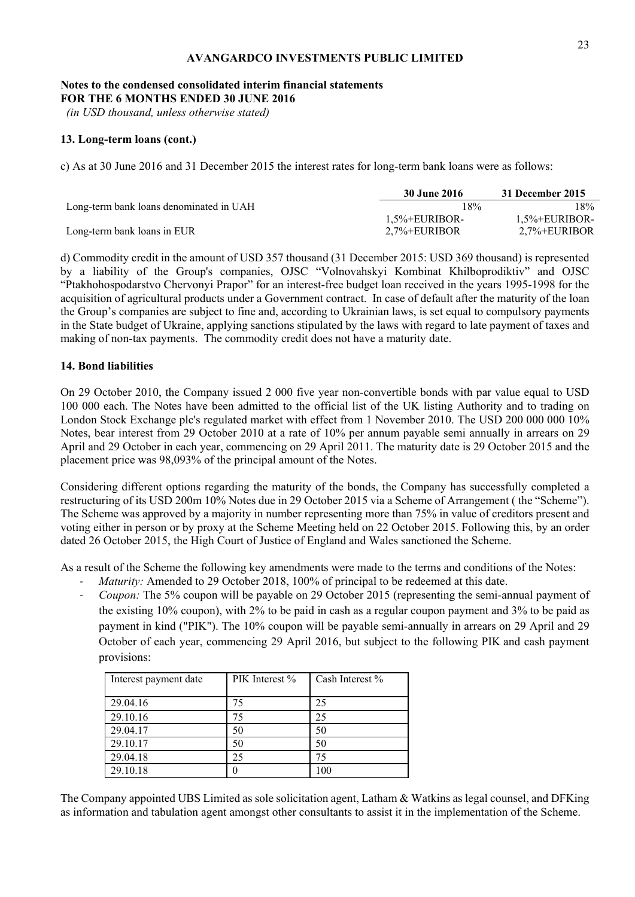**AVANGARDCO INVESTMENTS PUBLIC LIMITED**

**Notes to the condensed consolidated interim financial statements**
**FOR THE 6 MONTHS ENDED 30 JUNE 2016**
*(in USD thousand, unless otherwise stated)*

**13. Long-term loans (cont.)**

c) As at 30 June 2016 and 31 December 2015 the interest rates for long-term bank loans were as follows:

| | **30 June 2016** | **31 December 2015** |
|---|---|---|
| Long-term bank loans denominated in UAH | 18% | 18% |
| Long-term bank loans in EUR | 1,5%+EURIBOR-2,7%+EURIBOR | 1,5%+EURIBOR-2,7%+EURIBOR |

d) Commodity credit in the amount of USD 357 thousand (31 December 2015: USD 369 thousand) is represented by a liability of the Group's companies, OJSC "Volnovahskyi Kombinat Khilboprodiktiv" and OJSC "Ptakhohospodarstvo Chervonyi Prapor" for an interest-free budget loan received in the years 1995-1998 for the acquisition of agricultural products under a Government contract. In case of default after the maturity of the loan the Group's companies are subject to fine and, according to Ukrainian laws, is set equal to compulsory payments in the State budget of Ukraine, applying sanctions stipulated by the laws with regard to late payment of taxes and making of non-tax payments. The commodity credit does not have a maturity date.

**14. Bond liabilities**

On 29 October 2010, the Company issued 2 000 five year non-convertible bonds with par value equal to USD 100 000 each. The Notes have been admitted to the official list of the UK listing Authority and to trading on London Stock Exchange plc's regulated market with effect from 1 November 2010. The USD 200 000 000 10% Notes, bear interest from 29 October 2010 at a rate of 10% per annum payable semi annually in arrears on 29 April and 29 October in each year, commencing on 29 April 2011. The maturity date is 29 October 2015 and the placement price was 98,093% of the principal amount of the Notes.

Considering different options regarding the maturity of the bonds, the Company has successfully completed a restructuring of its USD 200m 10% Notes due in 29 October 2015 via a Scheme of Arrangement ( the "Scheme"). The Scheme was approved by a majority in number representing more than 75% in value of creditors present and voting either in person or by proxy at the Scheme Meeting held on 22 October 2015. Following this, by an order dated 26 October 2015, the High Court of Justice of England and Wales sanctioned the Scheme.

As a result of the Scheme the following key amendments were made to the terms and conditions of the Notes:

- *Maturity:* Amended to 29 October 2018, 100% of principal to be redeemed at this date.
- *Coupon:* The 5% coupon will be payable on 29 October 2015 (representing the semi-annual payment of the existing 10% coupon), with 2% to be paid in cash as a regular coupon payment and 3% to be paid as payment in kind ("PIK"). The 10% coupon will be payable semi-annually in arrears on 29 April and 29 October of each year, commencing 29 April 2016, but subject to the following PIK and cash payment provisions:

| Interest payment date | PIK Interest % | Cash Interest % |
|---|---|---|
| 29.04.16 | 75 | 25 |
| 29.10.16 | 75 | 25 |
| 29.04.17 | 50 | 50 |
| 29.10.17 | 50 | 50 |
| 29.04.18 | 25 | 75 |
| 29.10.18 | 0 | 100 |

The Company appointed UBS Limited as sole solicitation agent, Latham & Watkins as legal counsel, and DFKing as information and tabulation agent amongst other consultants to assist it in the implementation of the Scheme.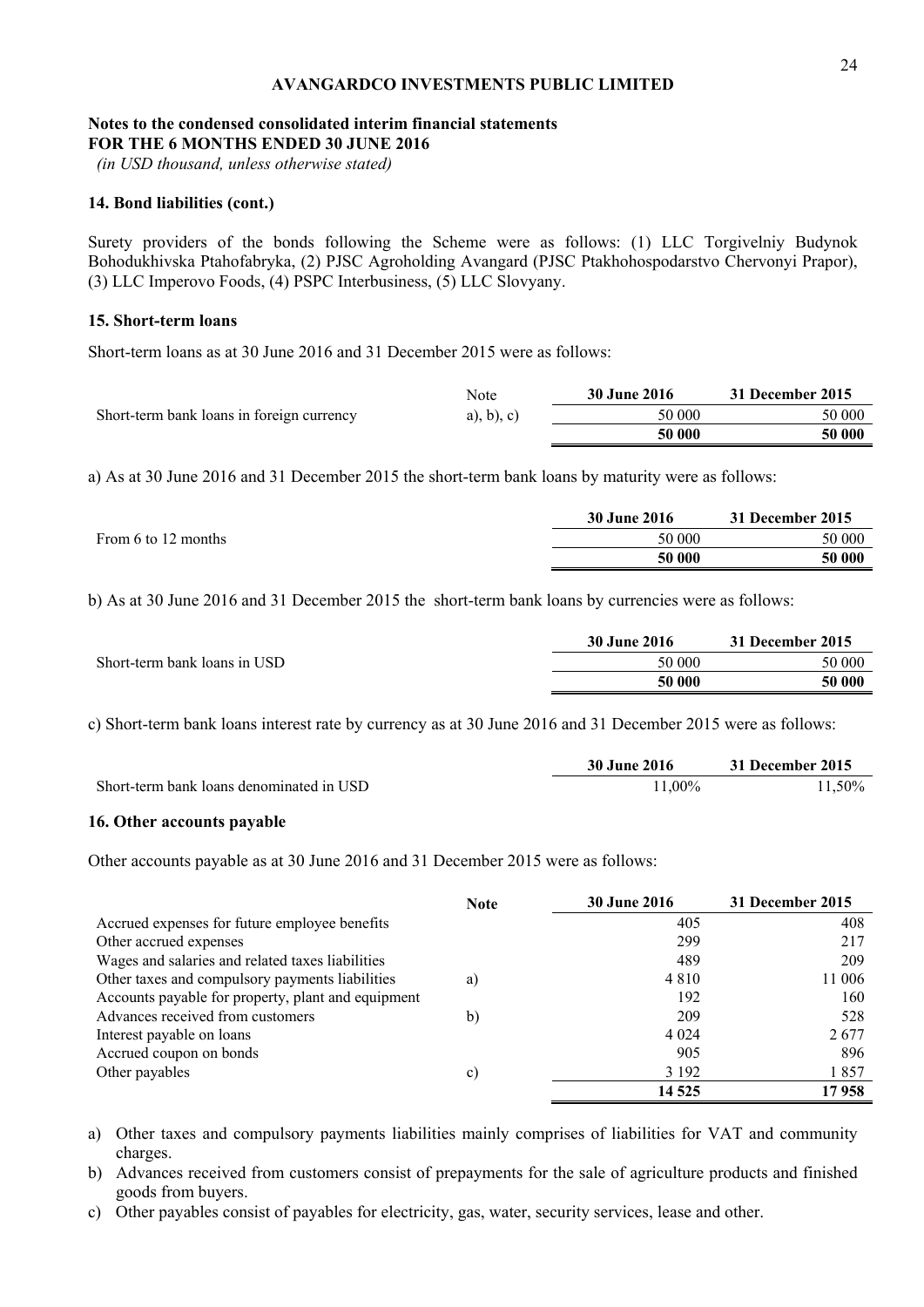**AVANGARDCO INVESTMENTS PUBLIC LIMITED**

**Notes to the condensed consolidated interim financial statements**
**FOR THE 6 MONTHS ENDED 30 JUNE 2016**
*(in USD thousand, unless otherwise stated)*

### 14. Bond liabilities (cont.)

Surety providers of the bonds following the Scheme were as follows: (1) LLC Torgivelniy Budynok Bohodukhivska Ptahofabryka, (2) PJSC Agroholding Avangard (PJSC Ptakhohospodarstvo Chervonyi Prapor), (3) LLC Imperovo Foods, (4) PSPC Interbusiness, (5) LLC Slovyany.

### 15. Short-term loans

Short-term loans as at 30 June 2016 and 31 December 2015 were as follows:

| | Note | 30 June 2016 | 31 December 2015 |
|---|---|---|---|
| Short-term bank loans in foreign currency | a), b), c) | 50 000 | 50 000 |
| | | **50 000** | **50 000** |

a) As at 30 June 2016 and 31 December 2015 the short-term bank loans by maturity were as follows:

| | 30 June 2016 | 31 December 2015 |
|---|---|---|
| From 6 to 12 months | 50 000 | 50 000 |
| | **50 000** | **50 000** |

b) As at 30 June 2016 and 31 December 2015 the short-term bank loans by currencies were as follows:

| | 30 June 2016 | 31 December 2015 |
|---|---|---|
| Short-term bank loans in USD | 50 000 | 50 000 |
| | **50 000** | **50 000** |

c) Short-term bank loans interest rate by currency as at 30 June 2016 and 31 December 2015 were as follows:

| | 30 June 2016 | 31 December 2015 |
|---|---|---|
| Short-term bank loans denominated in USD | 11,00% | 11,50% |

### 16. Other accounts payable

Other accounts payable as at 30 June 2016 and 31 December 2015 were as follows:

| | Note | 30 June 2016 | 31 December 2015 |
|---|---|---|---|
| Accrued expenses for future employee benefits | | 405 | 408 |
| Other accrued expenses | | 299 | 217 |
| Wages and salaries and related taxes liabilities | | 489 | 209 |
| Other taxes and compulsory payments liabilities | a) | 4 810 | 11 006 |
| Accounts payable for property, plant and equipment | | 192 | 160 |
| Advances received from customers | b) | 209 | 528 |
| Interest payable on loans | | 4 024 | 2 677 |
| Accrued coupon on bonds | | 905 | 896 |
| Other payables | c) | 3 192 | 1 857 |
| | | **14 525** | **17 958** |

a) Other taxes and compulsory payments liabilities mainly comprises of liabilities for VAT and community charges.

b) Advances received from customers consist of prepayments for the sale of agriculture products and finished goods from buyers.

c) Other payables consist of payables for electricity, gas, water, security services, lease and other.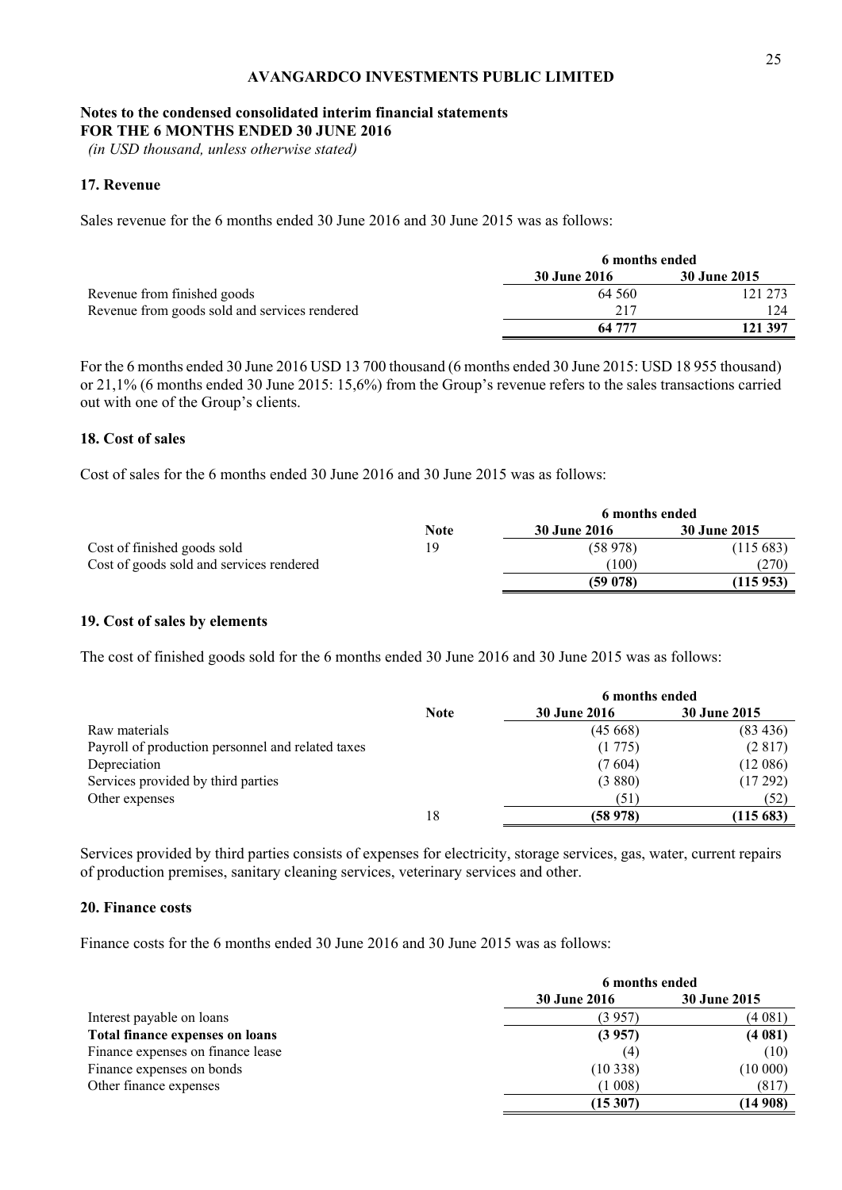**AVANGARDCO INVESTMENTS PUBLIC LIMITED**

**Notes to the condensed consolidated interim financial statements**
**FOR THE 6 MONTHS ENDED 30 JUNE 2016**
*(in USD thousand, unless otherwise stated)*

## 17. Revenue

Sales revenue for the 6 months ended 30 June 2016 and 30 June 2015 was as follows:

| | 6 months ended | |
|---|---|---|
| | **30 June 2016** | **30 June 2015** |
| Revenue from finished goods | 64 560 | 121 273 |
| Revenue from goods sold and services rendered | 217 | 124 |
| | **64 777** | **121 397** |

For the 6 months ended 30 June 2016 USD 13 700 thousand (6 months ended 30 June 2015: USD 18 955 thousand) or 21,1% (6 months ended 30 June 2015: 15,6%) from the Group's revenue refers to the sales transactions carried out with one of the Group's clients.

## 18. Cost of sales

Cost of sales for the 6 months ended 30 June 2016 and 30 June 2015 was as follows:

| | Note | 6 months ended | |
|---|---|---|---|
| | | **30 June 2016** | **30 June 2015** |
| Cost of finished goods sold | 19 | (58 978) | (115 683) |
| Cost of goods sold and services rendered | | (100) | (270) |
| | | **(59 078)** | **(115 953)** |

## 19. Cost of sales by elements

The cost of finished goods sold for the 6 months ended 30 June 2016 and 30 June 2015 was as follows:

| | Note | 6 months ended | |
|---|---|---|---|
| | | **30 June 2016** | **30 June 2015** |
| Raw materials | | (45 668) | (83 436) |
| Payroll of production personnel and related taxes | | (1 775) | (2 817) |
| Depreciation | | (7 604) | (12 086) |
| Services provided by third parties | | (3 880) | (17 292) |
| Other expenses | | (51) | (52) |
| | 18 | **(58 978)** | **(115 683)** |

Services provided by third parties consists of expenses for electricity, storage services, gas, water, current repairs of production premises, sanitary cleaning services, veterinary services and other.

## 20. Finance costs

Finance costs for the 6 months ended 30 June 2016 and 30 June 2015 was as follows:

| | 6 months ended | |
|---|---|---|
| | **30 June 2016** | **30 June 2015** |
| Interest payable on loans | (3 957) | (4 081) |
| **Total finance expenses on loans** | **(3 957)** | **(4 081)** |
| Finance expenses on finance lease | (4) | (10) |
| Finance expenses on bonds | (10 338) | (10 000) |
| Other finance expenses | (1 008) | (817) |
| | **(15 307)** | **(14 908)** |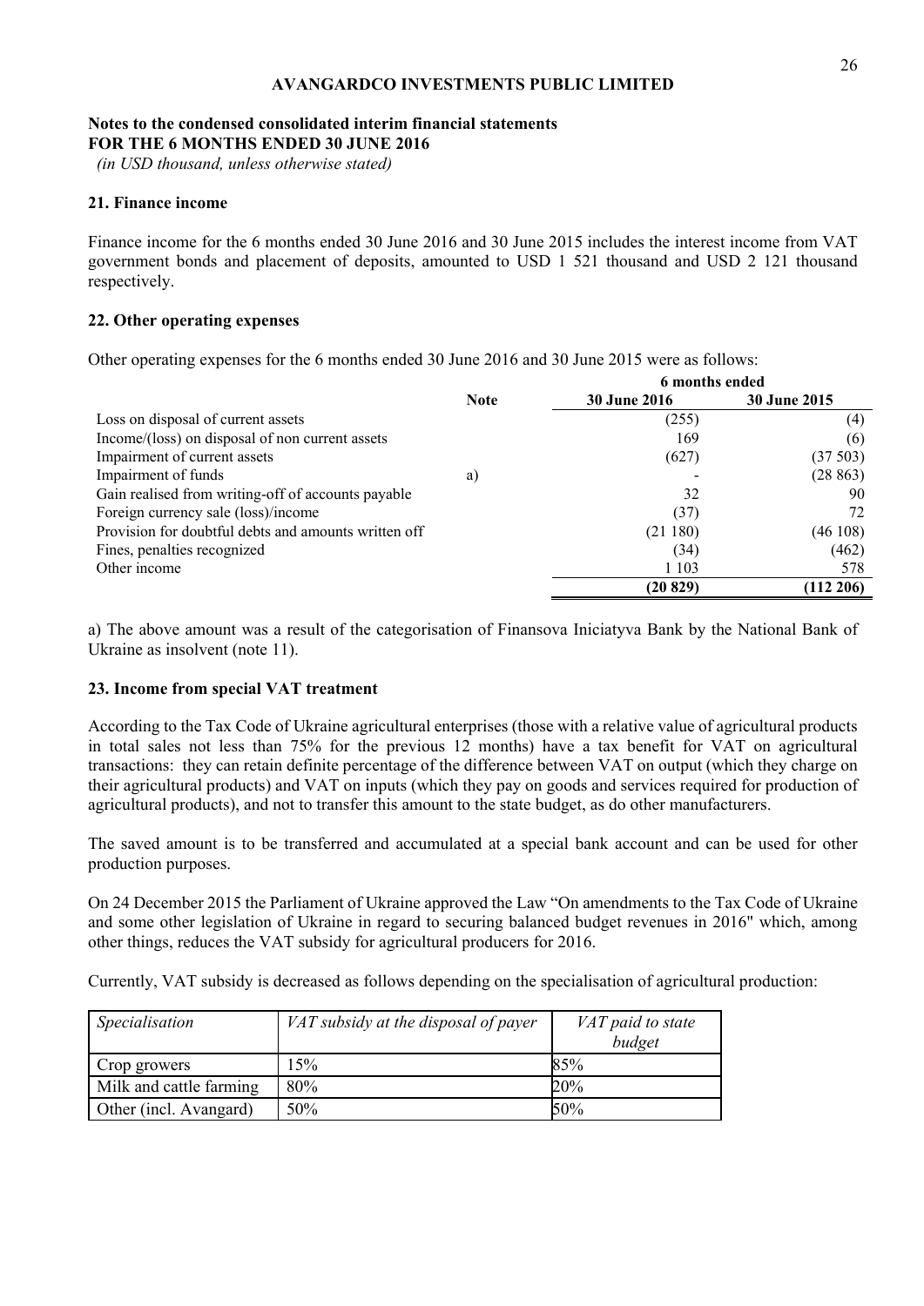**AVANGARDCO INVESTMENTS PUBLIC LIMITED**

**Notes to the condensed consolidated interim financial statements**
**FOR THE 6 MONTHS ENDED 30 JUNE 2016**
*(in USD thousand, unless otherwise stated)*

### 21. Finance income

Finance income for the 6 months ended 30 June 2016 and 30 June 2015 includes the interest income from VAT government bonds and placement of deposits, amounted to USD 1 521 thousand and USD 2 121 thousand respectively.

### 22. Other operating expenses

Other operating expenses for the 6 months ended 30 June 2016 and 30 June 2015 were as follows:

| | Note | 6 months ended | |
|---|---|---|---|
| | | **30 June 2016** | **30 June 2015** |
| Loss on disposal of current assets | | (255) | (4) |
| Income/(loss) on disposal of non current assets | | 169 | (6) |
| Impairment of current assets | | (627) | (37 503) |
| Impairment of funds | a) | - | (28 863) |
| Gain realised from writing-off of accounts payable | | 32 | 90 |
| Foreign currency sale (loss)/income | | (37) | 72 |
| Provision for doubtful debts and amounts written off | | (21 180) | (46 108) |
| Fines, penalties recognized | | (34) | (462) |
| Other income | | 1 103 | 578 |
| | | **(20 829)** | **(112 206)** |

a) The above amount was a result of the categorisation of Finansova Iniciatyva Bank by the National Bank of Ukraine as insolvent (note 11).

### 23. Income from special VAT treatment

According to the Tax Code of Ukraine agricultural enterprises (those with a relative value of agricultural products in total sales not less than 75% for the previous 12 months) have a tax benefit for VAT on agricultural transactions: they can retain definite percentage of the difference between VAT on output (which they charge on their agricultural products) and VAT on inputs (which they pay on goods and services required for production of agricultural products), and not to transfer this amount to the state budget, as do other manufacturers.

The saved amount is to be transferred and accumulated at a special bank account and can be used for other production purposes.

On 24 December 2015 the Parliament of Ukraine approved the Law "On amendments to the Tax Code of Ukraine and some other legislation of Ukraine in regard to securing balanced budget revenues in 2016" which, among other things, reduces the VAT subsidy for agricultural producers for 2016.

Currently, VAT subsidy is decreased as follows depending on the specialisation of agricultural production:

| *Specialisation* | *VAT subsidy at the disposal of payer* | *VAT paid to state budget* |
|---|---|---|
| Crop growers | 15% | 85% |
| Milk and cattle farming | 80% | 20% |
| Other (incl. Avangard) | 50% | 50% |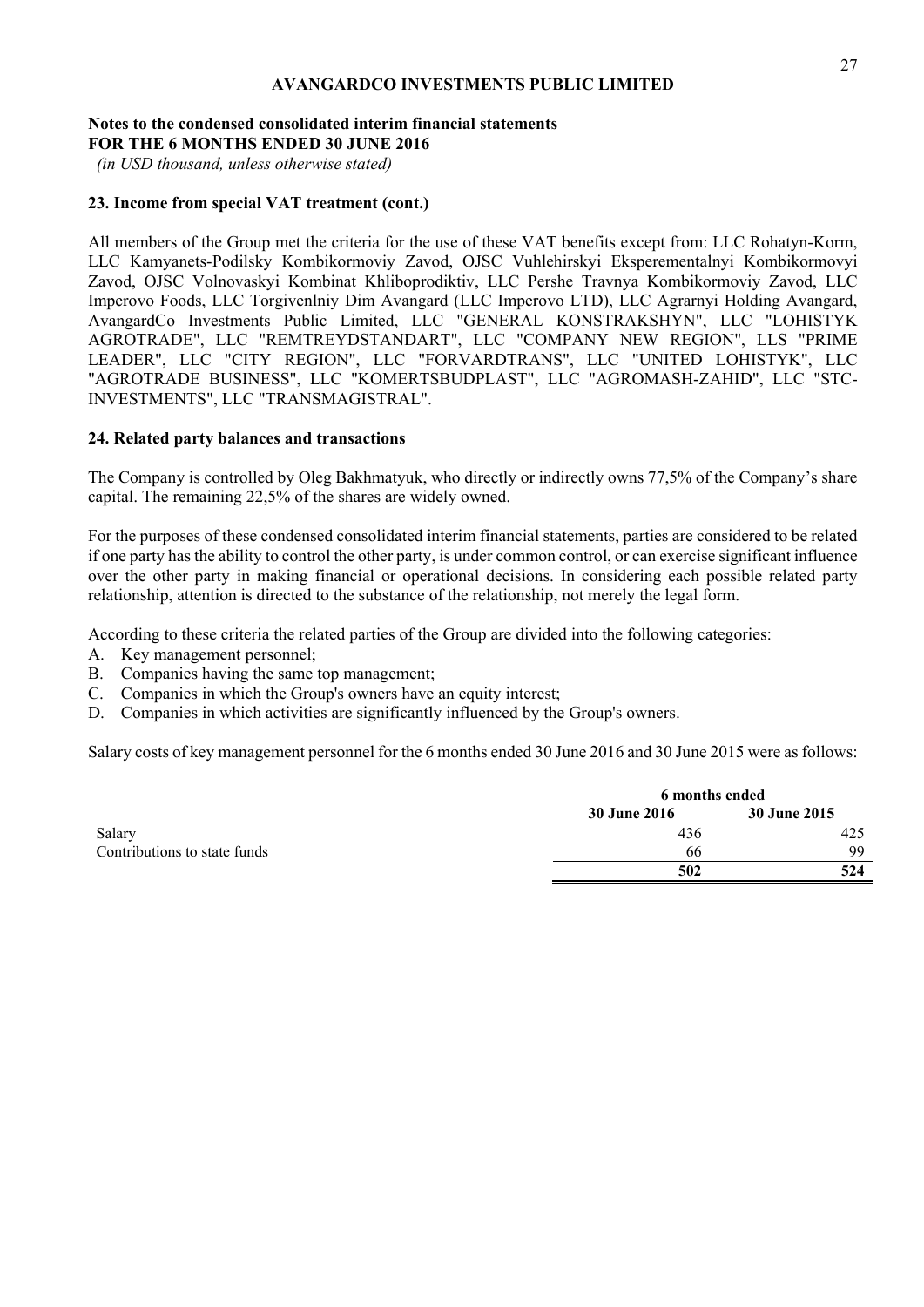**AVANGARDCO INVESTMENTS PUBLIC LIMITED**

**Notes to the condensed consolidated interim financial statements**
**FOR THE 6 MONTHS ENDED 30 JUNE 2016**
*(in USD thousand, unless otherwise stated)*

### 23. Income from special VAT treatment (cont.)

All members of the Group met the criteria for the use of these VAT benefits except from: LLC Rohatyn-Korm, LLC Kamyanets-Podilsky Kombikormoviy Zavod, OJSC Vuhlehirskyi Eksperementalnyi Kombikormovyi Zavod, OJSC Volnovaskyi Kombinat Khliboprodiktiv, LLC Pershe Travnya Kombikormoviy Zavod, LLC Imperovo Foods, LLC Torgivenlniy Dim Avangard (LLC Imperovo LTD), LLC Agrarnyi Holding Avangard, AvangardCo Investments Public Limited, LLC "GENERAL KONSTRAKSHYN", LLC "LOHISTYK AGROTRADE", LLC "REMTREYDSTANDART", LLC "COMPANY NEW REGION", LLS "PRIME LEADER", LLC "CITY REGION", LLC "FORVARDTRANS", LLC "UNITED LOHISTYK", LLC "AGROTRADE BUSINESS", LLC "KOMERTSBUDPLAST", LLC "AGROMASH-ZAHID", LLC "STC-INVESTMENTS", LLC "TRANSMAGISTRAL".

### 24. Related party balances and transactions

The Company is controlled by Oleg Bakhmatyuk, who directly or indirectly owns 77,5% of the Company's share capital. The remaining 22,5% of the shares are widely owned.

For the purposes of these condensed consolidated interim financial statements, parties are considered to be related if one party has the ability to control the other party, is under common control, or can exercise significant influence over the other party in making financial or operational decisions. In considering each possible related party relationship, attention is directed to the substance of the relationship, not merely the legal form.

According to these criteria the related parties of the Group are divided into the following categories:

A. Key management personnel;
B. Companies having the same top management;
C. Companies in which the Group's owners have an equity interest;
D. Companies in which activities are significantly influenced by the Group's owners.

Salary costs of key management personnel for the 6 months ended 30 June 2016 and 30 June 2015 were as follows:

| | 6 months ended | |
|---|---|---|
| | **30 June 2016** | **30 June 2015** |
| Salary | 436 | 425 |
| Contributions to state funds | 66 | 99 |
| | **502** | **524** |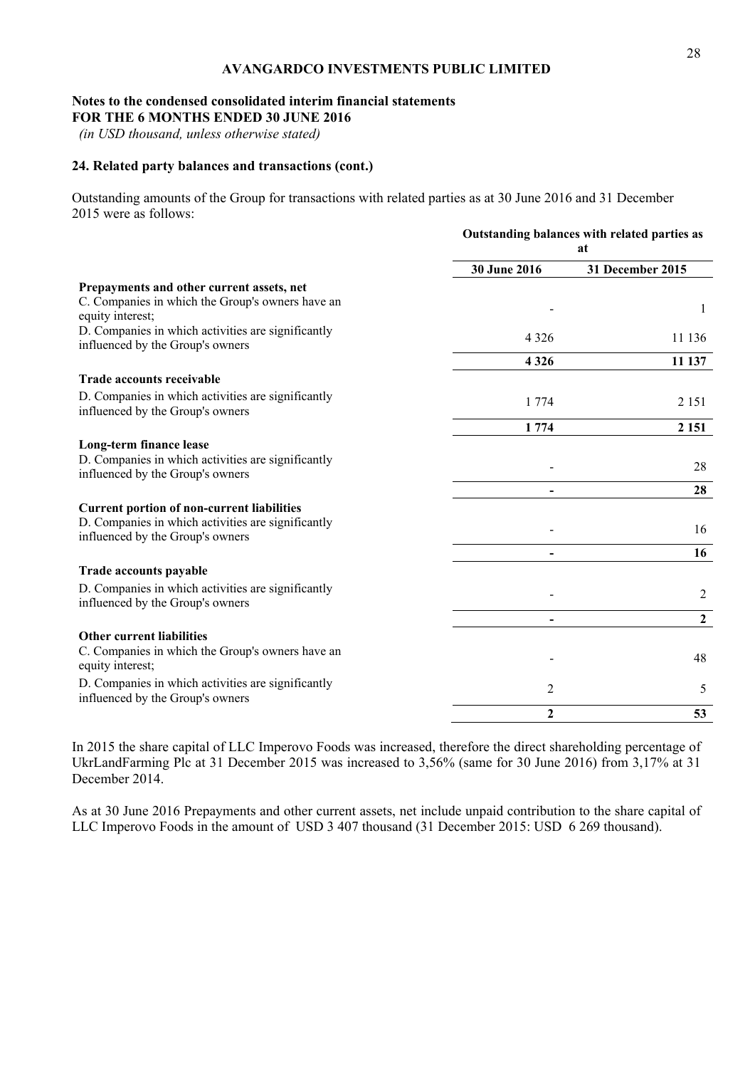# AVANGARDCO INVESTMENTS PUBLIC LIMITED

**Notes to the condensed consolidated interim financial statements**
**FOR THE 6 MONTHS ENDED 30 JUNE 2016**
*(in USD thousand, unless otherwise stated)*

## 24. Related party balances and transactions (cont.)

Outstanding amounts of the Group for transactions with related parties as at 30 June 2016 and 31 December 2015 were as follows:

| | Outstanding balances with related parties as at | |
|---|---|---|
| | **30 June 2016** | **31 December 2015** |
| **Prepayments and other current assets, net** | | |
| C. Companies in which the Group's owners have an equity interest; | - | 1 |
| D. Companies in which activities are significantly influenced by the Group's owners | 4 326 | 11 136 |
| | **4 326** | **11 137** |
| **Trade accounts receivable** | | |
| D. Companies in which activities are significantly influenced by the Group's owners | 1 774 | 2 151 |
| | **1 774** | **2 151** |
| **Long-term finance lease** | | |
| D. Companies in which activities are significantly influenced by the Group's owners | - | 28 |
| | **-** | **28** |
| **Current portion of non-current liabilities** | | |
| D. Companies in which activities are significantly influenced by the Group's owners | - | 16 |
| | **-** | **16** |
| **Trade accounts payable** | | |
| D. Companies in which activities are significantly influenced by the Group's owners | - | 2 |
| | **-** | **2** |
| **Other current liabilities** | | |
| C. Companies in which the Group's owners have an equity interest; | - | 48 |
| D. Companies in which activities are significantly influenced by the Group's owners | 2 | 5 |
| | **2** | **53** |

In 2015 the share capital of LLC Imperovo Foods was increased, therefore the direct shareholding percentage of UkrLandFarming Plc at 31 December 2015 was increased to 3,56% (same for 30 June 2016) from 3,17% at 31 December 2014.

As at 30 June 2016 Prepayments and other current assets, net include unpaid contribution to the share capital of LLC Imperovo Foods in the amount of USD 3 407 thousand (31 December 2015: USD 6 269 thousand).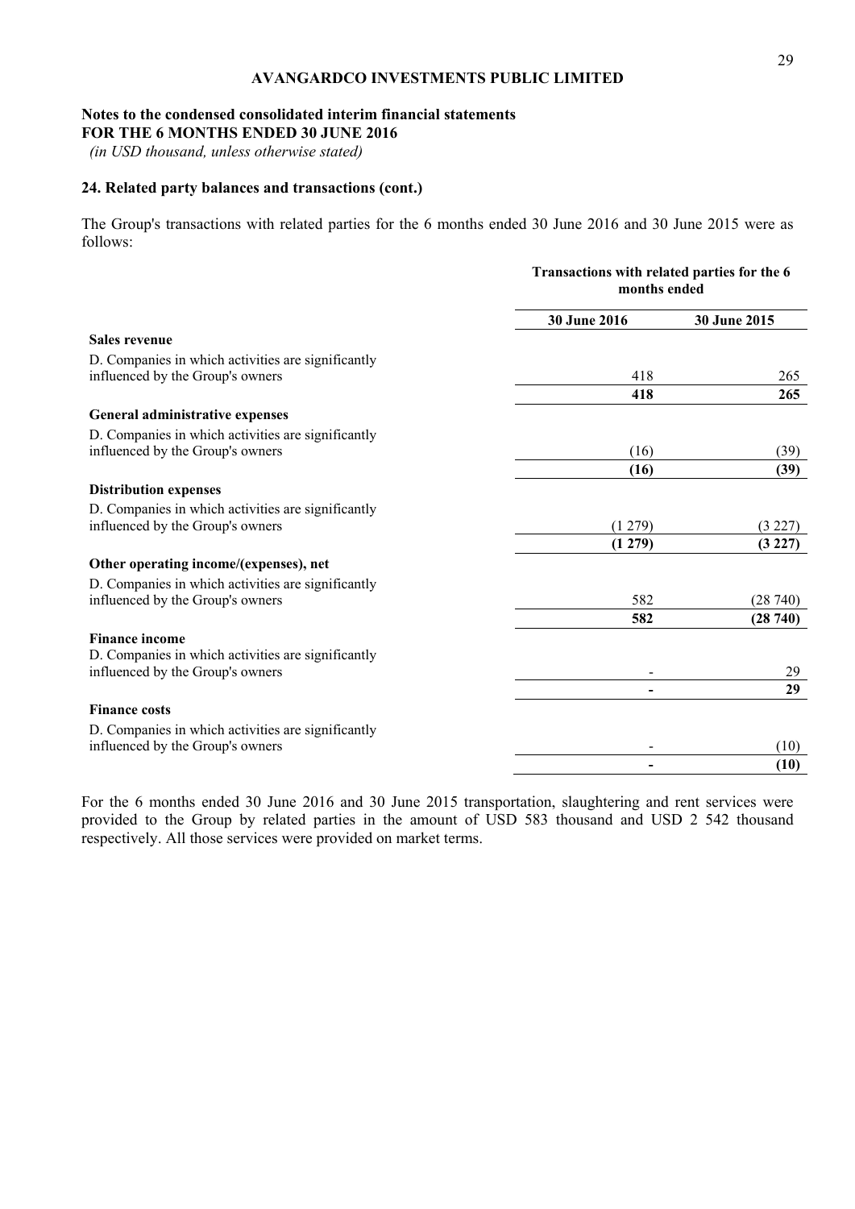**AVANGARDCO INVESTMENTS PUBLIC LIMITED**

**Notes to the condensed consolidated interim financial statements**
**FOR THE 6 MONTHS ENDED 30 JUNE 2016**
*(in USD thousand, unless otherwise stated)*

## 24. Related party balances and transactions (cont.)

The Group's transactions with related parties for the 6 months ended 30 June 2016 and 30 June 2015 were as follows:

| | Transactions with related parties for the 6 months ended | |
|---|---|---|
| | **30 June 2016** | **30 June 2015** |
| **Sales revenue** | | |
| D. Companies in which activities are significantly influenced by the Group's owners | 418 | 265 |
| | **418** | **265** |
| **General administrative expenses** | | |
| D. Companies in which activities are significantly influenced by the Group's owners | (16) | (39) |
| | **(16)** | **(39)** |
| **Distribution expenses** | | |
| D. Companies in which activities are significantly influenced by the Group's owners | (1 279) | (3 227) |
| | **(1 279)** | **(3 227)** |
| **Other operating income/(expenses), net** | | |
| D. Companies in which activities are significantly influenced by the Group's owners | 582 | (28 740) |
| | **582** | **(28 740)** |
| **Finance income** | | |
| D. Companies in which activities are significantly influenced by the Group's owners | - | 29 |
| | **-** | **29** |
| **Finance costs** | | |
| D. Companies in which activities are significantly influenced by the Group's owners | - | (10) |
| | **-** | **(10)** |

For the 6 months ended 30 June 2016 and 30 June 2015 transportation, slaughtering and rent services were provided to the Group by related parties in the amount of USD 583 thousand and USD 2 542 thousand respectively. All those services were provided on market terms.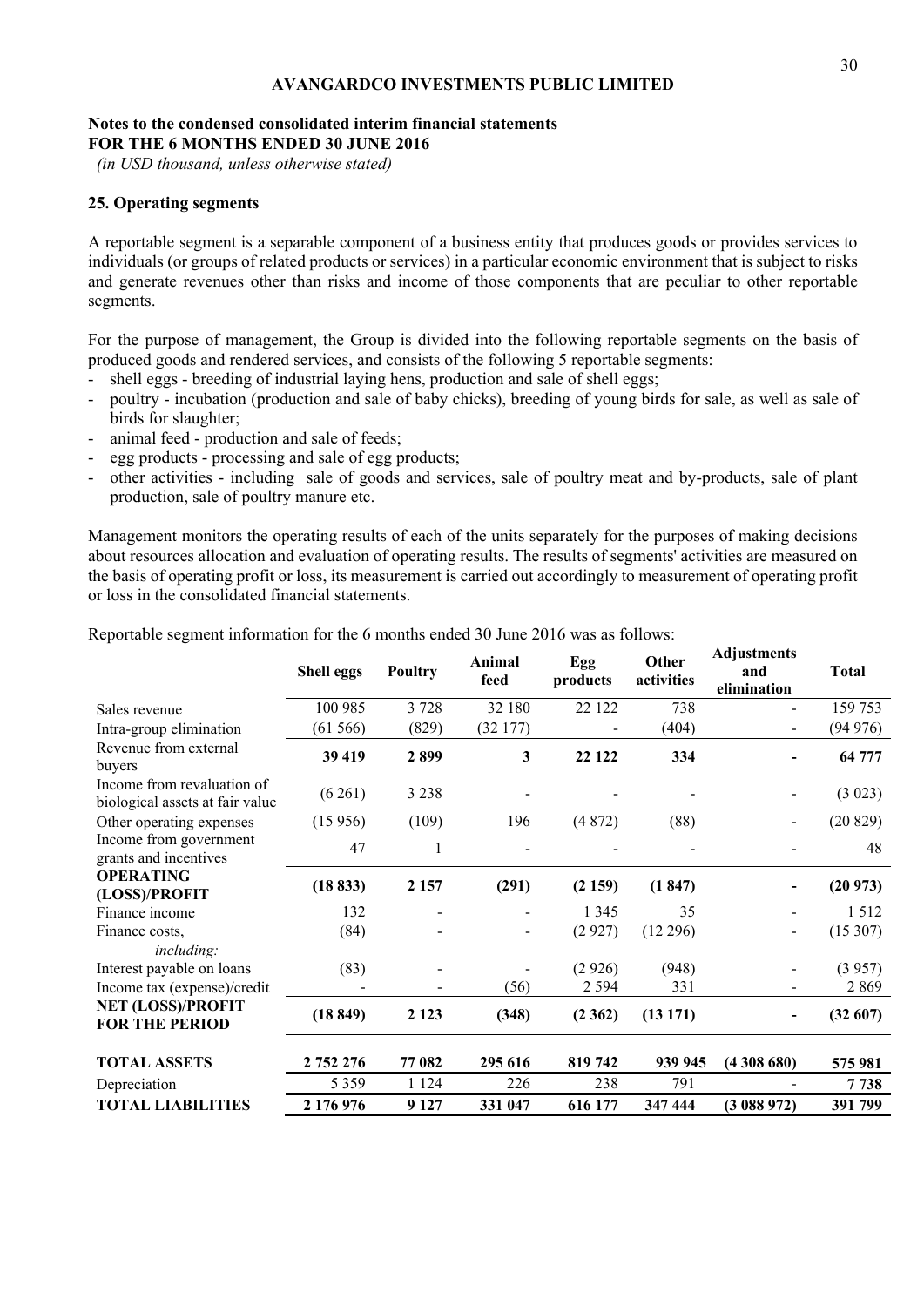**AVANGARDCO INVESTMENTS PUBLIC LIMITED**

**Notes to the condensed consolidated interim financial statements**
**FOR THE 6 MONTHS ENDED 30 JUNE 2016**
*(in USD thousand, unless otherwise stated)*

## 25. Operating segments

A reportable segment is a separable component of a business entity that produces goods or provides services to individuals (or groups of related products or services) in a particular economic environment that is subject to risks and generate revenues other than risks and income of those components that are peculiar to other reportable segments.

For the purpose of management, the Group is divided into the following reportable segments on the basis of produced goods and rendered services, and consists of the following 5 reportable segments:

- shell eggs - breeding of industrial laying hens, production and sale of shell eggs;
- poultry - incubation (production and sale of baby chicks), breeding of young birds for sale, as well as sale of birds for slaughter;
- animal feed - production and sale of feeds;
- egg products - processing and sale of egg products;
- other activities - including sale of goods and services, sale of poultry meat and by-products, sale of plant production, sale of poultry manure etc.

Management monitors the operating results of each of the units separately for the purposes of making decisions about resources allocation and evaluation of operating results. The results of segments' activities are measured on the basis of operating profit or loss, its measurement is carried out accordingly to measurement of operating profit or loss in the consolidated financial statements.

Reportable segment information for the 6 months ended 30 June 2016 was as follows:

| | Shell eggs | Poultry | Animal feed | Egg products | Other activities | Adjustments and elimination | Total |
|---|---|---|---|---|---|---|---|
| Sales revenue | 100 985 | 3 728 | 32 180 | 22 122 | 738 | - | 159 753 |
| Intra-group elimination | (61 566) | (829) | (32 177) | - | (404) | - | (94 976) |
| Revenue from external buyers | **39 419** | **2 899** | **3** | **22 122** | **334** | **-** | **64 777** |
| Income from revaluation of biological assets at fair value | (6 261) | 3 238 | - | - | - | - | (3 023) |
| Other operating expenses | (15 956) | (109) | 196 | (4 872) | (88) | - | (20 829) |
| Income from government grants and incentives | 47 | 1 | - | - | - | - | 48 |
| **OPERATING (LOSS)/PROFIT** | **(18 833)** | **2 157** | **(291)** | **(2 159)** | **(1 847)** | **-** | **(20 973)** |
| Finance income | 132 | - | - | 1 345 | 35 | - | 1 512 |
| Finance costs, | (84) | - | - | (2 927) | (12 296) | - | (15 307) |
| *including:* | | | | | | | |
| Interest payable on loans | (83) | - | - | (2 926) | (948) | - | (3 957) |
| Income tax (expense)/credit | - | - | (56) | 2 594 | 331 | - | 2 869 |
| **NET (LOSS)/PROFIT FOR THE PERIOD** | **(18 849)** | **2 123** | **(348)** | **(2 362)** | **(13 171)** | **-** | **(32 607)** |
| | | | | | | | |
| **TOTAL ASSETS** | **2 752 276** | **77 082** | **295 616** | **819 742** | **939 945** | **(4 308 680)** | **575 981** |
| Depreciation | 5 359 | 1 124 | 226 | 238 | 791 | - | **7 738** |
| **TOTAL LIABILITIES** | **2 176 976** | **9 127** | **331 047** | **616 177** | **347 444** | **(3 088 972)** | **391 799** |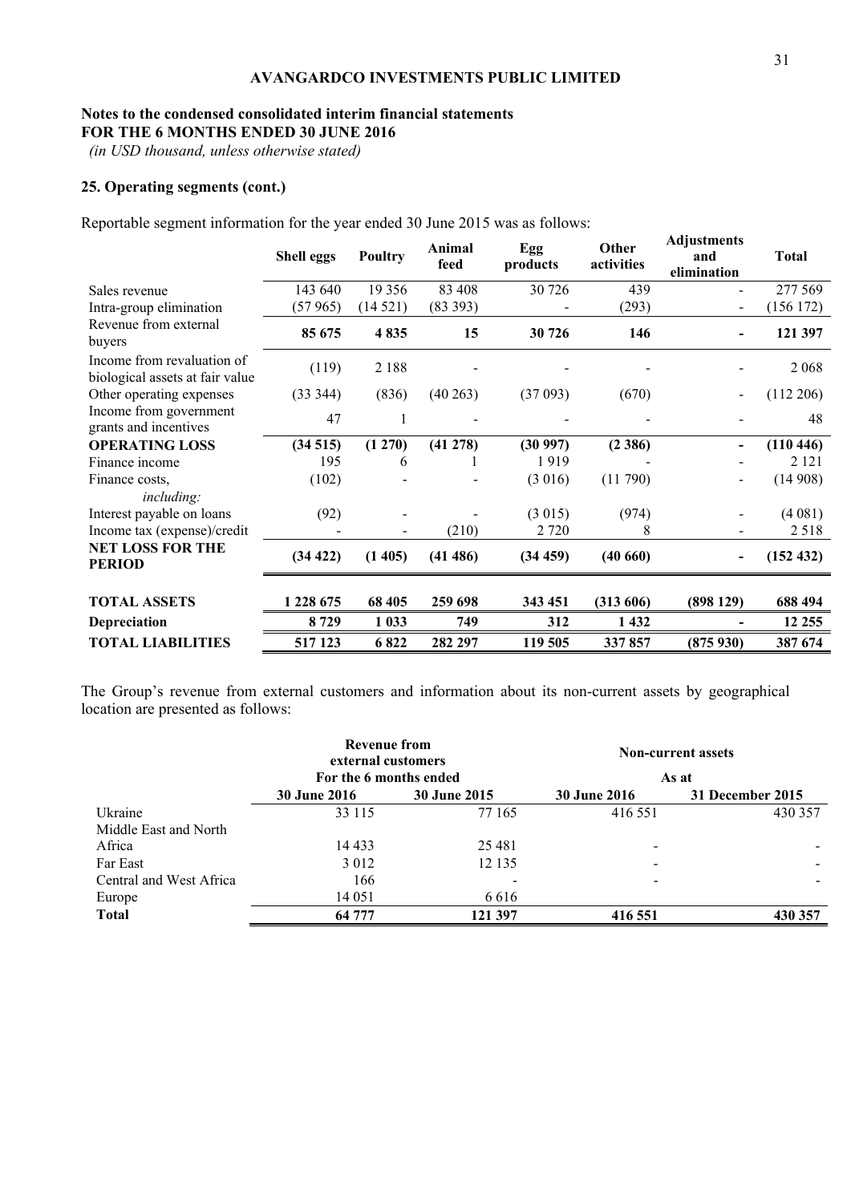**AVANGARDCO INVESTMENTS PUBLIC LIMITED**

**Notes to the condensed consolidated interim financial statements**
**FOR THE 6 MONTHS ENDED 30 JUNE 2016**
*(in USD thousand, unless otherwise stated)*

## 25. Operating segments (cont.)

Reportable segment information for the year ended 30 June 2015 was as follows:

| | Shell eggs | Poultry | Animal feed | Egg products | Other activities | Adjustments and elimination | Total |
|---|---|---|---|---|---|---|---|
| Sales revenue | 143 640 | 19 356 | 83 408 | 30 726 | 439 | - | 277 569 |
| Intra-group elimination | (57 965) | (14 521) | (83 393) | - | (293) | - | (156 172) |
| Revenue from external buyers | **85 675** | **4 835** | **15** | **30 726** | **146** | **-** | **121 397** |
| Income from revaluation of biological assets at fair value | (119) | 2 188 | - | - | - | - | 2 068 |
| Other operating expenses | (33 344) | (836) | (40 263) | (37 093) | (670) | - | (112 206) |
| Income from government grants and incentives | 47 | 1 | - | - | - | - | 48 |
| **OPERATING LOSS** | **(34 515)** | **(1 270)** | **(41 278)** | **(30 997)** | **(2 386)** | **-** | **(110 446)** |
| Finance income | 195 | 6 | 1 | 1 919 | - | - | 2 121 |
| Finance costs, *including:* | (102) | - | - | (3 016) | (11 790) | - | (14 908) |
| Interest payable on loans | (92) | - | - | (3 015) | (974) | - | (4 081) |
| Income tax (expense)/credit | - | - | (210) | 2 720 | 8 | - | 2 518 |
| **NET LOSS FOR THE PERIOD** | **(34 422)** | **(1 405)** | **(41 486)** | **(34 459)** | **(40 660)** | **-** | **(152 432)** |
| **TOTAL ASSETS** | **1 228 675** | **68 405** | **259 698** | **343 451** | **(313 606)** | **(898 129)** | **688 494** |
| **Depreciation** | **8 729** | **1 033** | **749** | **312** | **1 432** | **-** | **12 255** |
| **TOTAL LIABILITIES** | **517 123** | **6 822** | **282 297** | **119 505** | **337 857** | **(875 930)** | **387 674** |

The Group's revenue from external customers and information about its non-current assets by geographical location are presented as follows:

| | Revenue from external customers | | Non-current assets | |
|---|---|---|---|---|
| | For the 6 months ended | | As at | |
| | **30 June 2016** | **30 June 2015** | **30 June 2016** | **31 December 2015** |
| Ukraine | 33 115 | 77 165 | 416 551 | 430 357 |
| Middle East and North Africa | 14 433 | 25 481 | - | - |
| Far East | 3 012 | 12 135 | - | - |
| Central and West Africa | 166 | - | - | - |
| Europe | 14 051 | 6 616 | | |
| **Total** | **64 777** | **121 397** | **416 551** | **430 357** |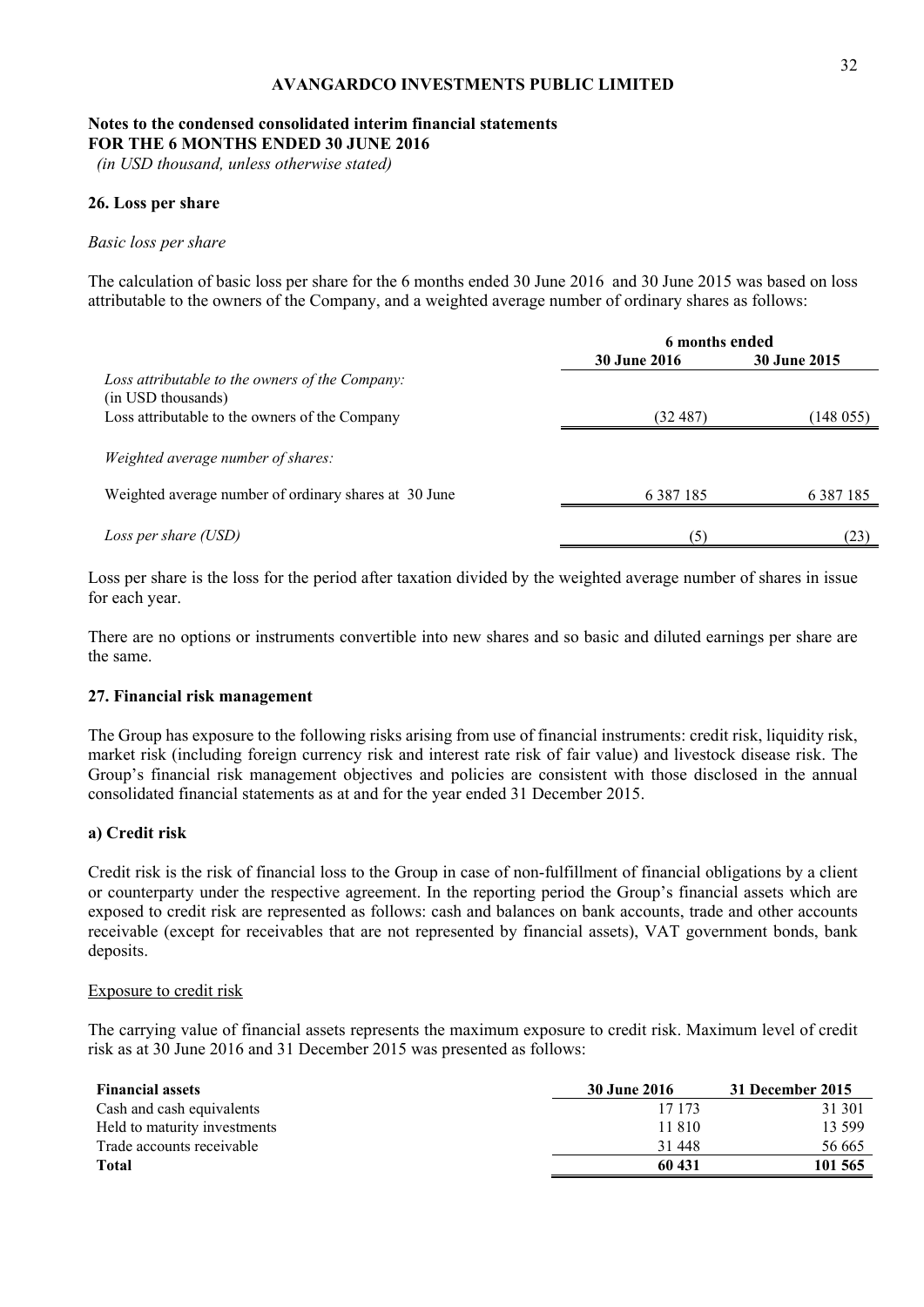**AVANGARDCO INVESTMENTS PUBLIC LIMITED**

**Notes to the condensed consolidated interim financial statements**
**FOR THE 6 MONTHS ENDED 30 JUNE 2016**
*(in USD thousand, unless otherwise stated)*

## 26. Loss per share

*Basic loss per share*

The calculation of basic loss per share for the 6 months ended 30 June 2016 and 30 June 2015 was based on loss attributable to the owners of the Company, and a weighted average number of ordinary shares as follows:

| | 6 months ended | |
|---|---|---|
| | **30 June 2016** | **30 June 2015** |
| *Loss attributable to the owners of the Company:* (in USD thousands) | | |
| Loss attributable to the owners of the Company | (32 487) | (148 055) |
| *Weighted average number of shares:* | | |
| Weighted average number of ordinary shares at 30 June | 6 387 185 | 6 387 185 |
| *Loss per share (USD)* | (5) | (23) |

Loss per share is the loss for the period after taxation divided by the weighted average number of shares in issue for each year.

There are no options or instruments convertible into new shares and so basic and diluted earnings per share are the same.

## 27. Financial risk management

The Group has exposure to the following risks arising from use of financial instruments: credit risk, liquidity risk, market risk (including foreign currency risk and interest rate risk of fair value) and livestock disease risk. The Group's financial risk management objectives and policies are consistent with those disclosed in the annual consolidated financial statements as at and for the year ended 31 December 2015.

### a) Credit risk

Credit risk is the risk of financial loss to the Group in case of non-fulfillment of financial obligations by a client or counterparty under the respective agreement. In the reporting period the Group's financial assets which are exposed to credit risk are represented as follows: cash and balances on bank accounts, trade and other accounts receivable (except for receivables that are not represented by financial assets), VAT government bonds, bank deposits.

Exposure to credit risk

The carrying value of financial assets represents the maximum exposure to credit risk. Maximum level of credit risk as at 30 June 2016 and 31 December 2015 was presented as follows:

| **Financial assets** | **30 June 2016** | **31 December 2015** |
|---|---|---|
| Cash and cash equivalents | 17 173 | 31 301 |
| Held to maturity investments | 11 810 | 13 599 |
| Trade accounts receivable | 31 448 | 56 665 |
| **Total** | **60 431** | **101 565** |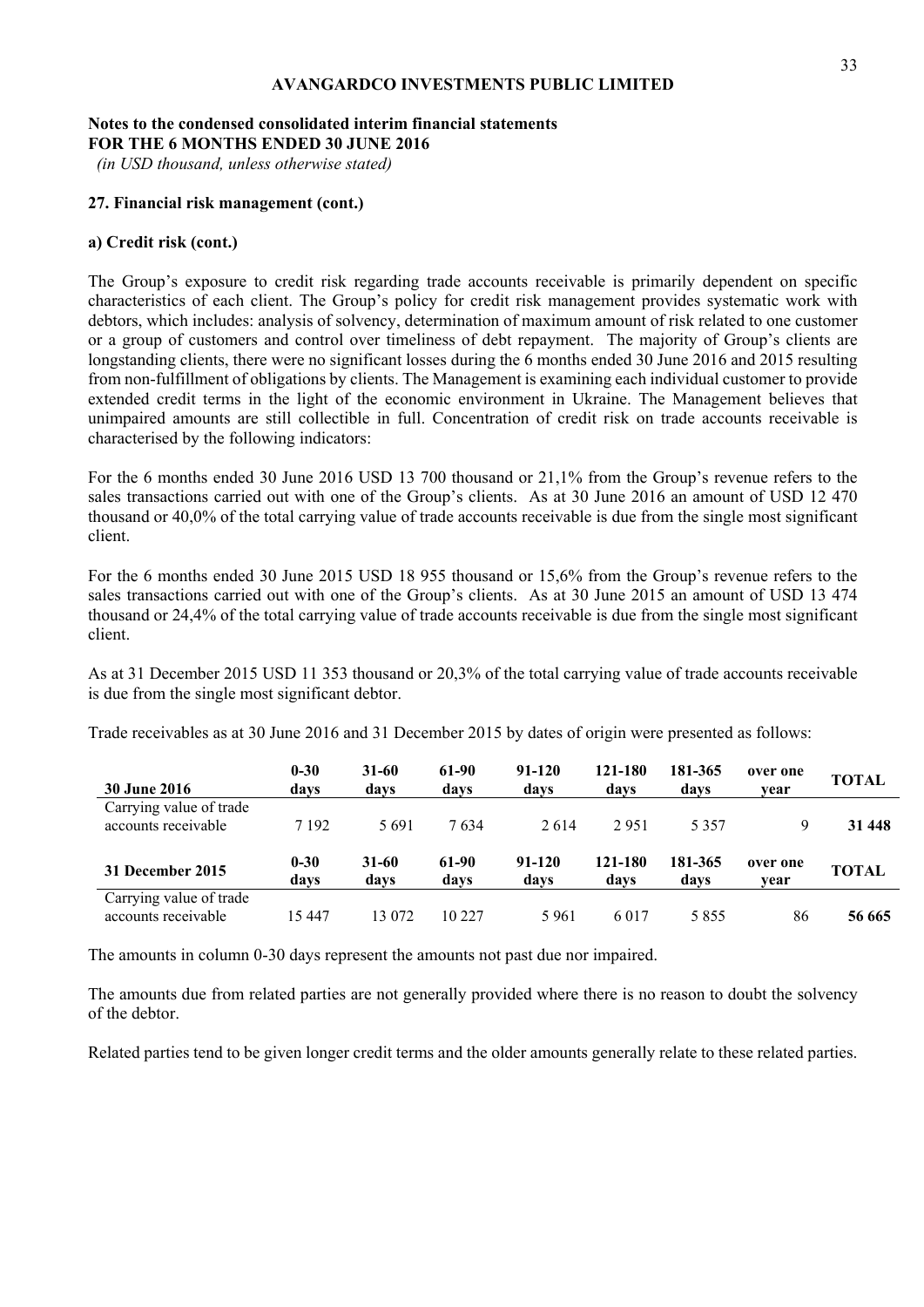**AVANGARDCO INVESTMENTS PUBLIC LIMITED**

**Notes to the condensed consolidated interim financial statements**
**FOR THE 6 MONTHS ENDED 30 JUNE 2016**
*(in USD thousand, unless otherwise stated)*

**27. Financial risk management (cont.)**

**a) Credit risk (cont.)**

The Group's exposure to credit risk regarding trade accounts receivable is primarily dependent on specific characteristics of each client. The Group's policy for credit risk management provides systematic work with debtors, which includes: analysis of solvency, determination of maximum amount of risk related to one customer or a group of customers and control over timeliness of debt repayment. The majority of Group's clients are longstanding clients, there were no significant losses during the 6 months ended 30 June 2016 and 2015 resulting from non-fulfillment of obligations by clients. The Management is examining each individual customer to provide extended credit terms in the light of the economic environment in Ukraine. The Management believes that unimpaired amounts are still collectible in full. Concentration of credit risk on trade accounts receivable is characterised by the following indicators:

For the 6 months ended 30 June 2016 USD 13 700 thousand or 21,1% from the Group's revenue refers to the sales transactions carried out with one of the Group's clients. As at 30 June 2016 an amount of USD 12 470 thousand or 40,0% of the total carrying value of trade accounts receivable is due from the single most significant client.

For the 6 months ended 30 June 2015 USD 18 955 thousand or 15,6% from the Group's revenue refers to the sales transactions carried out with one of the Group's clients. As at 30 June 2015 an amount of USD 13 474 thousand or 24,4% of the total carrying value of trade accounts receivable is due from the single most significant client.

As at 31 December 2015 USD 11 353 thousand or 20,3% of the total carrying value of trade accounts receivable is due from the single most significant debtor.

Trade receivables as at 30 June 2016 and 31 December 2015 by dates of origin were presented as follows:

| 30 June 2016 | 0-30 days | 31-60 days | 61-90 days | 91-120 days | 121-180 days | 181-365 days | over one year | TOTAL |
|---|---|---|---|---|---|---|---|---|
| Carrying value of trade accounts receivable | 7 192 | 5 691 | 7 634 | 2 614 | 2 951 | 5 357 | 9 | **31 448** |
| **31 December 2015** | **0-30 days** | **31-60 days** | **61-90 days** | **91-120 days** | **121-180 days** | **181-365 days** | **over one year** | **TOTAL** |
| Carrying value of trade accounts receivable | 15 447 | 13 072 | 10 227 | 5 961 | 6 017 | 5 855 | 86 | **56 665** |

The amounts in column 0-30 days represent the amounts not past due nor impaired.

The amounts due from related parties are not generally provided where there is no reason to doubt the solvency of the debtor.

Related parties tend to be given longer credit terms and the older amounts generally relate to these related parties.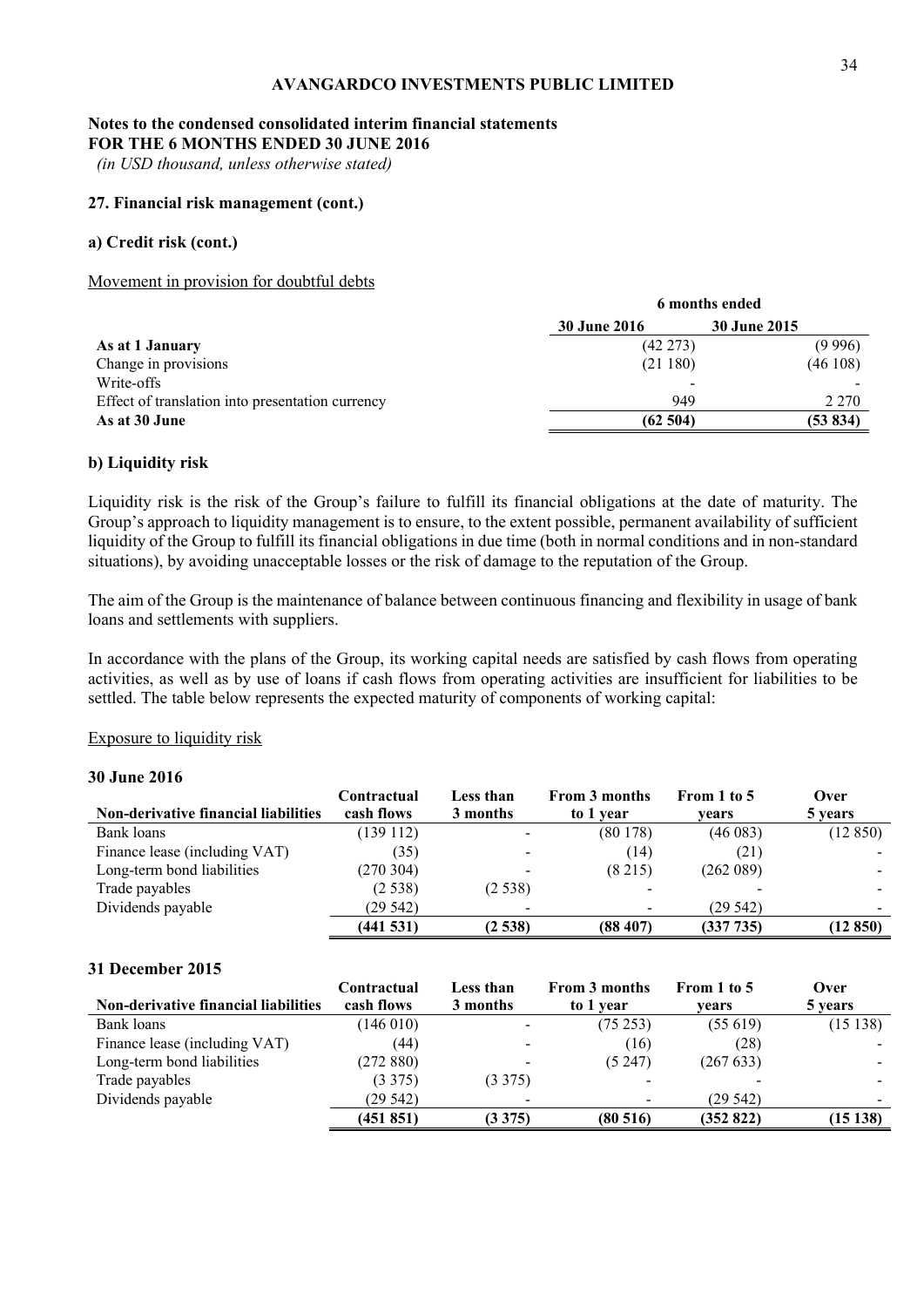**AVANGARDCO INVESTMENTS PUBLIC LIMITED**

**Notes to the condensed consolidated interim financial statements**
**FOR THE 6 MONTHS ENDED 30 JUNE 2016**
*(in USD thousand, unless otherwise stated)*

**27. Financial risk management (cont.)**

**a) Credit risk (cont.)**

Movement in provision for doubtful debts

| | 6 months ended | |
|---|---|---|
| | **30 June 2016** | **30 June 2015** |
| **As at 1 January** | (42 273) | (9 996) |
| Change in provisions | (21 180) | (46 108) |
| Write-offs | - | - |
| Effect of translation into presentation currency | 949 | 2 270 |
| **As at 30 June** | **(62 504)** | **(53 834)** |

**b) Liquidity risk**

Liquidity risk is the risk of the Group's failure to fulfill its financial obligations at the date of maturity. The Group's approach to liquidity management is to ensure, to the extent possible, permanent availability of sufficient liquidity of the Group to fulfill its financial obligations in due time (both in normal conditions and in non-standard situations), by avoiding unacceptable losses or the risk of damage to the reputation of the Group.

The aim of the Group is the maintenance of balance between continuous financing and flexibility in usage of bank loans and settlements with suppliers.

In accordance with the plans of the Group, its working capital needs are satisfied by cash flows from operating activities, as well as by use of loans if cash flows from operating activities are insufficient for liabilities to be settled. The table below represents the expected maturity of components of working capital:

Exposure to liquidity risk

**30 June 2016**

| Non-derivative financial liabilities | Contractual cash flows | Less than 3 months | From 3 months to 1 year | From 1 to 5 years | Over 5 years |
|---|---|---|---|---|---|
| Bank loans | (139 112) | - | (80 178) | (46 083) | (12 850) |
| Finance lease (including VAT) | (35) | - | (14) | (21) | - |
| Long-term bond liabilities | (270 304) | - | (8 215) | (262 089) | - |
| Trade payables | (2 538) | (2 538) | - | - | - |
| Dividends payable | (29 542) | - | - | (29 542) | - |
| | **(441 531)** | **(2 538)** | **(88 407)** | **(337 735)** | **(12 850)** |

**31 December 2015**

| Non-derivative financial liabilities | Contractual cash flows | Less than 3 months | From 3 months to 1 year | From 1 to 5 years | Over 5 years |
|---|---|---|---|---|---|
| Bank loans | (146 010) | - | (75 253) | (55 619) | (15 138) |
| Finance lease (including VAT) | (44) | - | (16) | (28) | - |
| Long-term bond liabilities | (272 880) | - | (5 247) | (267 633) | - |
| Trade payables | (3 375) | (3 375) | - | - | - |
| Dividends payable | (29 542) | - | - | (29 542) | - |
| | **(451 851)** | **(3 375)** | **(80 516)** | **(352 822)** | **(15 138)** |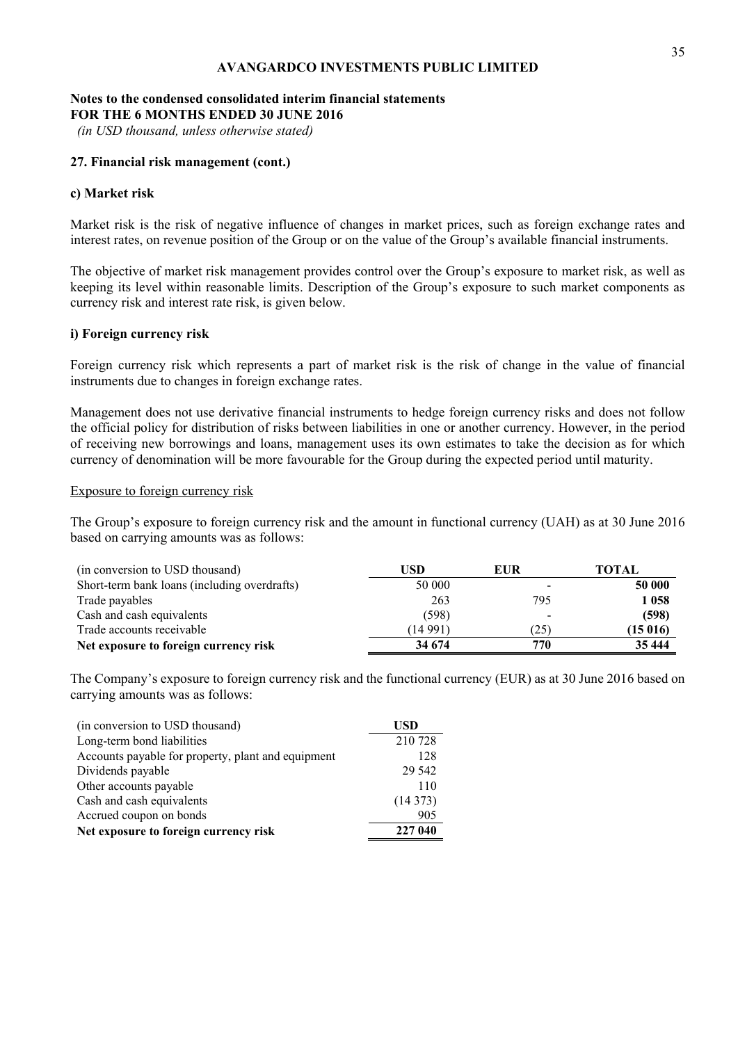**AVANGARDCO INVESTMENTS PUBLIC LIMITED**

**Notes to the condensed consolidated interim financial statements**
**FOR THE 6 MONTHS ENDED 30 JUNE 2016**
*(in USD thousand, unless otherwise stated)*

**27. Financial risk management (cont.)**

**c) Market risk**

Market risk is the risk of negative influence of changes in market prices, such as foreign exchange rates and interest rates, on revenue position of the Group or on the value of the Group's available financial instruments.

The objective of market risk management provides control over the Group's exposure to market risk, as well as keeping its level within reasonable limits. Description of the Group's exposure to such market components as currency risk and interest rate risk, is given below.

**i) Foreign currency risk**

Foreign currency risk which represents a part of market risk is the risk of change in the value of financial instruments due to changes in foreign exchange rates.

Management does not use derivative financial instruments to hedge foreign currency risks and does not follow the official policy for distribution of risks between liabilities in one or another currency. However, in the period of receiving new borrowings and loans, management uses its own estimates to take the decision as for which currency of denomination will be more favourable for the Group during the expected period until maturity.

Exposure to foreign currency risk

The Group's exposure to foreign currency risk and the amount in functional currency (UAH) as at 30 June 2016 based on carrying amounts was as follows:

| (in conversion to USD thousand) | USD | EUR | TOTAL |
|---|---|---|---|
| Short-term bank loans (including overdrafts) | 50 000 | - | **50 000** |
| Trade payables | 263 | 795 | **1 058** |
| Cash and cash equivalents | (598) | - | **(598)** |
| Trade accounts receivable | (14 991) | (25) | **(15 016)** |
| **Net exposure to foreign currency risk** | **34 674** | **770** | **35 444** |

The Company's exposure to foreign currency risk and the functional currency (EUR) as at 30 June 2016 based on carrying amounts was as follows:

| (in conversion to USD thousand) | USD |
|---|---|
| Long-term bond liabilities | 210 728 |
| Accounts payable for property, plant and equipment | 128 |
| Dividends payable | 29 542 |
| Other accounts payable | 110 |
| Cash and cash equivalents | (14 373) |
| Accrued coupon on bonds | 905 |
| **Net exposure to foreign currency risk** | **227 040** |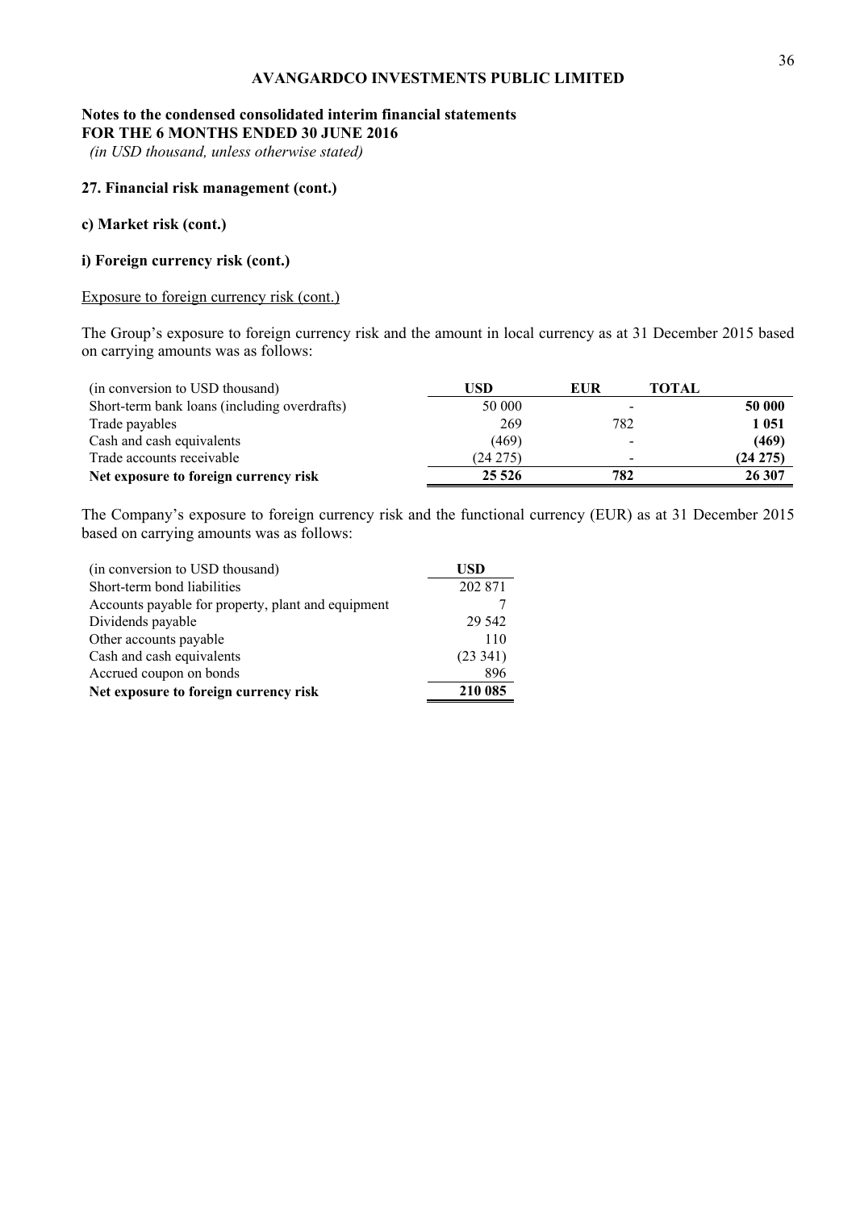**AVANGARDCO INVESTMENTS PUBLIC LIMITED**

**Notes to the condensed consolidated interim financial statements**
**FOR THE 6 MONTHS ENDED 30 JUNE 2016**
*(in USD thousand, unless otherwise stated)*

**27. Financial risk management (cont.)**

**c) Market risk (cont.)**

**i) Foreign currency risk (cont.)**

Exposure to foreign currency risk (cont.)

The Group's exposure to foreign currency risk and the amount in local currency as at 31 December 2015 based on carrying amounts was as follows:

| (in conversion to USD thousand) | USD | EUR | TOTAL |
|---|---|---|---|
| Short-term bank loans (including overdrafts) | 50 000 | - | **50 000** |
| Trade payables | 269 | 782 | **1 051** |
| Cash and cash equivalents | (469) | - | **(469)** |
| Trade accounts receivable | (24 275) | - | **(24 275)** |
| **Net exposure to foreign currency risk** | **25 526** | **782** | **26 307** |

The Company's exposure to foreign currency risk and the functional currency (EUR) as at 31 December 2015 based on carrying amounts was as follows:

| (in conversion to USD thousand) | USD |
|---|---|
| Short-term bond liabilities | 202 871 |
| Accounts payable for property, plant and equipment | 7 |
| Dividends payable | 29 542 |
| Other accounts payable | 110 |
| Cash and cash equivalents | (23 341) |
| Accrued coupon on bonds | 896 |
| **Net exposure to foreign currency risk** | **210 085** |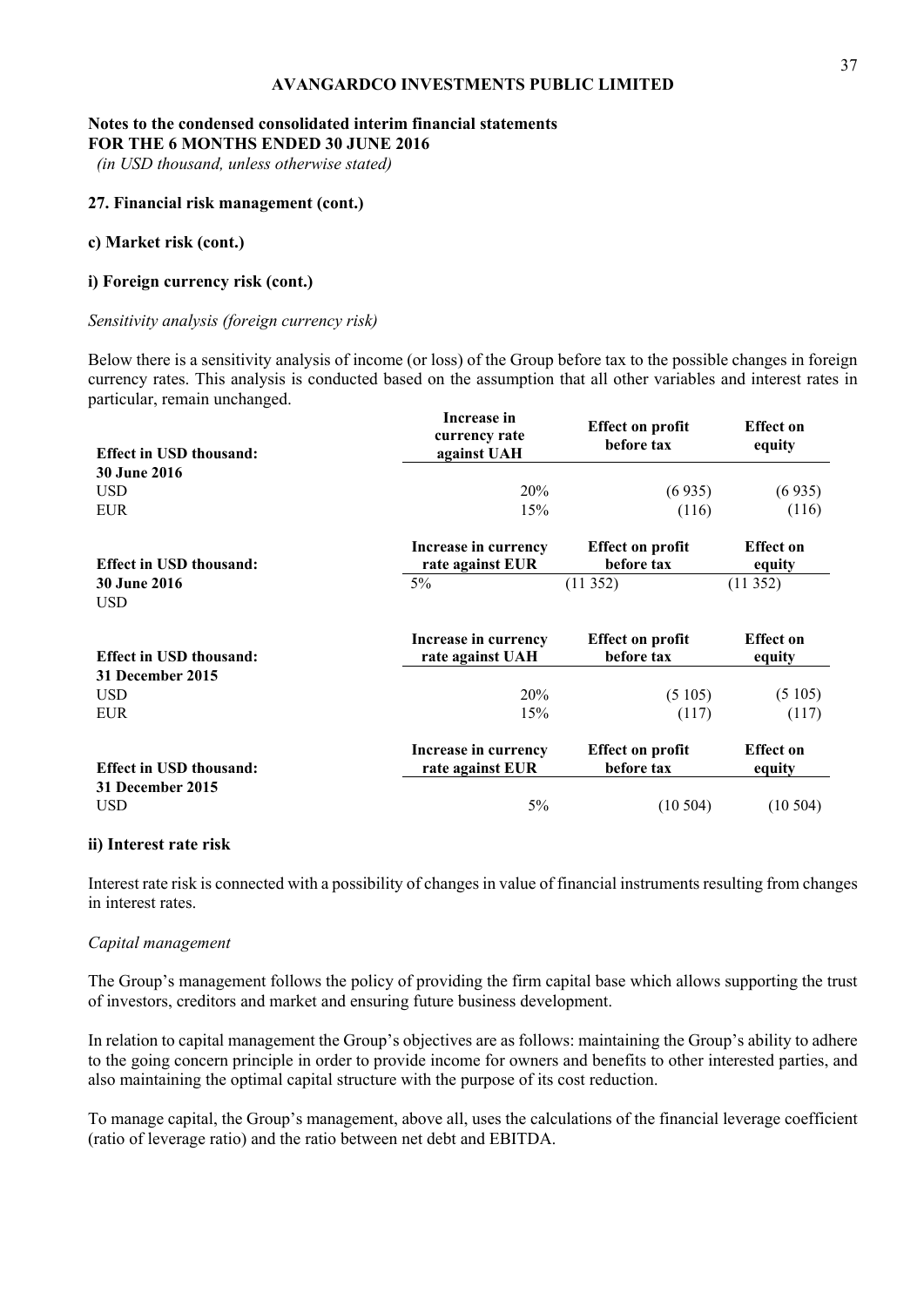## 27. Financial risk management (cont.)

### c) Market risk (cont.)

#### i) Foreign currency risk (cont.)

*Sensitivity analysis (foreign currency risk)*

Below there is a sensitivity analysis of income (or loss) of the Group before tax to the possible changes in foreign currency rates. This analysis is conducted based on the assumption that all other variables and interest rates in particular, remain unchanged.

| Effect in USD thousand: | Increase in currency rate against UAH | Effect on profit before tax | Effect on equity |
|---|---|---|---|
| **30 June 2016** | | | |
| USD | 20% | (6 935) | (6 935) |
| EUR | 15% | (116) | (116) |

| Effect in USD thousand: | Increase in currency rate against EUR | Effect on profit before tax | Effect on equity |
|---|---|---|---|
| **30 June 2016** | 5% | (11 352) | (11 352) |
| USD | | | |

| Effect in USD thousand: | Increase in currency rate against UAH | Effect on profit before tax | Effect on equity |
|---|---|---|---|
| **31 December 2015** | | | |
| USD | 20% | (5 105) | (5 105) |
| EUR | 15% | (117) | (117) |

| Effect in USD thousand: | Increase in currency rate against EUR | Effect on profit before tax | Effect on equity |
|---|---|---|---|
| **31 December 2015** | | | |
| USD | 5% | (10 504) | (10 504) |

#### ii) Interest rate risk

Interest rate risk is connected with a possibility of changes in value of financial instruments resulting from changes in interest rates.

*Capital management*

The Group's management follows the policy of providing the firm capital base which allows supporting the trust of investors, creditors and market and ensuring future business development.

In relation to capital management the Group's objectives are as follows: maintaining the Group's ability to adhere to the going concern principle in order to provide income for owners and benefits to other interested parties, and also maintaining the optimal capital structure with the purpose of its cost reduction.

To manage capital, the Group's management, above all, uses the calculations of the financial leverage coefficient (ratio of leverage ratio) and the ratio between net debt and EBITDA.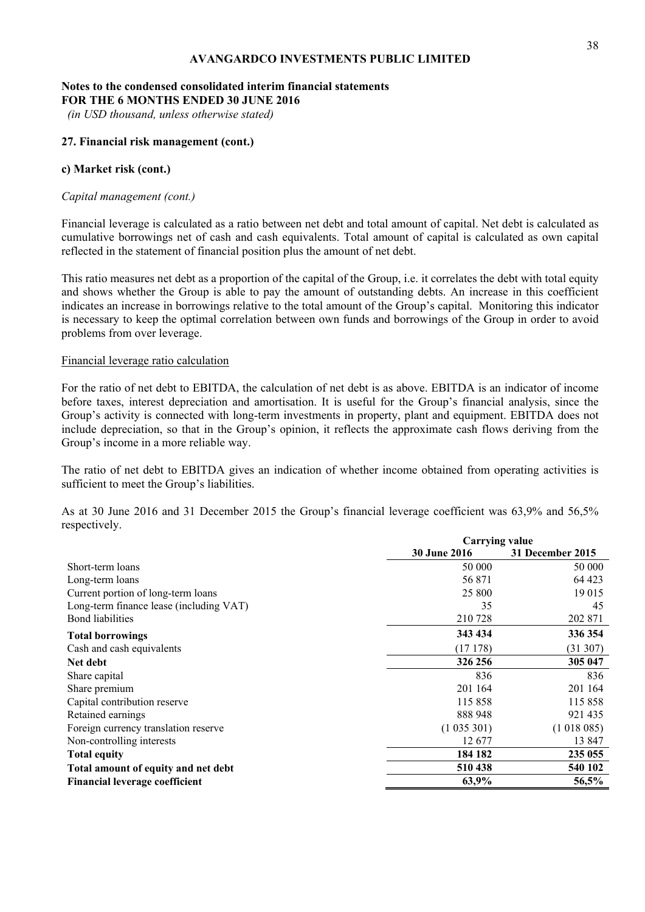# AVANGARDCO INVESTMENTS PUBLIC LIMITED

**Notes to the condensed consolidated interim financial statements**
**FOR THE 6 MONTHS ENDED 30 JUNE 2016**
*(in USD thousand, unless otherwise stated)*

**27. Financial risk management (cont.)**

**c) Market risk (cont.)**

*Capital management (cont.)*

Financial leverage is calculated as a ratio between net debt and total amount of capital. Net debt is calculated as cumulative borrowings net of cash and cash equivalents. Total amount of capital is calculated as own capital reflected in the statement of financial position plus the amount of net debt.

This ratio measures net debt as a proportion of the capital of the Group, i.e. it correlates the debt with total equity and shows whether the Group is able to pay the amount of outstanding debts. An increase in this coefficient indicates an increase in borrowings relative to the total amount of the Group's capital. Monitoring this indicator is necessary to keep the optimal correlation between own funds and borrowings of the Group in order to avoid problems from over leverage.

Financial leverage ratio calculation

For the ratio of net debt to EBITDA, the calculation of net debt is as above. EBITDA is an indicator of income before taxes, interest depreciation and amortisation. It is useful for the Group's financial analysis, since the Group's activity is connected with long-term investments in property, plant and equipment. EBITDA does not include depreciation, so that in the Group's opinion, it reflects the approximate cash flows deriving from the Group's income in a more reliable way.

The ratio of net debt to EBITDA gives an indication of whether income obtained from operating activities is sufficient to meet the Group's liabilities.

As at 30 June 2016 and 31 December 2015 the Group's financial leverage coefficient was 63,9% and 56,5% respectively.

| | Carrying value | |
|---|---|---|
| | **30 June 2016** | **31 December 2015** |
| Short-term loans | 50 000 | 50 000 |
| Long-term loans | 56 871 | 64 423 |
| Current portion of long-term loans | 25 800 | 19 015 |
| Long-term finance lease (including VAT) | 35 | 45 |
| Bond liabilities | 210 728 | 202 871 |
| **Total borrowings** | **343 434** | **336 354** |
| Cash and cash equivalents | (17 178) | (31 307) |
| **Net debt** | **326 256** | **305 047** |
| Share capital | 836 | 836 |
| Share premium | 201 164 | 201 164 |
| Capital contribution reserve | 115 858 | 115 858 |
| Retained earnings | 888 948 | 921 435 |
| Foreign currency translation reserve | (1 035 301) | (1 018 085) |
| Non-controlling interests | 12 677 | 13 847 |
| **Total equity** | **184 182** | **235 055** |
| **Total amount of equity and net debt** | **510 438** | **540 102** |
| **Financial leverage coefficient** | **63,9%** | **56,5%** |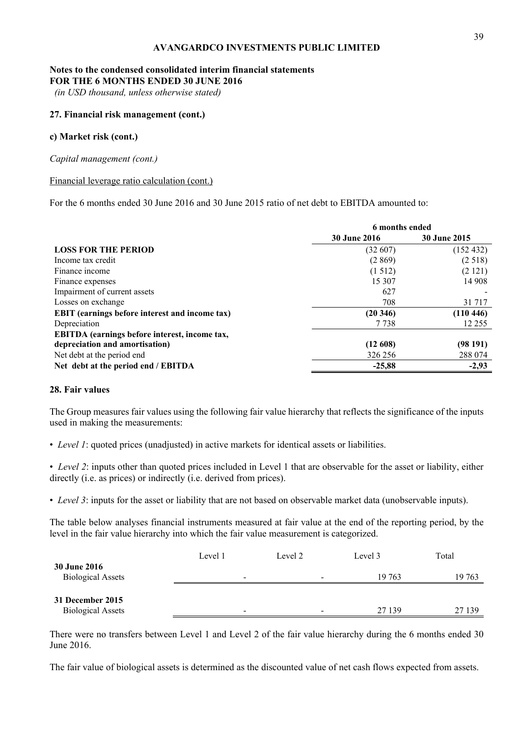**AVANGARDCO INVESTMENTS PUBLIC LIMITED**

**Notes to the condensed consolidated interim financial statements**
**FOR THE 6 MONTHS ENDED 30 JUNE 2016**
*(in USD thousand, unless otherwise stated)*

**27. Financial risk management (cont.)**

**c) Market risk (cont.)**

*Capital management (cont.)*

Financial leverage ratio calculation (cont.)

For the 6 months ended 30 June 2016 and 30 June 2015 ratio of net debt to EBITDA amounted to:

| | 6 months ended | |
|---|---|---|
| | **30 June 2016** | **30 June 2015** |
| **LOSS FOR THE PERIOD** | (32 607) | (152 432) |
| Income tax credit | (2 869) | (2 518) |
| Finance income | (1 512) | (2 121) |
| Finance expenses | 15 307 | 14 908 |
| Impairment of current assets | 627 | - |
| Losses on exchange | 708 | 31 717 |
| **EBIT (earnings before interest and income tax)** | **(20 346)** | **(110 446)** |
| Depreciation | 7 738 | 12 255 |
| **EBITDA (earnings before interest, income tax, depreciation and amortisation)** | **(12 608)** | **(98 191)** |
| Net debt at the period end | 326 256 | 288 074 |
| **Net debt at the period end / EBITDA** | **-25,88** | **-2,93** |

**28. Fair values**

The Group measures fair values using the following fair value hierarchy that reflects the significance of the inputs used in making the measurements:

• *Level 1*: quoted prices (unadjusted) in active markets for identical assets or liabilities.

• *Level 2*: inputs other than quoted prices included in Level 1 that are observable for the asset or liability, either directly (i.e. as prices) or indirectly (i.e. derived from prices).

• *Level 3*: inputs for the asset or liability that are not based on observable market data (unobservable inputs).

The table below analyses financial instruments measured at fair value at the end of the reporting period, by the level in the fair value hierarchy into which the fair value measurement is categorized.

| | Level 1 | Level 2 | Level 3 | Total |
|---|---|---|---|---|
| **30 June 2016** | | | | |
| Biological Assets | - | - | 19 763 | 19 763 |
| **31 December 2015** | | | | |
| Biological Assets | - | - | 27 139 | 27 139 |

There were no transfers between Level 1 and Level 2 of the fair value hierarchy during the 6 months ended 30 June 2016.

The fair value of biological assets is determined as the discounted value of net cash flows expected from assets.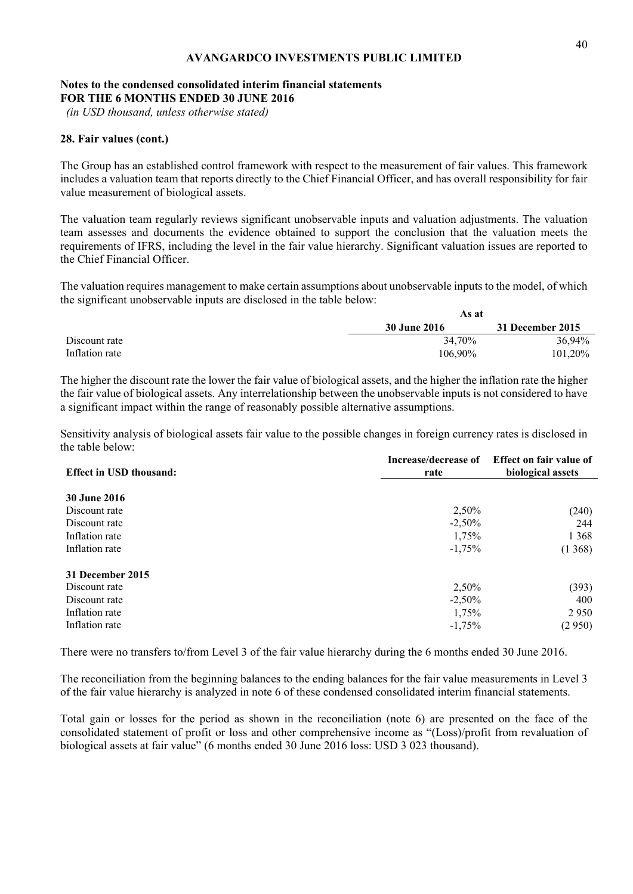**AVANGARDCO INVESTMENTS PUBLIC LIMITED**

**Notes to the condensed consolidated interim financial statements**
**FOR THE 6 MONTHS ENDED 30 JUNE 2016**
*(in USD thousand, unless otherwise stated)*

**28. Fair values (cont.)**

The Group has an established control framework with respect to the measurement of fair values. This framework includes a valuation team that reports directly to the Chief Financial Officer, and has overall responsibility for fair value measurement of biological assets.

The valuation team regularly reviews significant unobservable inputs and valuation adjustments. The valuation team assesses and documents the evidence obtained to support the conclusion that the valuation meets the requirements of IFRS, including the level in the fair value hierarchy. Significant valuation issues are reported to the Chief Financial Officer.

The valuation requires management to make certain assumptions about unobservable inputs to the model, of which the significant unobservable inputs are disclosed in the table below:

| | As at | |
|---|---|---|
| | **30 June 2016** | **31 December 2015** |
| Discount rate | 34,70% | 36,94% |
| Inflation rate | 106,90% | 101,20% |

The higher the discount rate the lower the fair value of biological assets, and the higher the inflation rate the higher the fair value of biological assets. Any interrelationship between the unobservable inputs is not considered to have a significant impact within the range of reasonably possible alternative assumptions.

Sensitivity analysis of biological assets fair value to the possible changes in foreign currency rates is disclosed in the table below:

| Effect in USD thousand: | Increase/decrease of rate | Effect on fair value of biological assets |
|---|---|---|
| **30 June 2016** | | |
| Discount rate | 2,50% | (240) |
| Discount rate | -2,50% | 244 |
| Inflation rate | 1,75% | 1 368 |
| Inflation rate | -1,75% | (1 368) |
| **31 December 2015** | | |
| Discount rate | 2,50% | (393) |
| Discount rate | -2,50% | 400 |
| Inflation rate | 1,75% | 2 950 |
| Inflation rate | -1,75% | (2 950) |

There were no transfers to/from Level 3 of the fair value hierarchy during the 6 months ended 30 June 2016.

The reconciliation from the beginning balances to the ending balances for the fair value measurements in Level 3 of the fair value hierarchy is analyzed in note 6 of these condensed consolidated interim financial statements.

Total gain or losses for the period as shown in the reconciliation (note 6) are presented on the face of the consolidated statement of profit or loss and other comprehensive income as "(Loss)/profit from revaluation of biological assets at fair value" (6 months ended 30 June 2016 loss: USD 3 023 thousand).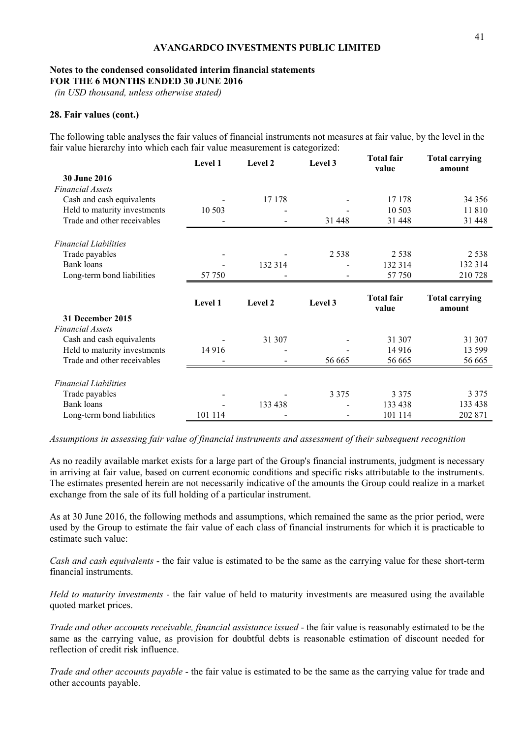**Notes to the condensed consolidated interim financial statements**
**FOR THE 6 MONTHS ENDED 30 JUNE 2016**
*(in USD thousand, unless otherwise stated)*

**28. Fair values (cont.)**

The following table analyses the fair values of financial instruments not measures at fair value, by the level in the fair value hierarchy into which each fair value measurement is categorized:

| | Level 1 | Level 2 | Level 3 | Total fair value | Total carrying amount |
|---|---|---|---|---|---|
| **30 June 2016** | | | | | |
| *Financial Assets* | | | | | |
| Cash and cash equivalents | - | 17 178 | - | 17 178 | 34 356 |
| Held to maturity investments | 10 503 | - | - | 10 503 | 11 810 |
| Trade and other receivables | - | - | 31 448 | 31 448 | 31 448 |
| *Financial Liabilities* | | | | | |
| Trade payables | - | - | 2 538 | 2 538 | 2 538 |
| Bank loans | - | 132 314 | - | 132 314 | 132 314 |
| Long-term bond liabilities | 57 750 | - | - | 57 750 | 210 728 |

| | Level 1 | Level 2 | Level 3 | Total fair value | Total carrying amount |
|---|---|---|---|---|---|
| **31 December 2015** | | | | | |
| *Financial Assets* | | | | | |
| Cash and cash equivalents | - | 31 307 | - | 31 307 | 31 307 |
| Held to maturity investments | 14 916 | - | - | 14 916 | 13 599 |
| Trade and other receivables | - | - | 56 665 | 56 665 | 56 665 |
| *Financial Liabilities* | | | | | |
| Trade payables | - | - | 3 375 | 3 375 | 3 375 |
| Bank loans | - | 133 438 | - | 133 438 | 133 438 |
| Long-term bond liabilities | 101 114 | - | - | 101 114 | 202 871 |

*Assumptions in assessing fair value of financial instruments and assessment of their subsequent recognition*

As no readily available market exists for a large part of the Group's financial instruments, judgment is necessary in arriving at fair value, based on current economic conditions and specific risks attributable to the instruments. The estimates presented herein are not necessarily indicative of the amounts the Group could realize in a market exchange from the sale of its full holding of a particular instrument.

As at 30 June 2016, the following methods and assumptions, which remained the same as the prior period, were used by the Group to estimate the fair value of each class of financial instruments for which it is practicable to estimate such value:

*Cash and cash equivalents* - the fair value is estimated to be the same as the carrying value for these short-term financial instruments.

*Held to maturity investments* - the fair value of held to maturity investments are measured using the available quoted market prices.

*Trade and other accounts receivable, financial assistance issued* - the fair value is reasonably estimated to be the same as the carrying value, as provision for doubtful debts is reasonable estimation of discount needed for reflection of credit risk influence.

*Trade and other accounts payable* - the fair value is estimated to be the same as the carrying value for trade and other accounts payable.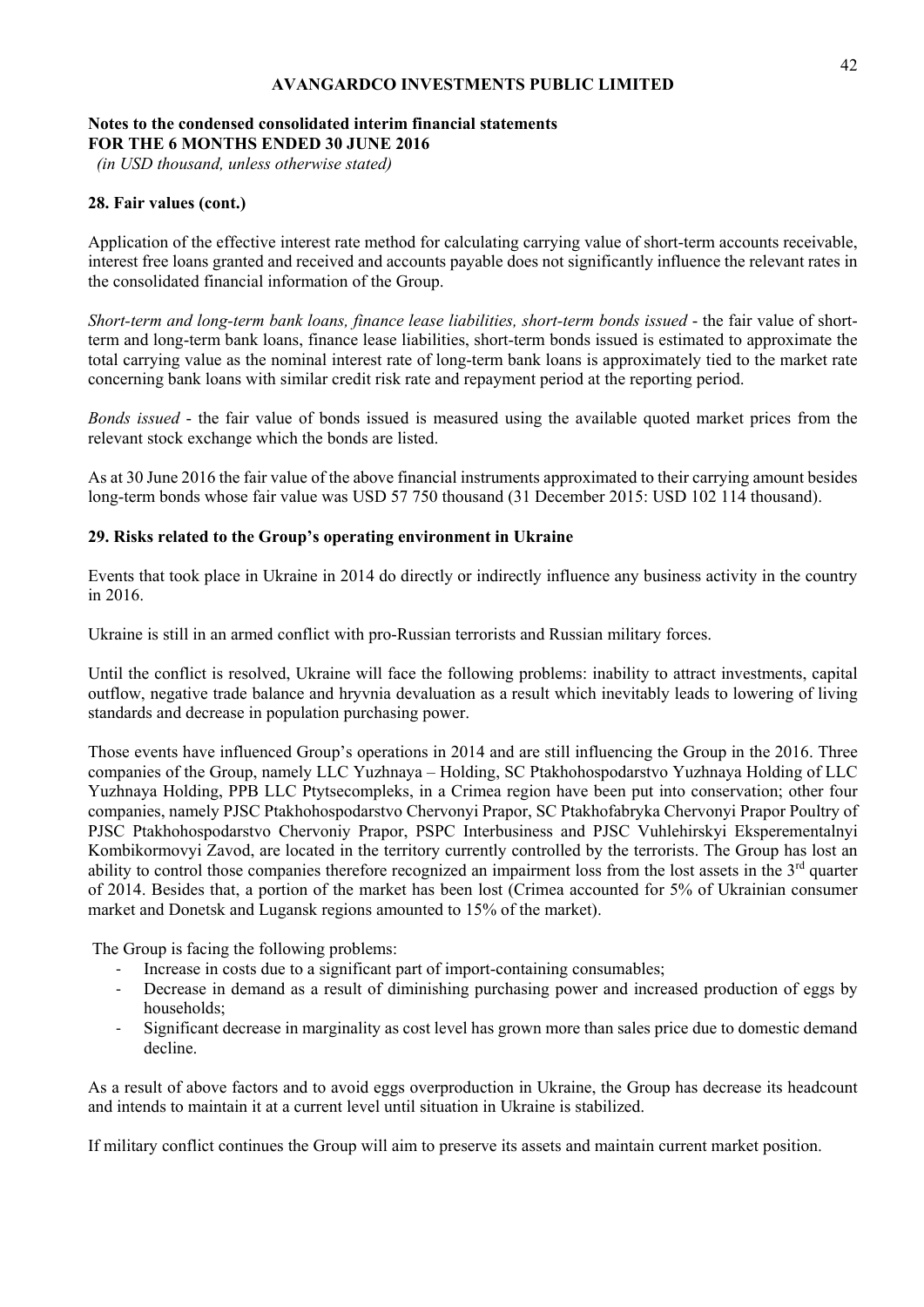# AVANGARDCO INVESTMENTS PUBLIC LIMITED

**Notes to the condensed consolidated interim financial statements**
**FOR THE 6 MONTHS ENDED 30 JUNE 2016**
*(in USD thousand, unless otherwise stated)*

### 28. Fair values (cont.)

Application of the effective interest rate method for calculating carrying value of short-term accounts receivable, interest free loans granted and received and accounts payable does not significantly influence the relevant rates in the consolidated financial information of the Group.

*Short-term and long-term bank loans, finance lease liabilities, short-term bonds issued* - the fair value of short-term and long-term bank loans, finance lease liabilities, short-term bonds issued is estimated to approximate the total carrying value as the nominal interest rate of long-term bank loans is approximately tied to the market rate concerning bank loans with similar credit risk rate and repayment period at the reporting period.

*Bonds issued* - the fair value of bonds issued is measured using the available quoted market prices from the relevant stock exchange which the bonds are listed.

As at 30 June 2016 the fair value of the above financial instruments approximated to their carrying amount besides long-term bonds whose fair value was USD 57 750 thousand (31 December 2015: USD 102 114 thousand).

### 29. Risks related to the Group's operating environment in Ukraine

Events that took place in Ukraine in 2014 do directly or indirectly influence any business activity in the country in 2016.

Ukraine is still in an armed conflict with pro-Russian terrorists and Russian military forces.

Until the conflict is resolved, Ukraine will face the following problems: inability to attract investments, capital outflow, negative trade balance and hryvnia devaluation as a result which inevitably leads to lowering of living standards and decrease in population purchasing power.

Those events have influenced Group's operations in 2014 and are still influencing the Group in the 2016. Three companies of the Group, namely LLC Yuzhnaya – Holding, SC Ptakhohospodarstvo Yuzhnaya Holding of LLC Yuzhnaya Holding, PPB LLC Ptytsecompleks, in a Crimea region have been put into conservation; other four companies, namely PJSC Ptakhohospodarstvo Chervonyi Prapor, SC Ptakhofabryka Chervonyi Prapor Poultry of PJSC Ptakhohospodarstvo Chervoniy Prapor, PSPC Interbusiness and PJSC Vuhlehirskyi Eksperementalnyi Kombikormovyi Zavod, are located in the territory currently controlled by the terrorists. The Group has lost an ability to control those companies therefore recognized an impairment loss from the lost assets in the 3rd quarter of 2014. Besides that, a portion of the market has been lost (Crimea accounted for 5% of Ukrainian consumer market and Donetsk and Lugansk regions amounted to 15% of the market).

The Group is facing the following problems:

- Increase in costs due to a significant part of import-containing consumables;
- Decrease in demand as a result of diminishing purchasing power and increased production of eggs by households;
- Significant decrease in marginality as cost level has grown more than sales price due to domestic demand decline.

As a result of above factors and to avoid eggs overproduction in Ukraine, the Group has decrease its headcount and intends to maintain it at a current level until situation in Ukraine is stabilized.

If military conflict continues the Group will aim to preserve its assets and maintain current market position.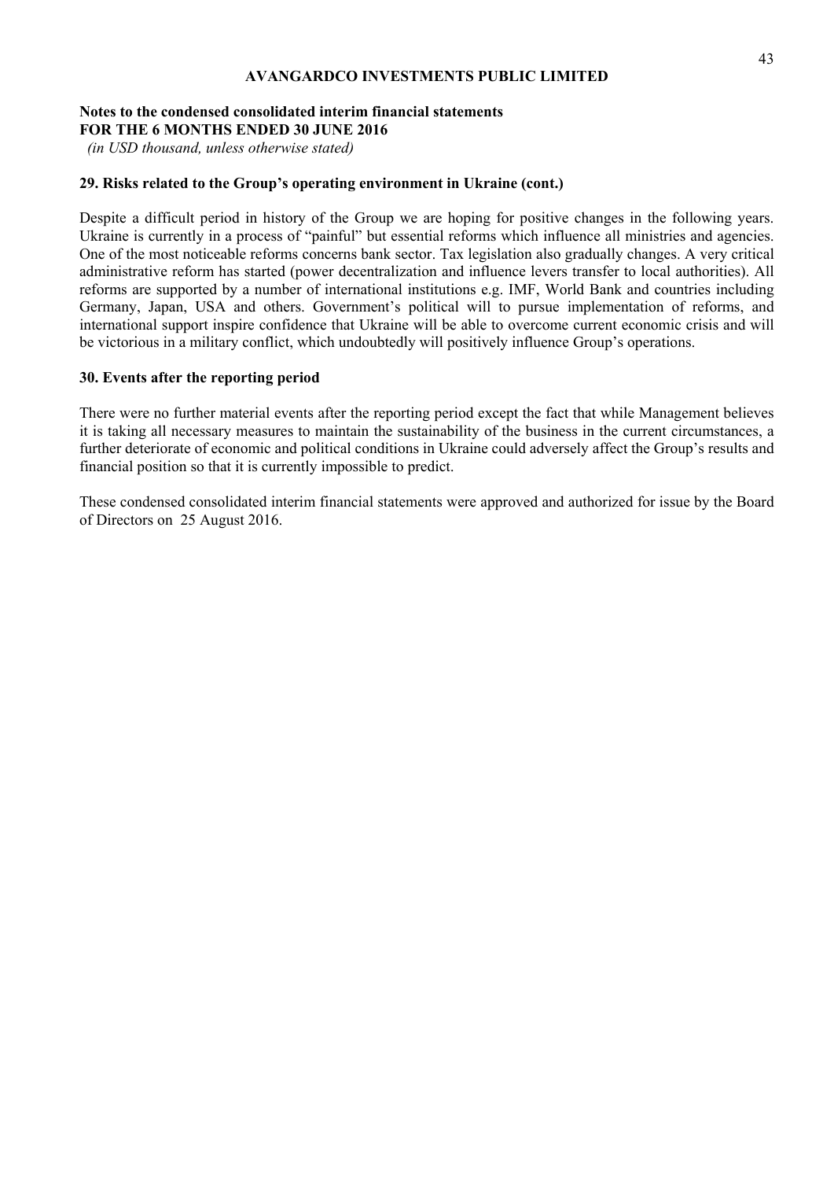## 29. Risks related to the Group's operating environment in Ukraine (cont.)

Despite a difficult period in history of the Group we are hoping for positive changes in the following years. Ukraine is currently in a process of "painful" but essential reforms which influence all ministries and agencies. One of the most noticeable reforms concerns bank sector. Tax legislation also gradually changes. A very critical administrative reform has started (power decentralization and influence levers transfer to local authorities). All reforms are supported by a number of international institutions e.g. IMF, World Bank and countries including Germany, Japan, USA and others. Government's political will to pursue implementation of reforms, and international support inspire confidence that Ukraine will be able to overcome current economic crisis and will be victorious in a military conflict, which undoubtedly will positively influence Group's operations.

## 30. Events after the reporting period

There were no further material events after the reporting period except the fact that while Management believes it is taking all necessary measures to maintain the sustainability of the business in the current circumstances, a further deteriorate of economic and political conditions in Ukraine could adversely affect the Group's results and financial position so that it is currently impossible to predict.

These condensed consolidated interim financial statements were approved and authorized for issue by the Board of Directors on 25 August 2016.